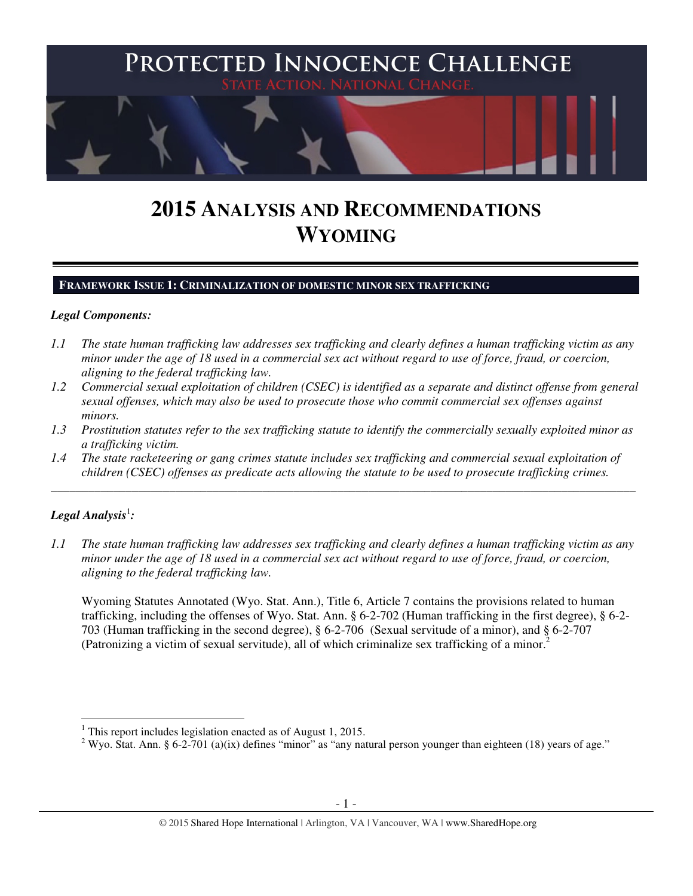PROTECTED INNOCENCE CHALLENGE

STATE ACTION. NATIONAL CHANGE.

# 2015 ANALYSIS AND RECOMMENDATIONS WYOMING

## FRAMEWORK ISSUE 1: CRIMINALIZATION OF DOMESTIC MINOR SEX TRAFFICKING

***Legal Components:***

*1.1 The state human trafficking law addresses sex trafficking and clearly defines a human trafficking victim as any minor under the age of 18 used in a commercial sex act without regard to use of force, fraud, or coercion, aligning to the federal trafficking law.*

*1.2 Commercial sexual exploitation of children (CSEC) is identified as a separate and distinct offense from general sexual offenses, which may also be used to prosecute those who commit commercial sex offenses against minors.*

*1.3 Prostitution statutes refer to the sex trafficking statute to identify the commercially sexually exploited minor as a trafficking victim.*

*1.4 The state racketeering or gang crimes statute includes sex trafficking and commercial sexual exploitation of children (CSEC) offenses as predicate acts allowing the statute to be used to prosecute trafficking crimes.*

---

***Legal Analysis*[1]*:***

*1.1 The state human trafficking law addresses sex trafficking and clearly defines a human trafficking victim as any minor under the age of 18 used in a commercial sex act without regard to use of force, fraud, or coercion, aligning to the federal trafficking law.*

Wyoming Statutes Annotated (Wyo. Stat. Ann.), Title 6, Article 7 contains the provisions related to human trafficking, including the offenses of Wyo. Stat. Ann. § 6-2-702 (Human trafficking in the first degree), § 6-2-703 (Human trafficking in the second degree), § 6-2-706 (Sexual servitude of a minor), and § 6-2-707 (Patronizing a victim of sexual servitude), all of which criminalize sex trafficking of a minor.[2]

---

[1] This report includes legislation enacted as of August 1, 2015.

[2] Wyo. Stat. Ann. § 6-2-701 (a)(ix) defines "minor" as "any natural person younger than eighteen (18) years of age."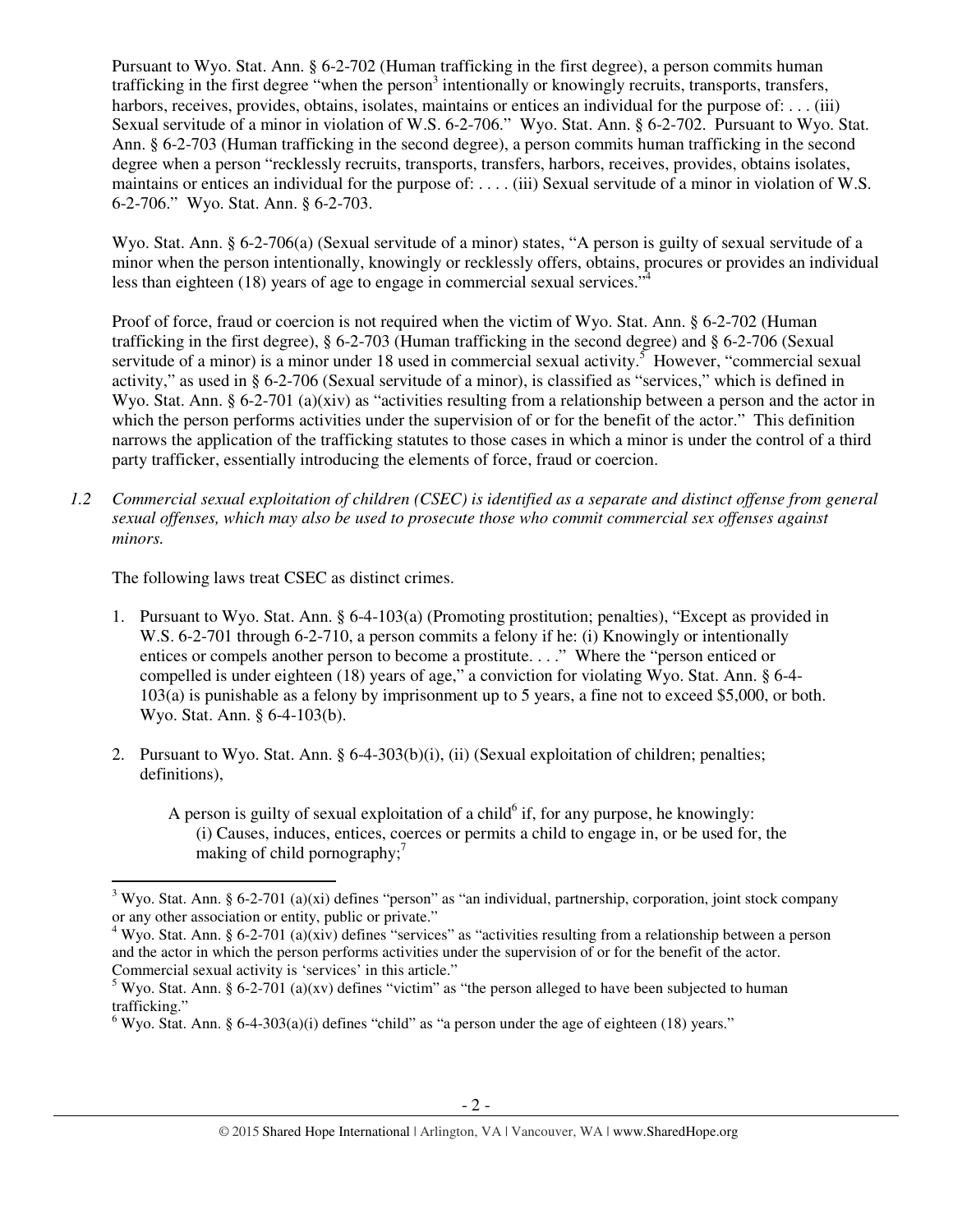Pursuant to Wyo. Stat. Ann. § 6-2-702 (Human trafficking in the first degree), a person commits human trafficking in the first degree "when the person[3] intentionally or knowingly recruits, transports, transfers, harbors, receives, provides, obtains, isolates, maintains or entices an individual for the purpose of: . . . (iii) Sexual servitude of a minor in violation of W.S. 6-2-706." Wyo. Stat. Ann. § 6-2-702. Pursuant to Wyo. Stat. Ann. § 6-2-703 (Human trafficking in the second degree), a person commits human trafficking in the second degree when a person "recklessly recruits, transports, transfers, harbors, receives, provides, obtains isolates, maintains or entices an individual for the purpose of: . . . . (iii) Sexual servitude of a minor in violation of W.S. 6-2-706." Wyo. Stat. Ann. § 6-2-703.

Wyo. Stat. Ann. § 6-2-706(a) (Sexual servitude of a minor) states, "A person is guilty of sexual servitude of a minor when the person intentionally, knowingly or recklessly offers, obtains, procures or provides an individual less than eighteen (18) years of age to engage in commercial sexual services."[4]

Proof of force, fraud or coercion is not required when the victim of Wyo. Stat. Ann. § 6-2-702 (Human trafficking in the first degree), § 6-2-703 (Human trafficking in the second degree) and § 6-2-706 (Sexual servitude of a minor) is a minor under 18 used in commercial sexual activity.[5] However, "commercial sexual activity," as used in § 6-2-706 (Sexual servitude of a minor), is classified as "services," which is defined in Wyo. Stat. Ann. § 6-2-701 (a)(xiv) as "activities resulting from a relationship between a person and the actor in which the person performs activities under the supervision of or for the benefit of the actor." This definition narrows the application of the trafficking statutes to those cases in which a minor is under the control of a third party trafficker, essentially introducing the elements of force, fraud or coercion.

*1.2 Commercial sexual exploitation of children (CSEC) is identified as a separate and distinct offense from general sexual offenses, which may also be used to prosecute those who commit commercial sex offenses against minors.*

The following laws treat CSEC as distinct crimes.

1. Pursuant to Wyo. Stat. Ann. § 6-4-103(a) (Promoting prostitution; penalties), "Except as provided in W.S. 6-2-701 through 6-2-710, a person commits a felony if he: (i) Knowingly or intentionally entices or compels another person to become a prostitute. . . ." Where the "person enticed or compelled is under eighteen (18) years of age," a conviction for violating Wyo. Stat. Ann. § 6-4-103(a) is punishable as a felony by imprisonment up to 5 years, a fine not to exceed $5,000, or both. Wyo. Stat. Ann. § 6-4-103(b).

2. Pursuant to Wyo. Stat. Ann. § 6-4-303(b)(i), (ii) (Sexual exploitation of children; penalties; definitions),

   > A person is guilty of sexual exploitation of a child[6] if, for any purpose, he knowingly:
   > (i) Causes, induces, entices, coerces or permits a child to engage in, or be used for, the making of child pornography;[7]

---

[3] Wyo. Stat. Ann. § 6-2-701 (a)(xi) defines "person" as "an individual, partnership, corporation, joint stock company or any other association or entity, public or private."

[4] Wyo. Stat. Ann. § 6-2-701 (a)(xiv) defines "services" as "activities resulting from a relationship between a person and the actor in which the person performs activities under the supervision of or for the benefit of the actor. Commercial sexual activity is 'services' in this article."

[5] Wyo. Stat. Ann. § 6-2-701 (a)(xv) defines "victim" as "the person alleged to have been subjected to human trafficking."

[6] Wyo. Stat. Ann. § 6-4-303(a)(i) defines "child" as "a person under the age of eighteen (18) years."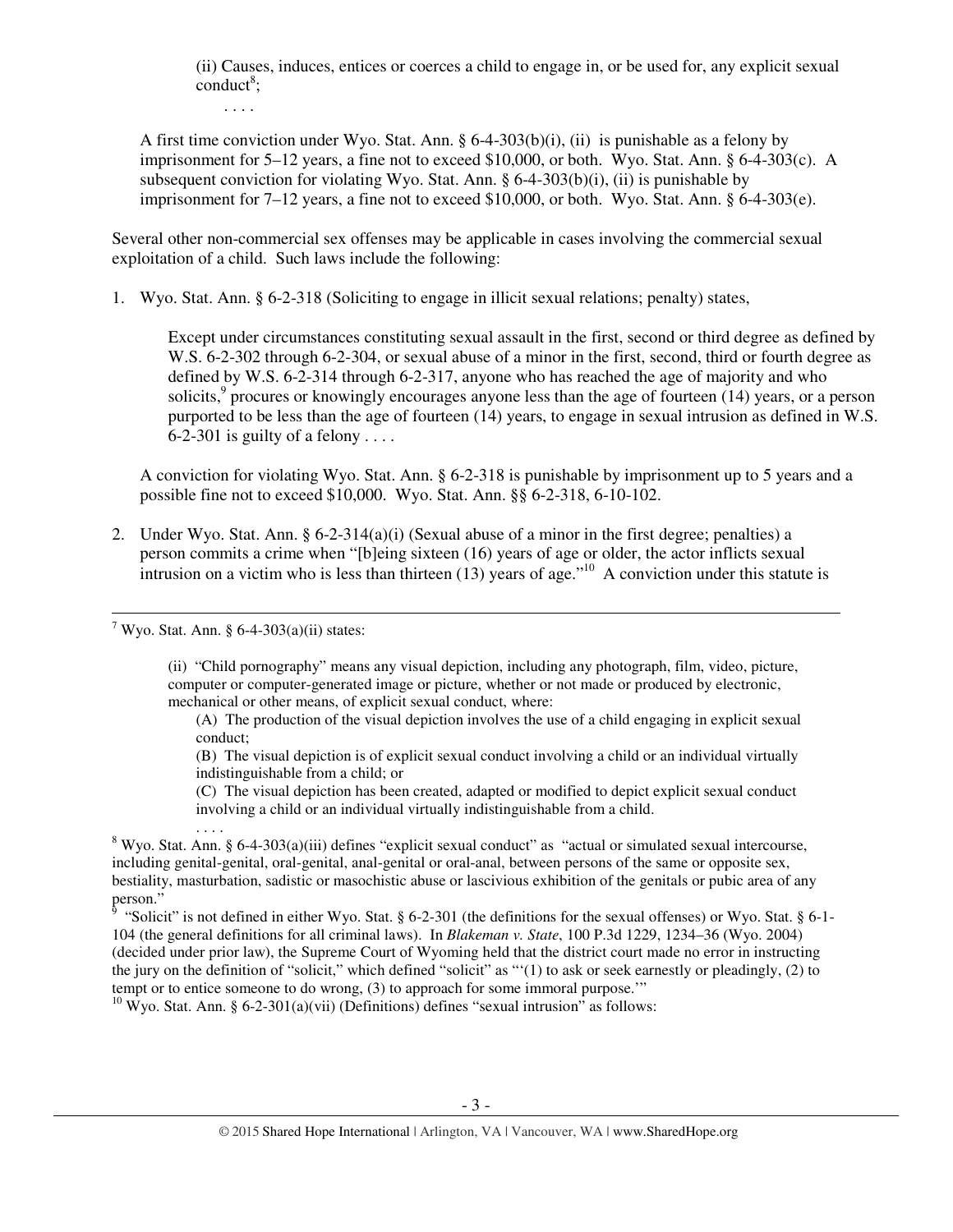> (ii) Causes, induces, entices or coerces a child to engage in, or be used for, any explicit sexual conduct[8];
>
> . . . .

A first time conviction under Wyo. Stat. Ann. § 6-4-303(b)(i), (ii) is punishable as a felony by imprisonment for 5–12 years, a fine not to exceed $10,000, or both. Wyo. Stat. Ann. § 6-4-303(c). A subsequent conviction for violating Wyo. Stat. Ann. § 6-4-303(b)(i), (ii) is punishable by imprisonment for 7–12 years, a fine not to exceed $10,000, or both. Wyo. Stat. Ann. § 6-4-303(e).

Several other non-commercial sex offenses may be applicable in cases involving the commercial sexual exploitation of a child. Such laws include the following:

1. Wyo. Stat. Ann. § 6-2-318 (Soliciting to engage in illicit sexual relations; penalty) states,

   > Except under circumstances constituting sexual assault in the first, second or third degree as defined by W.S. 6-2-302 through 6-2-304, or sexual abuse of a minor in the first, second, third or fourth degree as defined by W.S. 6-2-314 through 6-2-317, anyone who has reached the age of majority and who solicits,[9] procures or knowingly encourages anyone less than the age of fourteen (14) years, or a person purported to be less than the age of fourteen (14) years, to engage in sexual intrusion as defined in W.S. 6-2-301 is guilty of a felony . . . .

   A conviction for violating Wyo. Stat. Ann. § 6-2-318 is punishable by imprisonment up to 5 years and a possible fine not to exceed $10,000. Wyo. Stat. Ann. §§ 6-2-318, 6-10-102.

2. Under Wyo. Stat. Ann. § 6-2-314(a)(i) (Sexual abuse of a minor in the first degree; penalties) a person commits a crime when "[b]eing sixteen (16) years of age or older, the actor inflicts sexual intrusion on a victim who is less than thirteen (13) years of age."[10] A conviction under this statute is

---

[7] Wyo. Stat. Ann. § 6-4-303(a)(ii) states:

> (ii) "Child pornography" means any visual depiction, including any photograph, film, video, picture, computer or computer-generated image or picture, whether or not made or produced by electronic, mechanical or other means, of explicit sexual conduct, where:
>
> (A) The production of the visual depiction involves the use of a child engaging in explicit sexual conduct;
>
> (B) The visual depiction is of explicit sexual conduct involving a child or an individual virtually indistinguishable from a child; or
>
> (C) The visual depiction has been created, adapted or modified to depict explicit sexual conduct involving a child or an individual virtually indistinguishable from a child.
>
> . . . .

[8] Wyo. Stat. Ann. § 6-4-303(a)(iii) defines "explicit sexual conduct" as "actual or simulated sexual intercourse, including genital-genital, oral-genital, anal-genital or oral-anal, between persons of the same or opposite sex, bestiality, masturbation, sadistic or masochistic abuse or lascivious exhibition of the genitals or pubic area of any person."

[9] "Solicit" is not defined in either Wyo. Stat. § 6-2-301 (the definitions for the sexual offenses) or Wyo. Stat. § 6-1-104 (the general definitions for all criminal laws). In *Blakeman v. State*, 100 P.3d 1229, 1234–36 (Wyo. 2004) (decided under prior law), the Supreme Court of Wyoming held that the district court made no error in instructing the jury on the definition of "solicit," which defined "solicit" as "'(1) to ask or seek earnestly or pleadingly, (2) to tempt or to entice someone to do wrong, (3) to approach for some immoral purpose.'"

[10] Wyo. Stat. Ann. § 6-2-301(a)(vii) (Definitions) defines "sexual intrusion" as follows: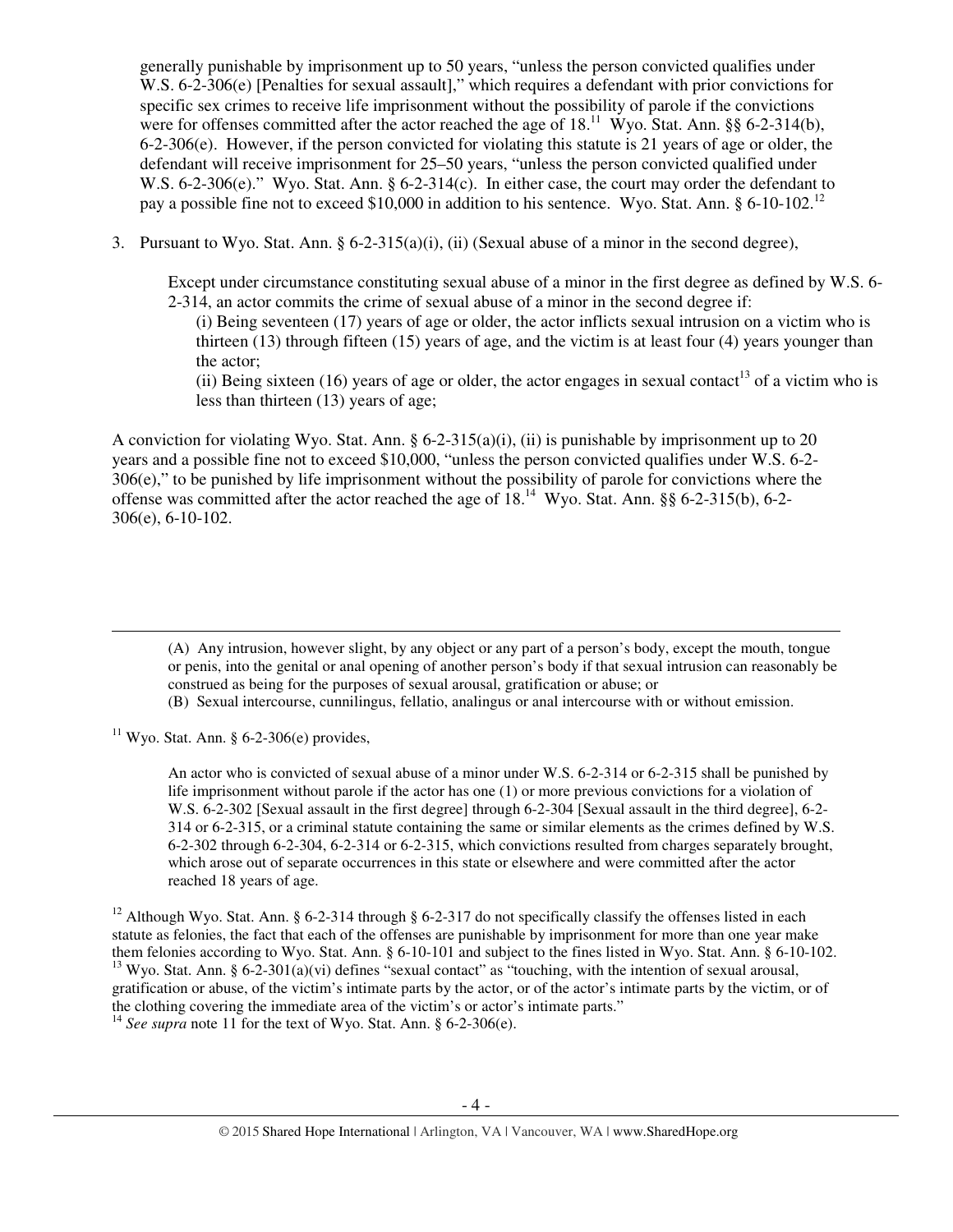generally punishable by imprisonment up to 50 years, "unless the person convicted qualifies under W.S. 6-2-306(e) [Penalties for sexual assault]," which requires a defendant with prior convictions for specific sex crimes to receive life imprisonment without the possibility of parole if the convictions were for offenses committed after the actor reached the age of 18.[11] Wyo. Stat. Ann. §§ 6-2-314(b), 6-2-306(e). However, if the person convicted for violating this statute is 21 years of age or older, the defendant will receive imprisonment for 25–50 years, "unless the person convicted qualified under W.S. 6-2-306(e)." Wyo. Stat. Ann. § 6-2-314(c). In either case, the court may order the defendant to pay a possible fine not to exceed $10,000 in addition to his sentence. Wyo. Stat. Ann. § 6-10-102.[12]

3. Pursuant to Wyo. Stat. Ann. § 6-2-315(a)(i), (ii) (Sexual abuse of a minor in the second degree),

   > Except under circumstance constituting sexual abuse of a minor in the first degree as defined by W.S. 6-2-314, an actor commits the crime of sexual abuse of a minor in the second degree if:
   >
   > (i) Being seventeen (17) years of age or older, the actor inflicts sexual intrusion on a victim who is thirteen (13) through fifteen (15) years of age, and the victim is at least four (4) years younger than the actor;
   >
   > (ii) Being sixteen (16) years of age or older, the actor engages in sexual contact[13] of a victim who is less than thirteen (13) years of age;

A conviction for violating Wyo. Stat. Ann. § 6-2-315(a)(i), (ii) is punishable by imprisonment up to 20 years and a possible fine not to exceed $10,000, "unless the person convicted qualifies under W.S. 6-2-306(e)," to be punished by life imprisonment without the possibility of parole for convictions where the offense was committed after the actor reached the age of 18.[14] Wyo. Stat. Ann. §§ 6-2-315(b), 6-2-306(e), 6-10-102.

---

> (A) Any intrusion, however slight, by any object or any part of a person's body, except the mouth, tongue or penis, into the genital or anal opening of another person's body if that sexual intrusion can reasonably be construed as being for the purposes of sexual arousal, gratification or abuse; or
>
> (B) Sexual intercourse, cunnilingus, fellatio, analingus or anal intercourse with or without emission.

[11] Wyo. Stat. Ann. § 6-2-306(e) provides,

> An actor who is convicted of sexual abuse of a minor under W.S. 6-2-314 or 6-2-315 shall be punished by life imprisonment without parole if the actor has one (1) or more previous convictions for a violation of W.S. 6-2-302 [Sexual assault in the first degree] through 6-2-304 [Sexual assault in the third degree], 6-2-314 or 6-2-315, or a criminal statute containing the same or similar elements as the crimes defined by W.S. 6-2-302 through 6-2-304, 6-2-314 or 6-2-315, which convictions resulted from charges separately brought, which arose out of separate occurrences in this state or elsewhere and were committed after the actor reached 18 years of age.

[12] Although Wyo. Stat. Ann. § 6-2-314 through § 6-2-317 do not specifically classify the offenses listed in each statute as felonies, the fact that each of the offenses are punishable by imprisonment for more than one year make them felonies according to Wyo. Stat. Ann. § 6-10-101 and subject to the fines listed in Wyo. Stat. Ann. § 6-10-102.

[13] Wyo. Stat. Ann. § 6-2-301(a)(vi) defines "sexual contact" as "touching, with the intention of sexual arousal, gratification or abuse, of the victim's intimate parts by the actor, or of the actor's intimate parts by the victim, or of the clothing covering the immediate area of the victim's or actor's intimate parts."

[14] *See supra* note 11 for the text of Wyo. Stat. Ann. § 6-2-306(e).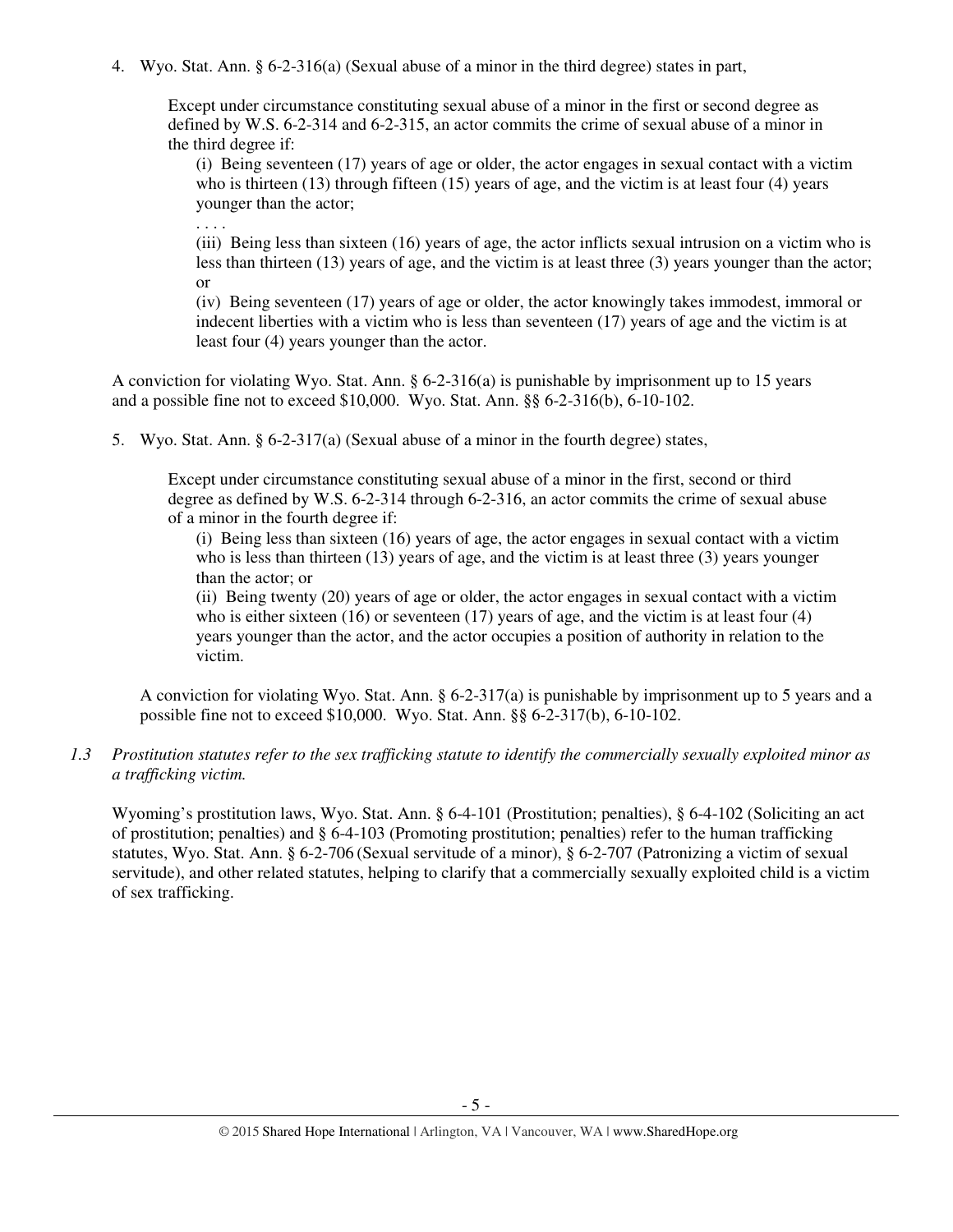4. Wyo. Stat. Ann. § 6-2-316(a) (Sexual abuse of a minor in the third degree) states in part,

   > Except under circumstance constituting sexual abuse of a minor in the first or second degree as defined by W.S. 6-2-314 and 6-2-315, an actor commits the crime of sexual abuse of a minor in the third degree if:
   >
   > (i) Being seventeen (17) years of age or older, the actor engages in sexual contact with a victim who is thirteen (13) through fifteen (15) years of age, and the victim is at least four (4) years younger than the actor;
   >
   > . . . .
   >
   > (iii) Being less than sixteen (16) years of age, the actor inflicts sexual intrusion on a victim who is less than thirteen (13) years of age, and the victim is at least three (3) years younger than the actor; or
   >
   > (iv) Being seventeen (17) years of age or older, the actor knowingly takes immodest, immoral or indecent liberties with a victim who is less than seventeen (17) years of age and the victim is at least four (4) years younger than the actor.

   A conviction for violating Wyo. Stat. Ann. § 6-2-316(a) is punishable by imprisonment up to 15 years and a possible fine not to exceed $10,000. Wyo. Stat. Ann. §§ 6-2-316(b), 6-10-102.

5. Wyo. Stat. Ann. § 6-2-317(a) (Sexual abuse of a minor in the fourth degree) states,

   > Except under circumstance constituting sexual abuse of a minor in the first, second or third degree as defined by W.S. 6-2-314 through 6-2-316, an actor commits the crime of sexual abuse of a minor in the fourth degree if:
   >
   > (i) Being less than sixteen (16) years of age, the actor engages in sexual contact with a victim who is less than thirteen (13) years of age, and the victim is at least three (3) years younger than the actor; or
   >
   > (ii) Being twenty (20) years of age or older, the actor engages in sexual contact with a victim who is either sixteen (16) or seventeen (17) years of age, and the victim is at least four (4) years younger than the actor, and the actor occupies a position of authority in relation to the victim.

   A conviction for violating Wyo. Stat. Ann. § 6-2-317(a) is punishable by imprisonment up to 5 years and a possible fine not to exceed $10,000. Wyo. Stat. Ann. §§ 6-2-317(b), 6-10-102.

*1.3 Prostitution statutes refer to the sex trafficking statute to identify the commercially sexually exploited minor as a trafficking victim.*

Wyoming's prostitution laws, Wyo. Stat. Ann. § 6-4-101 (Prostitution; penalties), § 6-4-102 (Soliciting an act of prostitution; penalties) and § 6-4-103 (Promoting prostitution; penalties) refer to the human trafficking statutes, Wyo. Stat. Ann. § 6-2-706 (Sexual servitude of a minor), § 6-2-707 (Patronizing a victim of sexual servitude), and other related statutes, helping to clarify that a commercially sexually exploited child is a victim of sex trafficking.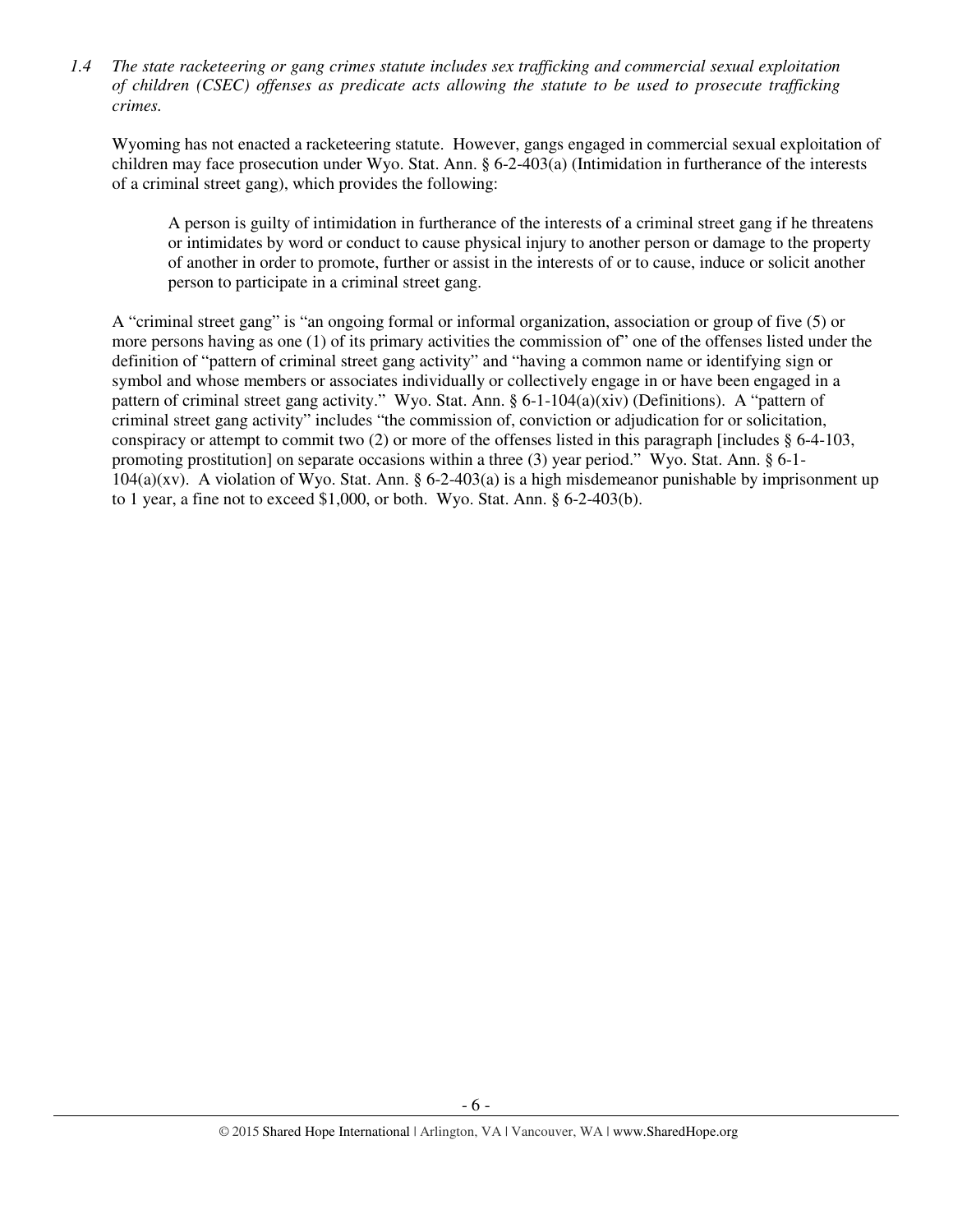*1.4 The state racketeering or gang crimes statute includes sex trafficking and commercial sexual exploitation of children (CSEC) offenses as predicate acts allowing the statute to be used to prosecute trafficking crimes.*

Wyoming has not enacted a racketeering statute. However, gangs engaged in commercial sexual exploitation of children may face prosecution under Wyo. Stat. Ann. § 6-2-403(a) (Intimidation in furtherance of the interests of a criminal street gang), which provides the following:

> A person is guilty of intimidation in furtherance of the interests of a criminal street gang if he threatens or intimidates by word or conduct to cause physical injury to another person or damage to the property of another in order to promote, further or assist in the interests of or to cause, induce or solicit another person to participate in a criminal street gang.

A "criminal street gang" is "an ongoing formal or informal organization, association or group of five (5) or more persons having as one (1) of its primary activities the commission of" one of the offenses listed under the definition of "pattern of criminal street gang activity" and "having a common name or identifying sign or symbol and whose members or associates individually or collectively engage in or have been engaged in a pattern of criminal street gang activity." Wyo. Stat. Ann. § 6-1-104(a)(xiv) (Definitions). A "pattern of criminal street gang activity" includes "the commission of, conviction or adjudication for or solicitation, conspiracy or attempt to commit two (2) or more of the offenses listed in this paragraph [includes § 6-4-103, promoting prostitution] on separate occasions within a three (3) year period." Wyo. Stat. Ann. § 6-1-104(a)(xv). A violation of Wyo. Stat. Ann. § 6-2-403(a) is a high misdemeanor punishable by imprisonment up to 1 year, a fine not to exceed $1,000, or both. Wyo. Stat. Ann. § 6-2-403(b).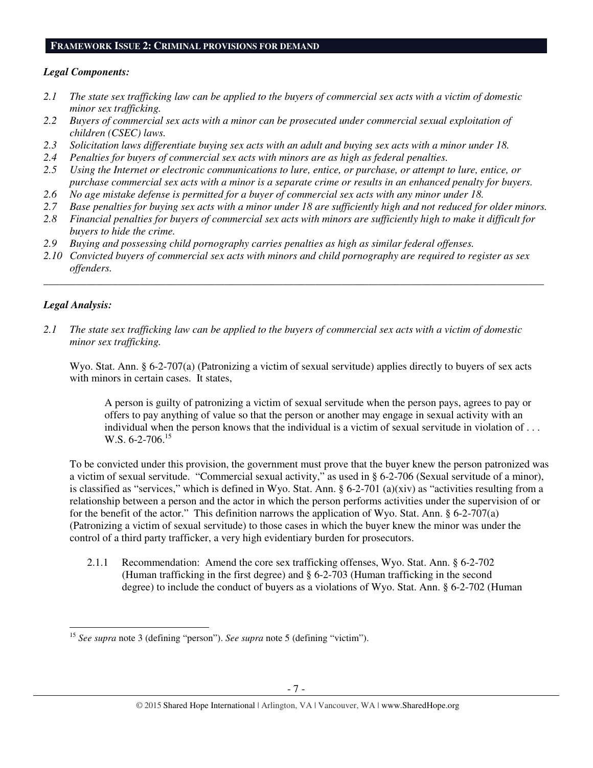## FRAMEWORK ISSUE 2: CRIMINAL PROVISIONS FOR DEMAND

### *Legal Components:*

*2.1 The state sex trafficking law can be applied to the buyers of commercial sex acts with a victim of domestic minor sex trafficking.*

*2.2 Buyers of commercial sex acts with a minor can be prosecuted under commercial sexual exploitation of children (CSEC) laws.*

*2.3 Solicitation laws differentiate buying sex acts with an adult and buying sex acts with a minor under 18.*

*2.4 Penalties for buyers of commercial sex acts with minors are as high as federal penalties.*

*2.5 Using the Internet or electronic communications to lure, entice, or purchase, or attempt to lure, entice, or purchase commercial sex acts with a minor is a separate crime or results in an enhanced penalty for buyers.*

*2.6 No age mistake defense is permitted for a buyer of commercial sex acts with any minor under 18.*

*2.7 Base penalties for buying sex acts with a minor under 18 are sufficiently high and not reduced for older minors.*

*2.8 Financial penalties for buyers of commercial sex acts with minors are sufficiently high to make it difficult for buyers to hide the crime.*

*2.9 Buying and possessing child pornography carries penalties as high as similar federal offenses.*

*2.10 Convicted buyers of commercial sex acts with minors and child pornography are required to register as sex offenders.*

---

### *Legal Analysis:*

*2.1 The state sex trafficking law can be applied to the buyers of commercial sex acts with a victim of domestic minor sex trafficking.*

Wyo. Stat. Ann. § 6-2-707(a) (Patronizing a victim of sexual servitude) applies directly to buyers of sex acts with minors in certain cases. It states,

> A person is guilty of patronizing a victim of sexual servitude when the person pays, agrees to pay or offers to pay anything of value so that the person or another may engage in sexual activity with an individual when the person knows that the individual is a victim of sexual servitude in violation of . . . W.S. 6-2-706.[15]

To be convicted under this provision, the government must prove that the buyer knew the person patronized was a victim of sexual servitude. "Commercial sexual activity," as used in § 6-2-706 (Sexual servitude of a minor), is classified as "services," which is defined in Wyo. Stat. Ann. § 6-2-701 (a)(xiv) as "activities resulting from a relationship between a person and the actor in which the person performs activities under the supervision of or for the benefit of the actor." This definition narrows the application of Wyo. Stat. Ann. § 6-2-707(a) (Patronizing a victim of sexual servitude) to those cases in which the buyer knew the minor was under the control of a third party trafficker, a very high evidentiary burden for prosecutors.

2.1.1 Recommendation: Amend the core sex trafficking offenses, Wyo. Stat. Ann. § 6-2-702 (Human trafficking in the first degree) and § 6-2-703 (Human trafficking in the second degree) to include the conduct of buyers as a violations of Wyo. Stat. Ann. § 6-2-702 (Human

---

[15] *See supra* note 3 (defining "person"). *See supra* note 5 (defining "victim").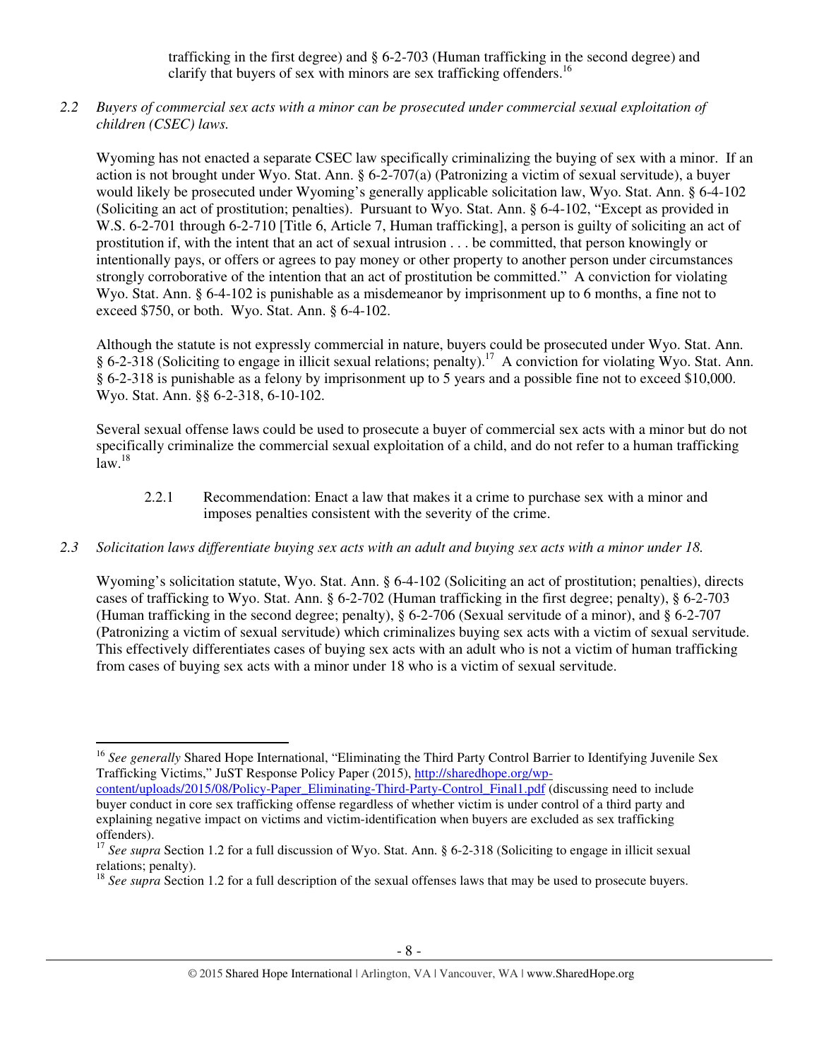trafficking in the first degree) and § 6-2-703 (Human trafficking in the second degree) and clarify that buyers of sex with minors are sex trafficking offenders.[16]

*2.2 Buyers of commercial sex acts with a minor can be prosecuted under commercial sexual exploitation of children (CSEC) laws.*

Wyoming has not enacted a separate CSEC law specifically criminalizing the buying of sex with a minor. If an action is not brought under Wyo. Stat. Ann. § 6-2-707(a) (Patronizing a victim of sexual servitude), a buyer would likely be prosecuted under Wyoming's generally applicable solicitation law, Wyo. Stat. Ann. § 6-4-102 (Soliciting an act of prostitution; penalties). Pursuant to Wyo. Stat. Ann. § 6-4-102, "Except as provided in W.S. 6-2-701 through 6-2-710 [Title 6, Article 7, Human trafficking], a person is guilty of soliciting an act of prostitution if, with the intent that an act of sexual intrusion . . . be committed, that person knowingly or intentionally pays, or offers or agrees to pay money or other property to another person under circumstances strongly corroborative of the intention that an act of prostitution be committed." A conviction for violating Wyo. Stat. Ann. § 6-4-102 is punishable as a misdemeanor by imprisonment up to 6 months, a fine not to exceed $750, or both. Wyo. Stat. Ann. § 6-4-102.

Although the statute is not expressly commercial in nature, buyers could be prosecuted under Wyo. Stat. Ann. § 6-2-318 (Soliciting to engage in illicit sexual relations; penalty).[17] A conviction for violating Wyo. Stat. Ann. § 6-2-318 is punishable as a felony by imprisonment up to 5 years and a possible fine not to exceed $10,000. Wyo. Stat. Ann. §§ 6-2-318, 6-10-102.

Several sexual offense laws could be used to prosecute a buyer of commercial sex acts with a minor but do not specifically criminalize the commercial sexual exploitation of a child, and do not refer to a human trafficking law.[18]

2.2.1 Recommendation: Enact a law that makes it a crime to purchase sex with a minor and imposes penalties consistent with the severity of the crime.

*2.3 Solicitation laws differentiate buying sex acts with an adult and buying sex acts with a minor under 18.*

Wyoming's solicitation statute, Wyo. Stat. Ann. § 6-4-102 (Soliciting an act of prostitution; penalties), directs cases of trafficking to Wyo. Stat. Ann. § 6-2-702 (Human trafficking in the first degree; penalty), § 6-2-703 (Human trafficking in the second degree; penalty), § 6-2-706 (Sexual servitude of a minor), and § 6-2-707 (Patronizing a victim of sexual servitude) which criminalizes buying sex acts with a victim of sexual servitude. This effectively differentiates cases of buying sex acts with an adult who is not a victim of human trafficking from cases of buying sex acts with a minor under 18 who is a victim of sexual servitude.

---

[16] *See generally* Shared Hope International, "Eliminating the Third Party Control Barrier to Identifying Juvenile Sex Trafficking Victims," JuST Response Policy Paper (2015), http://sharedhope.org/wp-content/uploads/2015/08/Policy-Paper_Eliminating-Third-Party-Control_Final1.pdf (discussing need to include buyer conduct in core sex trafficking offense regardless of whether victim is under control of a third party and explaining negative impact on victims and victim-identification when buyers are excluded as sex trafficking offenders).

[17] *See supra* Section 1.2 for a full discussion of Wyo. Stat. Ann. § 6-2-318 (Soliciting to engage in illicit sexual relations; penalty).

[18] *See supra* Section 1.2 for a full description of the sexual offenses laws that may be used to prosecute buyers.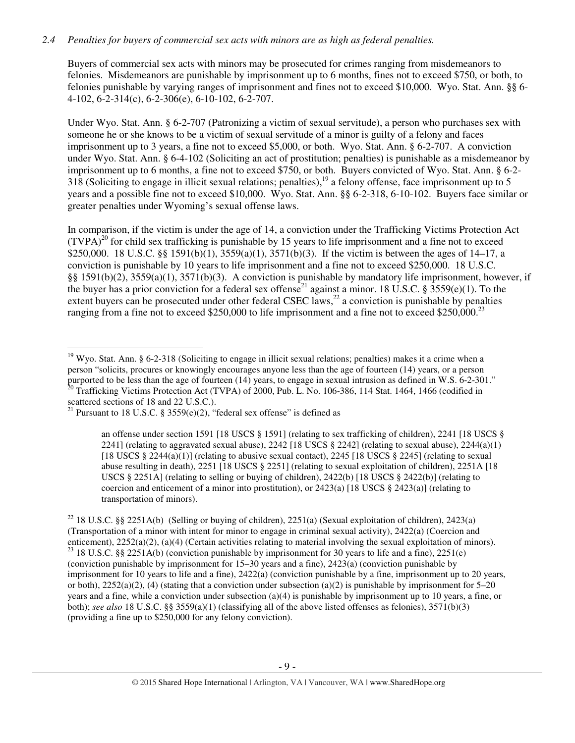*2.4 Penalties for buyers of commercial sex acts with minors are as high as federal penalties.*

Buyers of commercial sex acts with minors may be prosecuted for crimes ranging from misdemeanors to felonies. Misdemeanors are punishable by imprisonment up to 6 months, fines not to exceed $750, or both, to felonies punishable by varying ranges of imprisonment and fines not to exceed $10,000. Wyo. Stat. Ann. §§ 6-4-102, 6-2-314(c), 6-2-306(e), 6-10-102, 6-2-707.

Under Wyo. Stat. Ann. § 6-2-707 (Patronizing a victim of sexual servitude), a person who purchases sex with someone he or she knows to be a victim of sexual servitude of a minor is guilty of a felony and faces imprisonment up to 3 years, a fine not to exceed $5,000, or both. Wyo. Stat. Ann. § 6-2-707. A conviction under Wyo. Stat. Ann. § 6-4-102 (Soliciting an act of prostitution; penalties) is punishable as a misdemeanor by imprisonment up to 6 months, a fine not to exceed $750, or both. Buyers convicted of Wyo. Stat. Ann. § 6-2-318 (Soliciting to engage in illicit sexual relations; penalties),[19] a felony offense, face imprisonment up to 5 years and a possible fine not to exceed $10,000. Wyo. Stat. Ann. §§ 6-2-318, 6-10-102. Buyers face similar or greater penalties under Wyoming's sexual offense laws.

In comparison, if the victim is under the age of 14, a conviction under the Trafficking Victims Protection Act (TVPA)[20] for child sex trafficking is punishable by 15 years to life imprisonment and a fine not to exceed $250,000. 18 U.S.C. §§ 1591(b)(1), 3559(a)(1), 3571(b)(3). If the victim is between the ages of 14–17, a conviction is punishable by 10 years to life imprisonment and a fine not to exceed $250,000. 18 U.S.C. §§ 1591(b)(2), 3559(a)(1), 3571(b)(3). A conviction is punishable by mandatory life imprisonment, however, if the buyer has a prior conviction for a federal sex offense[21] against a minor. 18 U.S.C. § 3559(e)(1). To the extent buyers can be prosecuted under other federal CSEC laws,[22] a conviction is punishable by penalties ranging from a fine not to exceed $250,000 to life imprisonment and a fine not to exceed $250,000.[23]

---

[19] Wyo. Stat. Ann. § 6-2-318 (Soliciting to engage in illicit sexual relations; penalties) makes it a crime when a person "solicits, procures or knowingly encourages anyone less than the age of fourteen (14) years, or a person purported to be less than the age of fourteen (14) years, to engage in sexual intrusion as defined in W.S. 6-2-301."

[20] Trafficking Victims Protection Act (TVPA) of 2000, Pub. L. No. 106-386, 114 Stat. 1464, 1466 (codified in scattered sections of 18 and 22 U.S.C.).

[21] Pursuant to 18 U.S.C. § 3559(e)(2), "federal sex offense" is defined as

> an offense under section 1591 [18 USCS § 1591] (relating to sex trafficking of children), 2241 [18 USCS § 2241] (relating to aggravated sexual abuse), 2242 [18 USCS § 2242] (relating to sexual abuse), 2244(a)(1) [18 USCS § 2244(a)(1)] (relating to abusive sexual contact), 2245 [18 USCS § 2245] (relating to sexual abuse resulting in death), 2251 [18 USCS § 2251] (relating to sexual exploitation of children), 2251A [18 USCS § 2251A] (relating to selling or buying of children), 2422(b) [18 USCS § 2422(b)] (relating to coercion and enticement of a minor into prostitution), or 2423(a) [18 USCS § 2423(a)] (relating to transportation of minors).

[22] 18 U.S.C. §§ 2251A(b) (Selling or buying of children), 2251(a) (Sexual exploitation of children), 2423(a) (Transportation of a minor with intent for minor to engage in criminal sexual activity), 2422(a) (Coercion and enticement), 2252(a)(2), (a)(4) (Certain activities relating to material involving the sexual exploitation of minors).

[23] 18 U.S.C. §§ 2251A(b) (conviction punishable by imprisonment for 30 years to life and a fine), 2251(e) (conviction punishable by imprisonment for 15–30 years and a fine), 2423(a) (conviction punishable by imprisonment for 10 years to life and a fine), 2422(a) (conviction punishable by a fine, imprisonment up to 20 years, or both), 2252(a)(2), (4) (stating that a conviction under subsection (a)(2) is punishable by imprisonment for 5–20 years and a fine, while a conviction under subsection (a)(4) is punishable by imprisonment up to 10 years, a fine, or both); *see also* 18 U.S.C. §§ 3559(a)(1) (classifying all of the above listed offenses as felonies), 3571(b)(3) (providing a fine up to $250,000 for any felony conviction).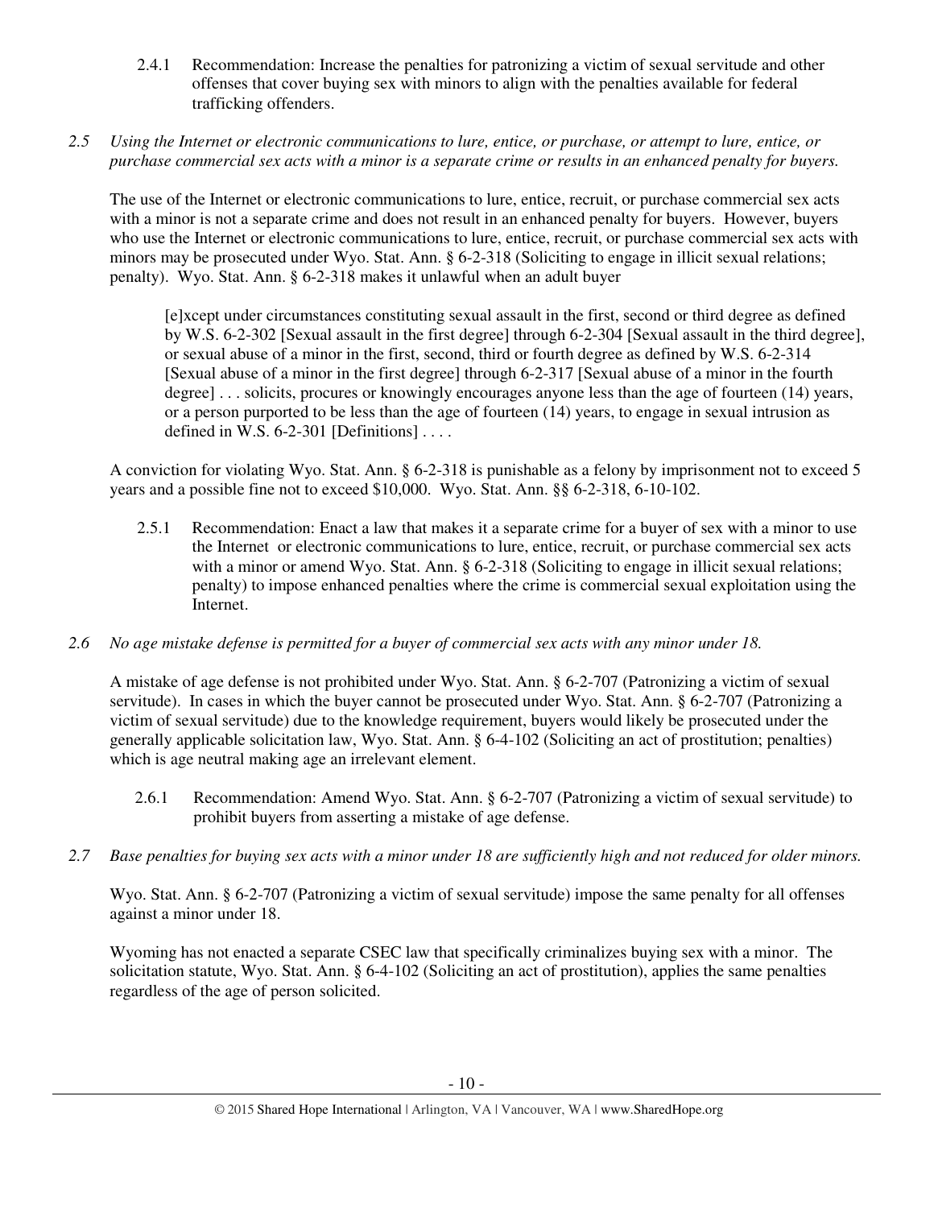2.4.1 Recommendation: Increase the penalties for patronizing a victim of sexual servitude and other offenses that cover buying sex with minors to align with the penalties available for federal trafficking offenders.

*2.5 Using the Internet or electronic communications to lure, entice, or purchase, or attempt to lure, entice, or purchase commercial sex acts with a minor is a separate crime or results in an enhanced penalty for buyers.*

The use of the Internet or electronic communications to lure, entice, recruit, or purchase commercial sex acts with a minor is not a separate crime and does not result in an enhanced penalty for buyers. However, buyers who use the Internet or electronic communications to lure, entice, recruit, or purchase commercial sex acts with minors may be prosecuted under Wyo. Stat. Ann. § 6-2-318 (Soliciting to engage in illicit sexual relations; penalty). Wyo. Stat. Ann. § 6-2-318 makes it unlawful when an adult buyer

> [e]xcept under circumstances constituting sexual assault in the first, second or third degree as defined by W.S. 6-2-302 [Sexual assault in the first degree] through 6-2-304 [Sexual assault in the third degree], or sexual abuse of a minor in the first, second, third or fourth degree as defined by W.S. 6-2-314 [Sexual abuse of a minor in the first degree] through 6-2-317 [Sexual abuse of a minor in the fourth degree] . . . solicits, procures or knowingly encourages anyone less than the age of fourteen (14) years, or a person purported to be less than the age of fourteen (14) years, to engage in sexual intrusion as defined in W.S. 6-2-301 [Definitions] . . . .

A conviction for violating Wyo. Stat. Ann. § 6-2-318 is punishable as a felony by imprisonment not to exceed 5 years and a possible fine not to exceed $10,000. Wyo. Stat. Ann. §§ 6-2-318, 6-10-102.

2.5.1 Recommendation: Enact a law that makes it a separate crime for a buyer of sex with a minor to use the Internet or electronic communications to lure, entice, recruit, or purchase commercial sex acts with a minor or amend Wyo. Stat. Ann. § 6-2-318 (Soliciting to engage in illicit sexual relations; penalty) to impose enhanced penalties where the crime is commercial sexual exploitation using the Internet.

*2.6 No age mistake defense is permitted for a buyer of commercial sex acts with any minor under 18.*

A mistake of age defense is not prohibited under Wyo. Stat. Ann. § 6-2-707 (Patronizing a victim of sexual servitude). In cases in which the buyer cannot be prosecuted under Wyo. Stat. Ann. § 6-2-707 (Patronizing a victim of sexual servitude) due to the knowledge requirement, buyers would likely be prosecuted under the generally applicable solicitation law, Wyo. Stat. Ann. § 6-4-102 (Soliciting an act of prostitution; penalties) which is age neutral making age an irrelevant element.

2.6.1 Recommendation: Amend Wyo. Stat. Ann. § 6-2-707 (Patronizing a victim of sexual servitude) to prohibit buyers from asserting a mistake of age defense.

*2.7 Base penalties for buying sex acts with a minor under 18 are sufficiently high and not reduced for older minors.*

Wyo. Stat. Ann. § 6-2-707 (Patronizing a victim of sexual servitude) impose the same penalty for all offenses against a minor under 18.

Wyoming has not enacted a separate CSEC law that specifically criminalizes buying sex with a minor. The solicitation statute, Wyo. Stat. Ann. § 6-4-102 (Soliciting an act of prostitution), applies the same penalties regardless of the age of person solicited.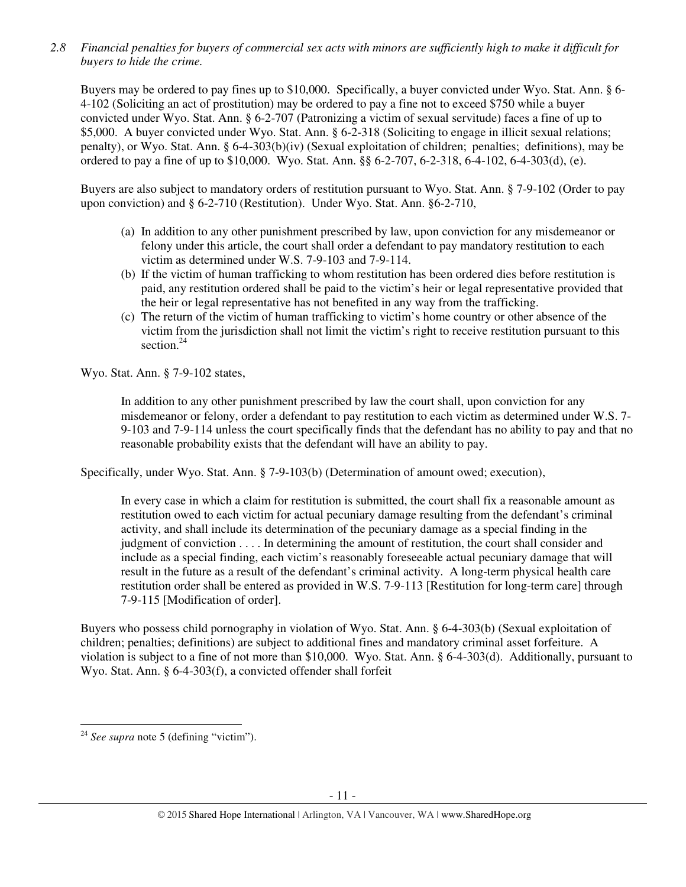*2.8 Financial penalties for buyers of commercial sex acts with minors are sufficiently high to make it difficult for buyers to hide the crime.*

Buyers may be ordered to pay fines up to $10,000. Specifically, a buyer convicted under Wyo. Stat. Ann. § 6-4-102 (Soliciting an act of prostitution) may be ordered to pay a fine not to exceed $750 while a buyer convicted under Wyo. Stat. Ann. § 6-2-707 (Patronizing a victim of sexual servitude) faces a fine of up to $5,000. A buyer convicted under Wyo. Stat. Ann. § 6-2-318 (Soliciting to engage in illicit sexual relations; penalty), or Wyo. Stat. Ann. § 6-4-303(b)(iv) (Sexual exploitation of children; penalties; definitions), may be ordered to pay a fine of up to $10,000. Wyo. Stat. Ann. §§ 6-2-707, 6-2-318, 6-4-102, 6-4-303(d), (e).

Buyers are also subject to mandatory orders of restitution pursuant to Wyo. Stat. Ann. § 7-9-102 (Order to pay upon conviction) and § 6-2-710 (Restitution). Under Wyo. Stat. Ann. §6-2-710,

> (a) In addition to any other punishment prescribed by law, upon conviction for any misdemeanor or felony under this article, the court shall order a defendant to pay mandatory restitution to each victim as determined under W.S. 7-9-103 and 7-9-114.
> (b) If the victim of human trafficking to whom restitution has been ordered dies before restitution is paid, any restitution ordered shall be paid to the victim's heir or legal representative provided that the heir or legal representative has not benefited in any way from the trafficking.
> (c) The return of the victim of human trafficking to victim's home country or other absence of the victim from the jurisdiction shall not limit the victim's right to receive restitution pursuant to this section.[24]

Wyo. Stat. Ann. § 7-9-102 states,

> In addition to any other punishment prescribed by law the court shall, upon conviction for any misdemeanor or felony, order a defendant to pay restitution to each victim as determined under W.S. 7-9-103 and 7-9-114 unless the court specifically finds that the defendant has no ability to pay and that no reasonable probability exists that the defendant will have an ability to pay.

Specifically, under Wyo. Stat. Ann. § 7-9-103(b) (Determination of amount owed; execution),

> In every case in which a claim for restitution is submitted, the court shall fix a reasonable amount as restitution owed to each victim for actual pecuniary damage resulting from the defendant's criminal activity, and shall include its determination of the pecuniary damage as a special finding in the judgment of conviction . . . . In determining the amount of restitution, the court shall consider and include as a special finding, each victim's reasonably foreseeable actual pecuniary damage that will result in the future as a result of the defendant's criminal activity. A long-term physical health care restitution order shall be entered as provided in W.S. 7-9-113 [Restitution for long-term care] through 7-9-115 [Modification of order].

Buyers who possess child pornography in violation of Wyo. Stat. Ann. § 6-4-303(b) (Sexual exploitation of children; penalties; definitions) are subject to additional fines and mandatory criminal asset forfeiture. A violation is subject to a fine of not more than $10,000. Wyo. Stat. Ann. § 6-4-303(d). Additionally, pursuant to Wyo. Stat. Ann. § 6-4-303(f), a convicted offender shall forfeit

---

[24] *See supra* note 5 (defining "victim").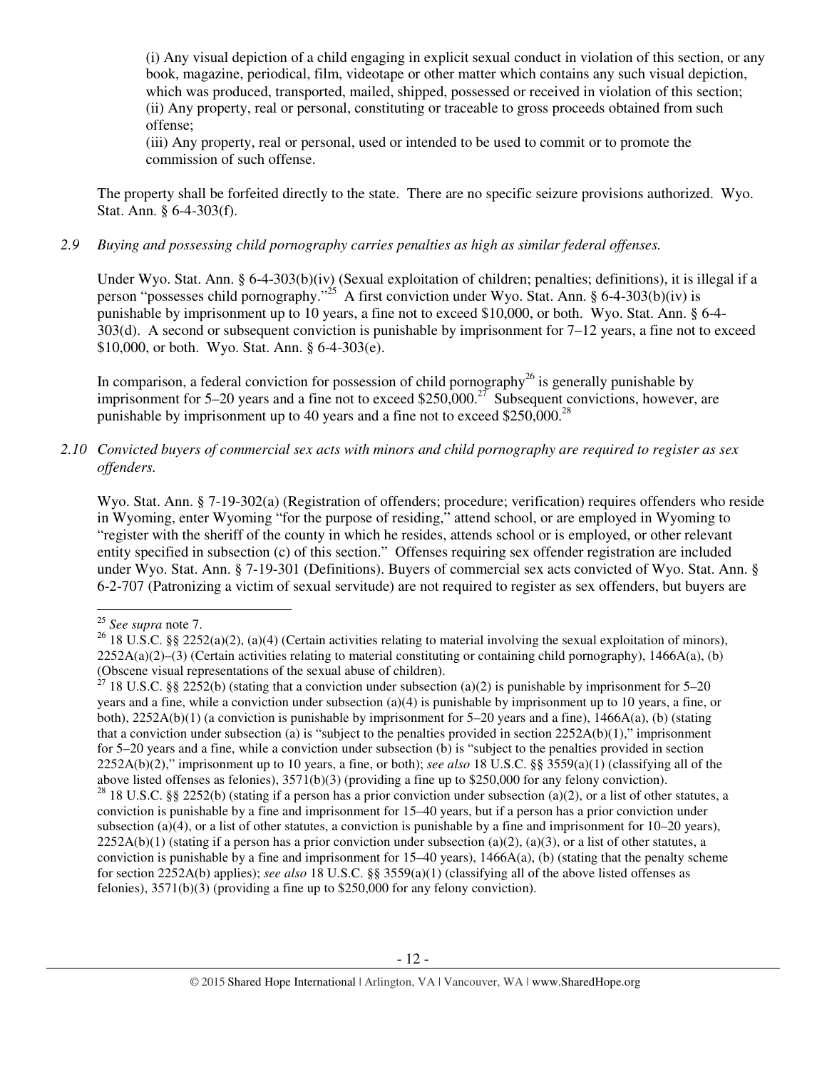(i) Any visual depiction of a child engaging in explicit sexual conduct in violation of this section, or any book, magazine, periodical, film, videotape or other matter which contains any such visual depiction, which was produced, transported, mailed, shipped, possessed or received in violation of this section;
(ii) Any property, real or personal, constituting or traceable to gross proceeds obtained from such offense;
(iii) Any property, real or personal, used or intended to be used to commit or to promote the commission of such offense.

The property shall be forfeited directly to the state. There are no specific seizure provisions authorized. Wyo. Stat. Ann. § 6-4-303(f).

*2.9 Buying and possessing child pornography carries penalties as high as similar federal offenses.*

Under Wyo. Stat. Ann. § 6-4-303(b)(iv) (Sexual exploitation of children; penalties; definitions), it is illegal if a person "possesses child pornography."[25] A first conviction under Wyo. Stat. Ann. § 6-4-303(b)(iv) is punishable by imprisonment up to 10 years, a fine not to exceed $10,000, or both. Wyo. Stat. Ann. § 6-4-303(d). A second or subsequent conviction is punishable by imprisonment for 7–12 years, a fine not to exceed $10,000, or both. Wyo. Stat. Ann. § 6-4-303(e).

In comparison, a federal conviction for possession of child pornography[26] is generally punishable by imprisonment for 5–20 years and a fine not to exceed $250,000.[27] Subsequent convictions, however, are punishable by imprisonment up to 40 years and a fine not to exceed $250,000.[28]

*2.10 Convicted buyers of commercial sex acts with minors and child pornography are required to register as sex offenders.*

Wyo. Stat. Ann. § 7-19-302(a) (Registration of offenders; procedure; verification) requires offenders who reside in Wyoming, enter Wyoming "for the purpose of residing," attend school, or are employed in Wyoming to "register with the sheriff of the county in which he resides, attends school or is employed, or other relevant entity specified in subsection (c) of this section." Offenses requiring sex offender registration are included under Wyo. Stat. Ann. § 7-19-301 (Definitions). Buyers of commercial sex acts convicted of Wyo. Stat. Ann. § 6-2-707 (Patronizing a victim of sexual servitude) are not required to register as sex offenders, but buyers are

---

[25] *See supra* note 7.

[26] 18 U.S.C. §§ 2252(a)(2), (a)(4) (Certain activities relating to material involving the sexual exploitation of minors), 2252A(a)(2)–(3) (Certain activities relating to material constituting or containing child pornography), 1466A(a), (b) (Obscene visual representations of the sexual abuse of children).

[27] 18 U.S.C. §§ 2252(b) (stating that a conviction under subsection (a)(2) is punishable by imprisonment for 5–20 years and a fine, while a conviction under subsection (a)(4) is punishable by imprisonment up to 10 years, a fine, or both), 2252A(b)(1) (a conviction is punishable by imprisonment for 5–20 years and a fine), 1466A(a), (b) (stating that a conviction under subsection (a) is "subject to the penalties provided in section 2252A(b)(1)," imprisonment for 5–20 years and a fine, while a conviction under subsection (b) is "subject to the penalties provided in section 2252A(b)(2)," imprisonment up to 10 years, a fine, or both); *see also* 18 U.S.C. §§ 3559(a)(1) (classifying all of the above listed offenses as felonies), 3571(b)(3) (providing a fine up to $250,000 for any felony conviction).

[28] 18 U.S.C. §§ 2252(b) (stating if a person has a prior conviction under subsection (a)(2), or a list of other statutes, a conviction is punishable by a fine and imprisonment for 15–40 years, but if a person has a prior conviction under subsection (a)(4), or a list of other statutes, a conviction is punishable by a fine and imprisonment for 10–20 years), 2252A(b)(1) (stating if a person has a prior conviction under subsection (a)(2), (a)(3), or a list of other statutes, a conviction is punishable by a fine and imprisonment for 15–40 years), 1466A(a), (b) (stating that the penalty scheme for section 2252A(b) applies); *see also* 18 U.S.C. §§ 3559(a)(1) (classifying all of the above listed offenses as felonies), 3571(b)(3) (providing a fine up to $250,000 for any felony conviction).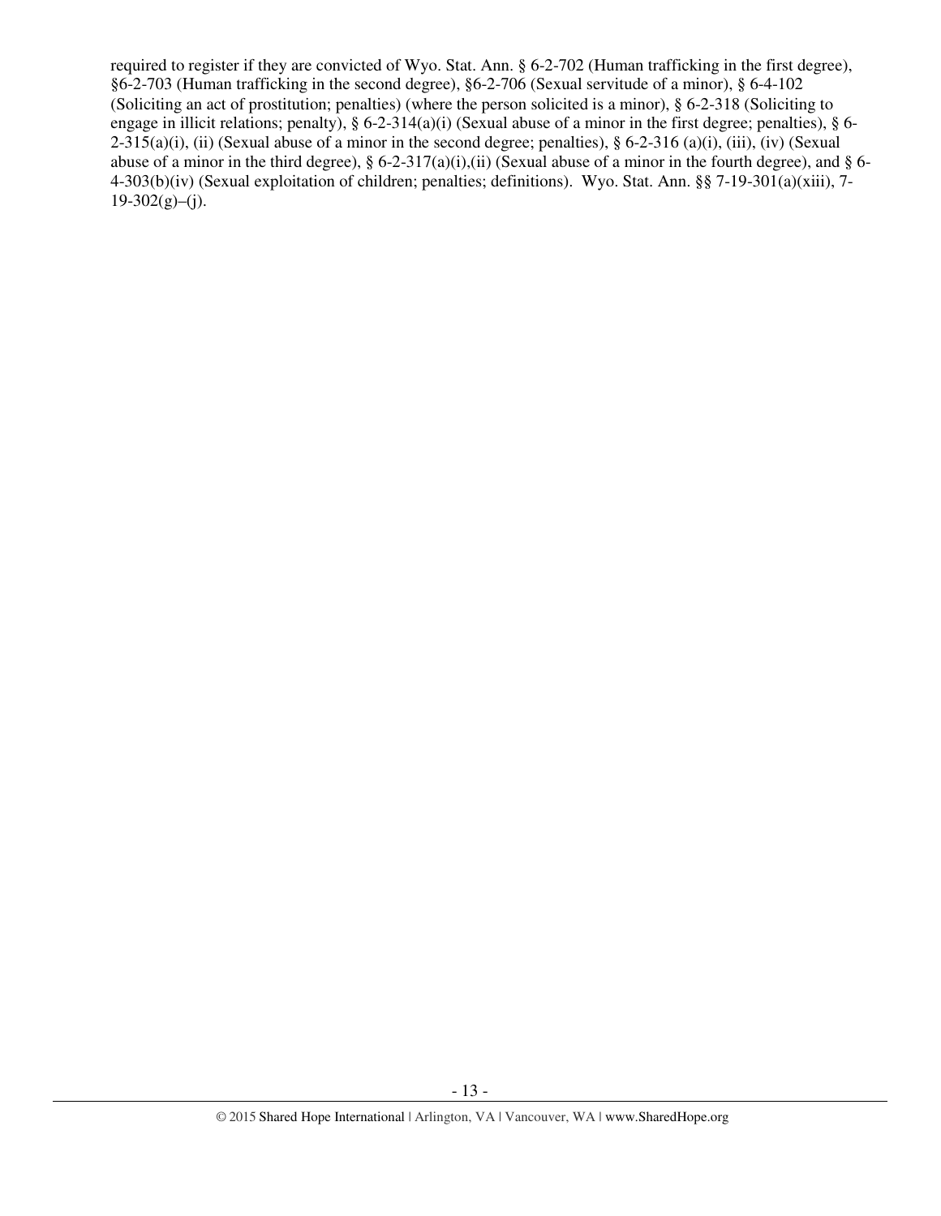required to register if they are convicted of Wyo. Stat. Ann. § 6-2-702 (Human trafficking in the first degree), §6-2-703 (Human trafficking in the second degree), §6-2-706 (Sexual servitude of a minor), § 6-4-102 (Soliciting an act of prostitution; penalties) (where the person solicited is a minor), § 6-2-318 (Soliciting to engage in illicit relations; penalty), § 6-2-314(a)(i) (Sexual abuse of a minor in the first degree; penalties), § 6-2-315(a)(i), (ii) (Sexual abuse of a minor in the second degree; penalties), § 6-2-316 (a)(i), (iii), (iv) (Sexual abuse of a minor in the third degree), § 6-2-317(a)(i),(ii) (Sexual abuse of a minor in the fourth degree), and § 6-4-303(b)(iv) (Sexual exploitation of children; penalties; definitions). Wyo. Stat. Ann. §§ 7-19-301(a)(xiii), 7-19-302(g)–(j).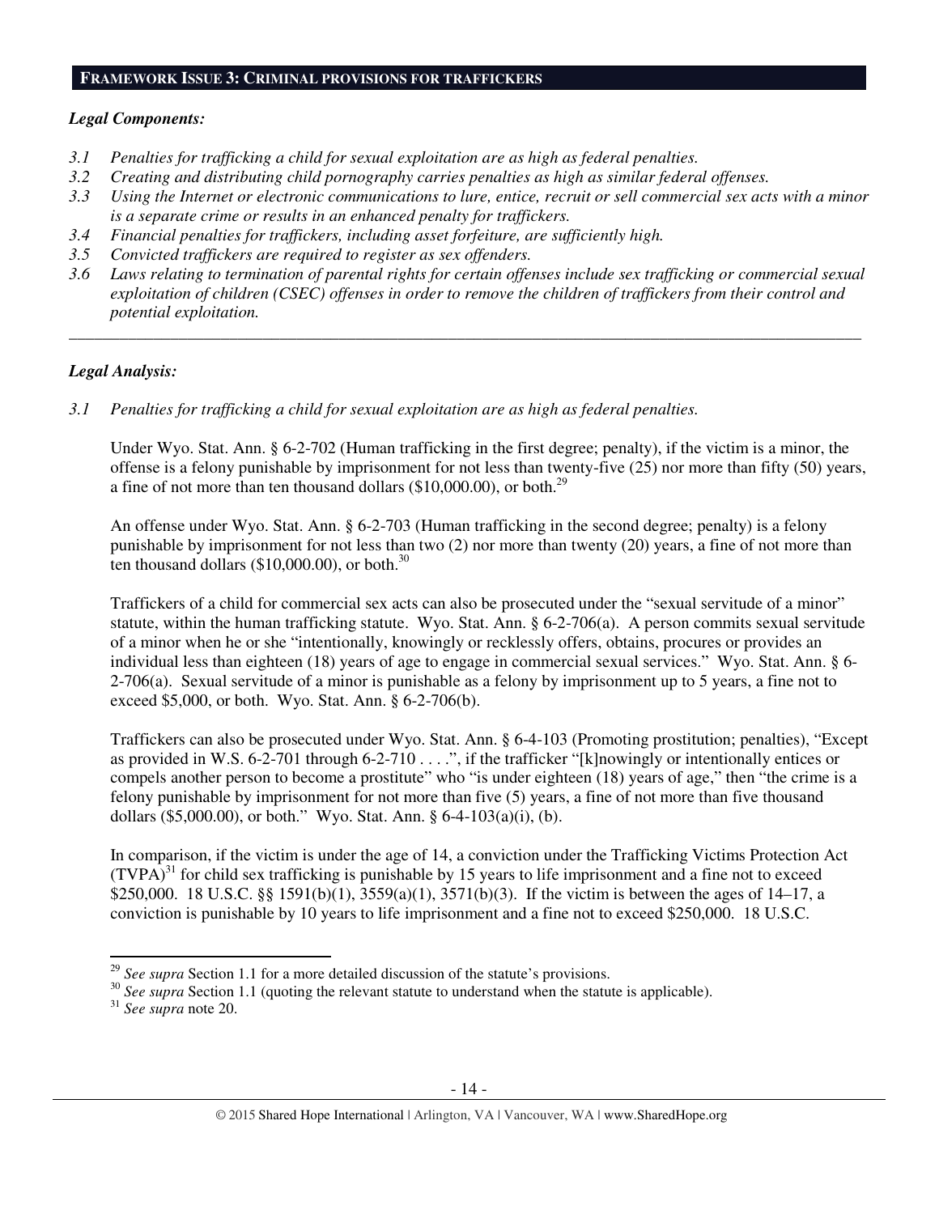## FRAMEWORK ISSUE 3: CRIMINAL PROVISIONS FOR TRAFFICKERS

***Legal Components:***

*3.1 Penalties for trafficking a child for sexual exploitation are as high as federal penalties.*
*3.2 Creating and distributing child pornography carries penalties as high as similar federal offenses.*
*3.3 Using the Internet or electronic communications to lure, entice, recruit or sell commercial sex acts with a minor is a separate crime or results in an enhanced penalty for traffickers.*
*3.4 Financial penalties for traffickers, including asset forfeiture, are sufficiently high.*
*3.5 Convicted traffickers are required to register as sex offenders.*
*3.6 Laws relating to termination of parental rights for certain offenses include sex trafficking or commercial sexual exploitation of children (CSEC) offenses in order to remove the children of traffickers from their control and potential exploitation.*

---

***Legal Analysis:***

*3.1 Penalties for trafficking a child for sexual exploitation are as high as federal penalties.*

Under Wyo. Stat. Ann. § 6-2-702 (Human trafficking in the first degree; penalty), if the victim is a minor, the offense is a felony punishable by imprisonment for not less than twenty-five (25) nor more than fifty (50) years, a fine of not more than ten thousand dollars ($10,000.00), or both.[29]

An offense under Wyo. Stat. Ann. § 6-2-703 (Human trafficking in the second degree; penalty) is a felony punishable by imprisonment for not less than two (2) nor more than twenty (20) years, a fine of not more than ten thousand dollars ($10,000.00), or both.[30]

Traffickers of a child for commercial sex acts can also be prosecuted under the "sexual servitude of a minor" statute, within the human trafficking statute. Wyo. Stat. Ann. § 6-2-706(a). A person commits sexual servitude of a minor when he or she "intentionally, knowingly or recklessly offers, obtains, procures or provides an individual less than eighteen (18) years of age to engage in commercial sexual services." Wyo. Stat. Ann. § 6-2-706(a). Sexual servitude of a minor is punishable as a felony by imprisonment up to 5 years, a fine not to exceed $5,000, or both. Wyo. Stat. Ann. § 6-2-706(b).

Traffickers can also be prosecuted under Wyo. Stat. Ann. § 6-4-103 (Promoting prostitution; penalties), "Except as provided in W.S. 6-2-701 through 6-2-710 . . . .", if the trafficker "[k]nowingly or intentionally entices or compels another person to become a prostitute" who "is under eighteen (18) years of age," then "the crime is a felony punishable by imprisonment for not more than five (5) years, a fine of not more than five thousand dollars ($5,000.00), or both." Wyo. Stat. Ann. § 6-4-103(a)(i), (b).

In comparison, if the victim is under the age of 14, a conviction under the Trafficking Victims Protection Act (TVPA)[31] for child sex trafficking is punishable by 15 years to life imprisonment and a fine not to exceed $250,000. 18 U.S.C. §§ 1591(b)(1), 3559(a)(1), 3571(b)(3). If the victim is between the ages of 14–17, a conviction is punishable by 10 years to life imprisonment and a fine not to exceed $250,000. 18 U.S.C.

---

[29] *See supra* Section 1.1 for a more detailed discussion of the statute's provisions.
[30] *See supra* Section 1.1 (quoting the relevant statute to understand when the statute is applicable).
[31] *See supra* note 20.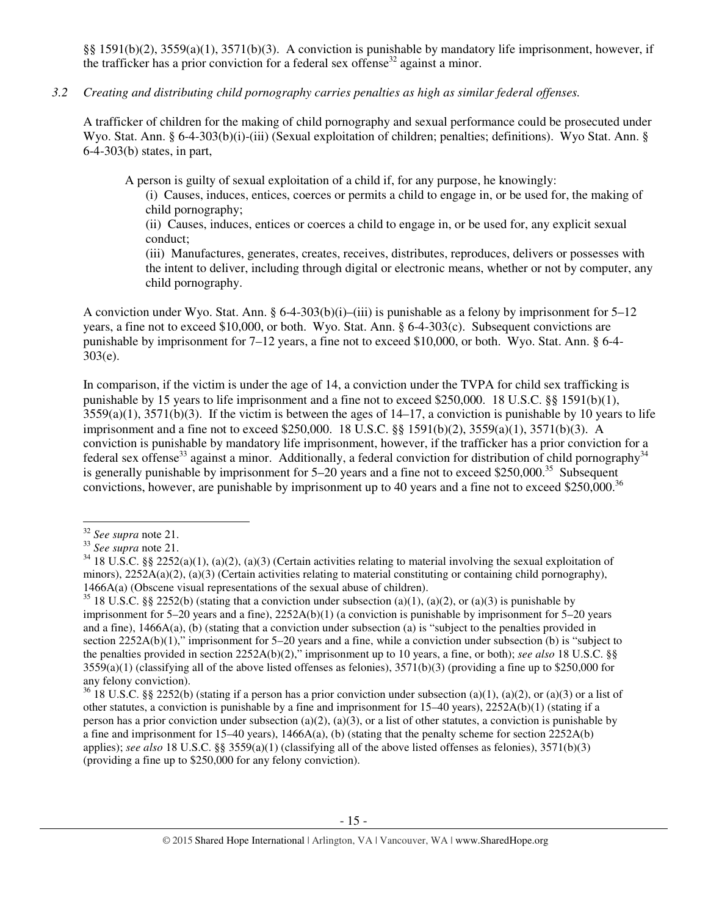§§ 1591(b)(2), 3559(a)(1), 3571(b)(3). A conviction is punishable by mandatory life imprisonment, however, if the trafficker has a prior conviction for a federal sex offense[32] against a minor.

*3.2 Creating and distributing child pornography carries penalties as high as similar federal offenses.*

A trafficker of children for the making of child pornography and sexual performance could be prosecuted under Wyo. Stat. Ann. § 6-4-303(b)(i)-(iii) (Sexual exploitation of children; penalties; definitions). Wyo Stat. Ann. § 6-4-303(b) states, in part,

> A person is guilty of sexual exploitation of a child if, for any purpose, he knowingly:
>
> (i) Causes, induces, entices, coerces or permits a child to engage in, or be used for, the making of child pornography;
>
> (ii) Causes, induces, entices or coerces a child to engage in, or be used for, any explicit sexual conduct;
>
> (iii) Manufactures, generates, creates, receives, distributes, reproduces, delivers or possesses with the intent to deliver, including through digital or electronic means, whether or not by computer, any child pornography.

A conviction under Wyo. Stat. Ann. § 6-4-303(b)(i)–(iii) is punishable as a felony by imprisonment for 5–12 years, a fine not to exceed $10,000, or both. Wyo. Stat. Ann. § 6-4-303(c). Subsequent convictions are punishable by imprisonment for 7–12 years, a fine not to exceed $10,000, or both. Wyo. Stat. Ann. § 6-4-303(e).

In comparison, if the victim is under the age of 14, a conviction under the TVPA for child sex trafficking is punishable by 15 years to life imprisonment and a fine not to exceed $250,000. 18 U.S.C. §§ 1591(b)(1), 3559(a)(1), 3571(b)(3). If the victim is between the ages of 14–17, a conviction is punishable by 10 years to life imprisonment and a fine not to exceed $250,000. 18 U.S.C. §§ 1591(b)(2), 3559(a)(1), 3571(b)(3). A conviction is punishable by mandatory life imprisonment, however, if the trafficker has a prior conviction for a federal sex offense[33] against a minor. Additionally, a federal conviction for distribution of child pornography[34] is generally punishable by imprisonment for 5–20 years and a fine not to exceed $250,000.[35] Subsequent convictions, however, are punishable by imprisonment up to 40 years and a fine not to exceed $250,000.[36]

---

[32] *See supra* note 21.

[33] *See supra* note 21.

[34] 18 U.S.C. §§ 2252(a)(1), (a)(2), (a)(3) (Certain activities relating to material involving the sexual exploitation of minors), 2252A(a)(2), (a)(3) (Certain activities relating to material constituting or containing child pornography), 1466A(a) (Obscene visual representations of the sexual abuse of children).

[35] 18 U.S.C. §§ 2252(b) (stating that a conviction under subsection (a)(1), (a)(2), or (a)(3) is punishable by imprisonment for 5–20 years and a fine), 2252A(b)(1) (a conviction is punishable by imprisonment for 5–20 years and a fine), 1466A(a), (b) (stating that a conviction under subsection (a) is "subject to the penalties provided in section 2252A(b)(1)," imprisonment for 5–20 years and a fine, while a conviction under subsection (b) is "subject to the penalties provided in section 2252A(b)(2)," imprisonment up to 10 years, a fine, or both); *see also* 18 U.S.C. §§ 3559(a)(1) (classifying all of the above listed offenses as felonies), 3571(b)(3) (providing a fine up to $250,000 for any felony conviction).

[36] 18 U.S.C. §§ 2252(b) (stating if a person has a prior conviction under subsection (a)(1), (a)(2), or (a)(3) or a list of other statutes, a conviction is punishable by a fine and imprisonment for 15–40 years), 2252A(b)(1) (stating if a person has a prior conviction under subsection (a)(2), (a)(3), or a list of other statutes, a conviction is punishable by a fine and imprisonment for 15–40 years), 1466A(a), (b) (stating that the penalty scheme for section 2252A(b) applies); *see also* 18 U.S.C. §§ 3559(a)(1) (classifying all of the above listed offenses as felonies), 3571(b)(3) (providing a fine up to $250,000 for any felony conviction).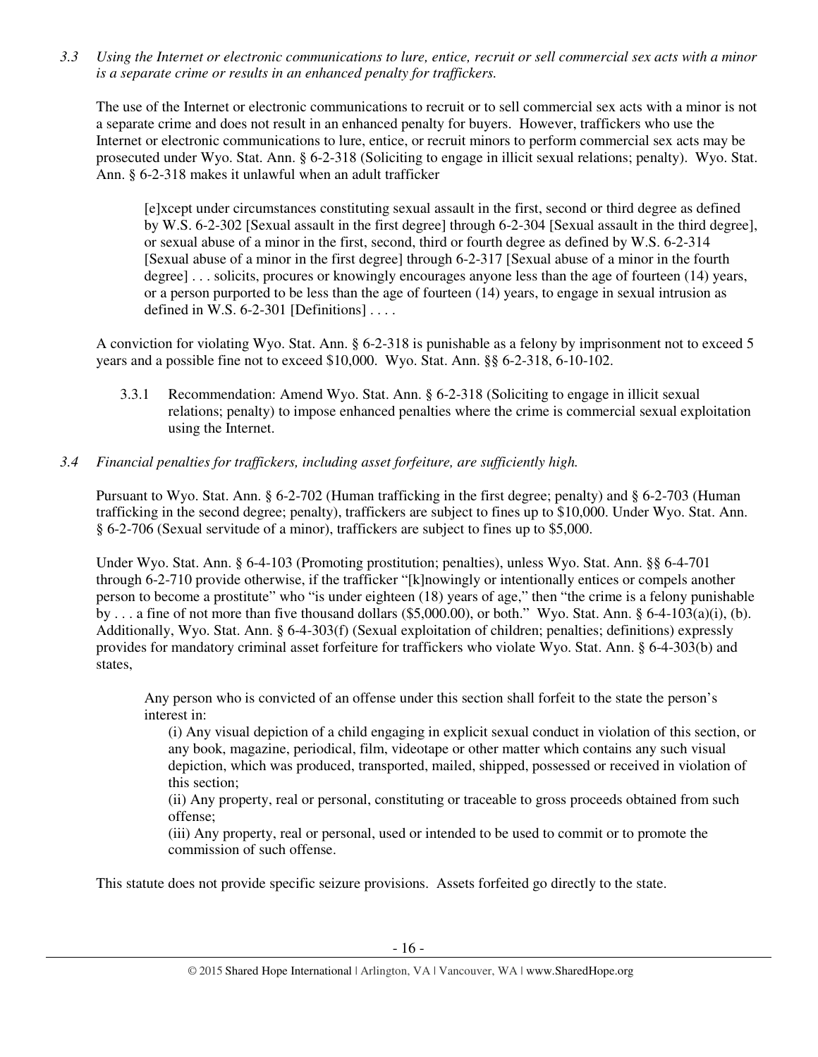*3.3 Using the Internet or electronic communications to lure, entice, recruit or sell commercial sex acts with a minor is a separate crime or results in an enhanced penalty for traffickers.*

The use of the Internet or electronic communications to recruit or to sell commercial sex acts with a minor is not a separate crime and does not result in an enhanced penalty for buyers. However, traffickers who use the Internet or electronic communications to lure, entice, or recruit minors to perform commercial sex acts may be prosecuted under Wyo. Stat. Ann. § 6-2-318 (Soliciting to engage in illicit sexual relations; penalty). Wyo. Stat. Ann. § 6-2-318 makes it unlawful when an adult trafficker

> [e]xcept under circumstances constituting sexual assault in the first, second or third degree as defined by W.S. 6-2-302 [Sexual assault in the first degree] through 6-2-304 [Sexual assault in the third degree], or sexual abuse of a minor in the first, second, third or fourth degree as defined by W.S. 6-2-314 [Sexual abuse of a minor in the first degree] through 6-2-317 [Sexual abuse of a minor in the fourth degree] . . . solicits, procures or knowingly encourages anyone less than the age of fourteen (14) years, or a person purported to be less than the age of fourteen (14) years, to engage in sexual intrusion as defined in W.S. 6-2-301 [Definitions] . . . .

A conviction for violating Wyo. Stat. Ann. § 6-2-318 is punishable as a felony by imprisonment not to exceed 5 years and a possible fine not to exceed $10,000. Wyo. Stat. Ann. §§ 6-2-318, 6-10-102.

3.3.1 Recommendation: Amend Wyo. Stat. Ann. § 6-2-318 (Soliciting to engage in illicit sexual relations; penalty) to impose enhanced penalties where the crime is commercial sexual exploitation using the Internet.

*3.4 Financial penalties for traffickers, including asset forfeiture, are sufficiently high.*

Pursuant to Wyo. Stat. Ann. § 6-2-702 (Human trafficking in the first degree; penalty) and § 6-2-703 (Human trafficking in the second degree; penalty), traffickers are subject to fines up to $10,000. Under Wyo. Stat. Ann. § 6-2-706 (Sexual servitude of a minor), traffickers are subject to fines up to $5,000.

Under Wyo. Stat. Ann. § 6-4-103 (Promoting prostitution; penalties), unless Wyo. Stat. Ann. §§ 6-4-701 through 6-2-710 provide otherwise, if the trafficker "[k]nowingly or intentionally entices or compels another person to become a prostitute" who "is under eighteen (18) years of age," then "the crime is a felony punishable by . . . a fine of not more than five thousand dollars ($5,000.00), or both." Wyo. Stat. Ann. § 6-4-103(a)(i), (b). Additionally, Wyo. Stat. Ann. § 6-4-303(f) (Sexual exploitation of children; penalties; definitions) expressly provides for mandatory criminal asset forfeiture for traffickers who violate Wyo. Stat. Ann. § 6-4-303(b) and states,

> Any person who is convicted of an offense under this section shall forfeit to the state the person's interest in:
>
> (i) Any visual depiction of a child engaging in explicit sexual conduct in violation of this section, or any book, magazine, periodical, film, videotape or other matter which contains any such visual depiction, which was produced, transported, mailed, shipped, possessed or received in violation of this section;
>
> (ii) Any property, real or personal, constituting or traceable to gross proceeds obtained from such offense;
>
> (iii) Any property, real or personal, used or intended to be used to commit or to promote the commission of such offense.

This statute does not provide specific seizure provisions. Assets forfeited go directly to the state.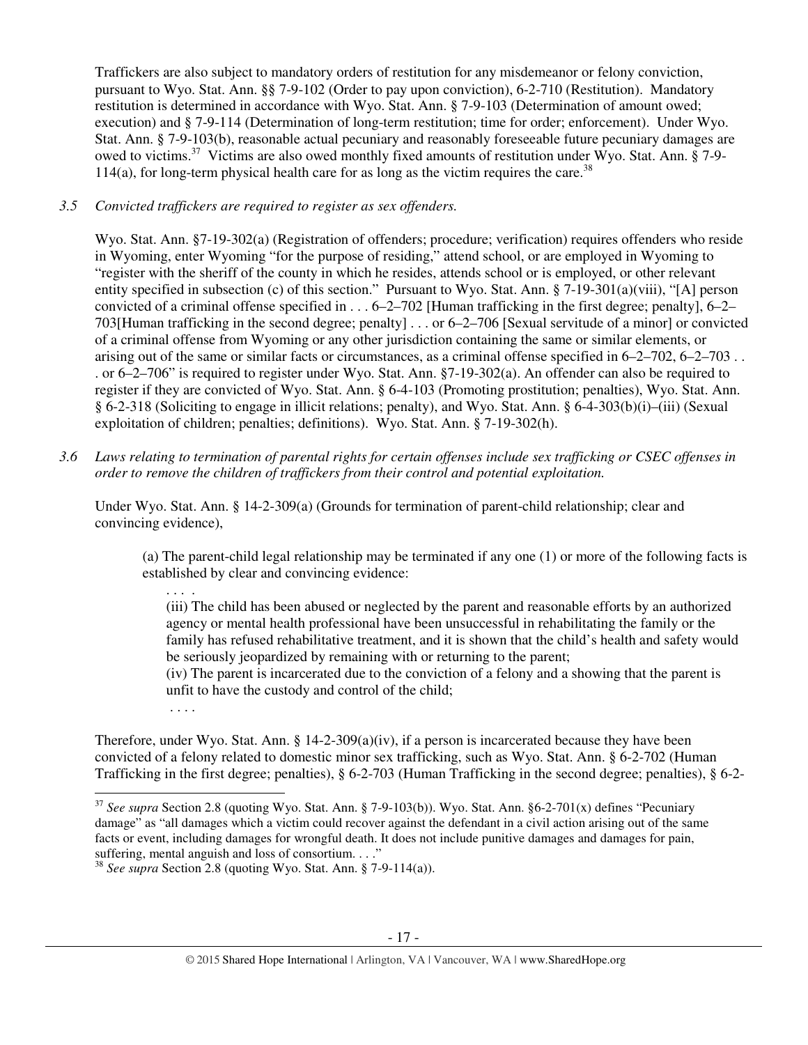Traffickers are also subject to mandatory orders of restitution for any misdemeanor or felony conviction, pursuant to Wyo. Stat. Ann. §§ 7-9-102 (Order to pay upon conviction), 6-2-710 (Restitution). Mandatory restitution is determined in accordance with Wyo. Stat. Ann. § 7-9-103 (Determination of amount owed; execution) and § 7-9-114 (Determination of long-term restitution; time for order; enforcement). Under Wyo. Stat. Ann. § 7-9-103(b), reasonable actual pecuniary and reasonably foreseeable future pecuniary damages are owed to victims.[37] Victims are also owed monthly fixed amounts of restitution under Wyo. Stat. Ann. § 7-9-114(a), for long-term physical health care for as long as the victim requires the care.[38]

*3.5 Convicted traffickers are required to register as sex offenders.*

Wyo. Stat. Ann. §7-19-302(a) (Registration of offenders; procedure; verification) requires offenders who reside in Wyoming, enter Wyoming "for the purpose of residing," attend school, or are employed in Wyoming to "register with the sheriff of the county in which he resides, attends school or is employed, or other relevant entity specified in subsection (c) of this section." Pursuant to Wyo. Stat. Ann. § 7-19-301(a)(viii), "[A] person convicted of a criminal offense specified in . . . 6–2–702 [Human trafficking in the first degree; penalty], 6–2–703[Human trafficking in the second degree; penalty] . . . or 6–2–706 [Sexual servitude of a minor] or convicted of a criminal offense from Wyoming or any other jurisdiction containing the same or similar elements, or arising out of the same or similar facts or circumstances, as a criminal offense specified in 6–2–702, 6–2–703 . . . or 6–2–706" is required to register under Wyo. Stat. Ann. §7-19-302(a). An offender can also be required to register if they are convicted of Wyo. Stat. Ann. § 6-4-103 (Promoting prostitution; penalties), Wyo. Stat. Ann. § 6-2-318 (Soliciting to engage in illicit relations; penalty), and Wyo. Stat. Ann. § 6-4-303(b)(i)–(iii) (Sexual exploitation of children; penalties; definitions). Wyo. Stat. Ann. § 7-19-302(h).

*3.6 Laws relating to termination of parental rights for certain offenses include sex trafficking or CSEC offenses in order to remove the children of traffickers from their control and potential exploitation.*

Under Wyo. Stat. Ann. § 14-2-309(a) (Grounds for termination of parent-child relationship; clear and convincing evidence),

> (a) The parent-child legal relationship may be terminated if any one (1) or more of the following facts is established by clear and convincing evidence:
>
> . . . .
>
> (iii) The child has been abused or neglected by the parent and reasonable efforts by an authorized agency or mental health professional have been unsuccessful in rehabilitating the family or the family has refused rehabilitative treatment, and it is shown that the child's health and safety would be seriously jeopardized by remaining with or returning to the parent;
>
> (iv) The parent is incarcerated due to the conviction of a felony and a showing that the parent is unfit to have the custody and control of the child;
>
> . . . .

Therefore, under Wyo. Stat. Ann. § 14-2-309(a)(iv), if a person is incarcerated because they have been convicted of a felony related to domestic minor sex trafficking, such as Wyo. Stat. Ann. § 6-2-702 (Human Trafficking in the first degree; penalties), § 6-2-703 (Human Trafficking in the second degree; penalties), § 6-2-

---

[37] *See supra* Section 2.8 (quoting Wyo. Stat. Ann. § 7-9-103(b)). Wyo. Stat. Ann. §6-2-701(x) defines "Pecuniary damage" as "all damages which a victim could recover against the defendant in a civil action arising out of the same facts or event, including damages for wrongful death. It does not include punitive damages and damages for pain, suffering, mental anguish and loss of consortium. . . ."

[38] *See supra* Section 2.8 (quoting Wyo. Stat. Ann. § 7-9-114(a)).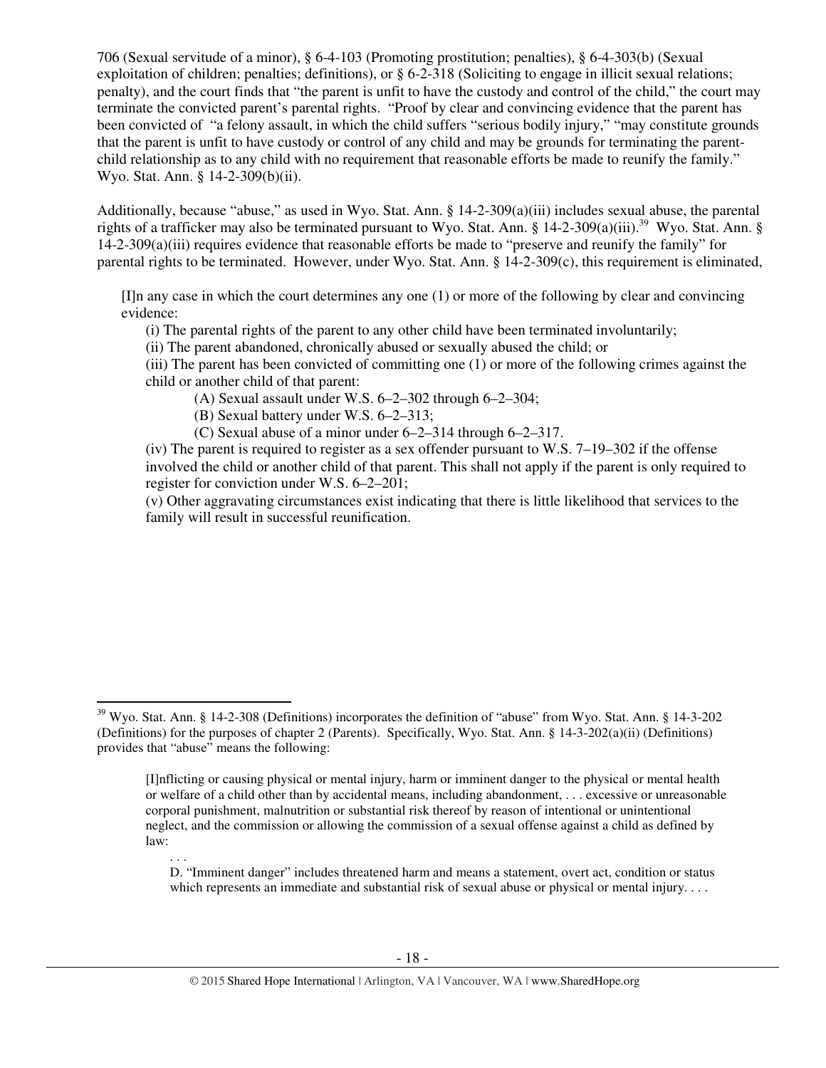706 (Sexual servitude of a minor), § 6-4-103 (Promoting prostitution; penalties), § 6-4-303(b) (Sexual exploitation of children; penalties; definitions), or § 6-2-318 (Soliciting to engage in illicit sexual relations; penalty), and the court finds that "the parent is unfit to have the custody and control of the child," the court may terminate the convicted parent's parental rights. "Proof by clear and convincing evidence that the parent has been convicted of "a felony assault, in which the child suffers "serious bodily injury," "may constitute grounds that the parent is unfit to have custody or control of any child and may be grounds for terminating the parent-child relationship as to any child with no requirement that reasonable efforts be made to reunify the family." Wyo. Stat. Ann. § 14-2-309(b)(ii).

Additionally, because "abuse," as used in Wyo. Stat. Ann. § 14-2-309(a)(iii) includes sexual abuse, the parental rights of a trafficker may also be terminated pursuant to Wyo. Stat. Ann. § 14-2-309(a)(iii).[39] Wyo. Stat. Ann. § 14-2-309(a)(iii) requires evidence that reasonable efforts be made to "preserve and reunify the family" for parental rights to be terminated. However, under Wyo. Stat. Ann. § 14-2-309(c), this requirement is eliminated,

> [I]n any case in which the court determines any one (1) or more of the following by clear and convincing evidence:
>
> (i) The parental rights of the parent to any other child have been terminated involuntarily;
>
> (ii) The parent abandoned, chronically abused or sexually abused the child; or
>
> (iii) The parent has been convicted of committing one (1) or more of the following crimes against the child or another child of that parent:
>
> (A) Sexual assault under W.S. 6–2–302 through 6–2–304;
>
> (B) Sexual battery under W.S. 6–2–313;
>
> (C) Sexual abuse of a minor under 6–2–314 through 6–2–317.
>
> (iv) The parent is required to register as a sex offender pursuant to W.S. 7–19–302 if the offense involved the child or another child of that parent. This shall not apply if the parent is only required to register for conviction under W.S. 6–2–201;
>
> (v) Other aggravating circumstances exist indicating that there is little likelihood that services to the family will result in successful reunification.

---

[39] Wyo. Stat. Ann. § 14-2-308 (Definitions) incorporates the definition of "abuse" from Wyo. Stat. Ann. § 14-3-202 (Definitions) for the purposes of chapter 2 (Parents). Specifically, Wyo. Stat. Ann. § 14-3-202(a)(ii) (Definitions) provides that "abuse" means the following:

> [I]nflicting or causing physical or mental injury, harm or imminent danger to the physical or mental health or welfare of a child other than by accidental means, including abandonment, . . . excessive or unreasonable corporal punishment, malnutrition or substantial risk thereof by reason of intentional or unintentional neglect, and the commission or allowing the commission of a sexual offense against a child as defined by law:
>
> . . .
>
> D. "Imminent danger" includes threatened harm and means a statement, overt act, condition or status which represents an immediate and substantial risk of sexual abuse or physical or mental injury. . . .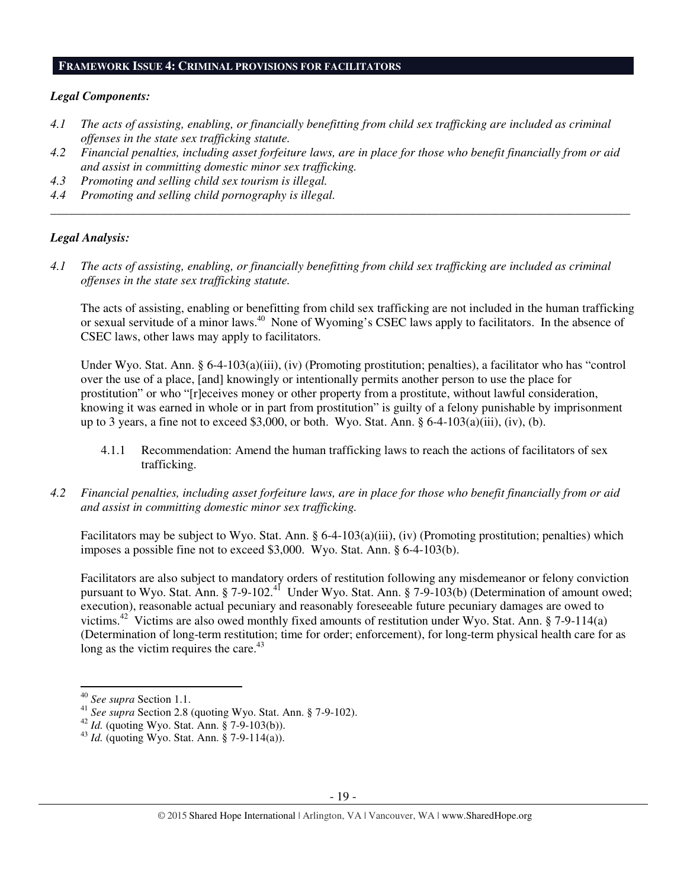## FRAMEWORK ISSUE 4: CRIMINAL PROVISIONS FOR FACILITATORS

***Legal Components:***

*4.1 The acts of assisting, enabling, or financially benefitting from child sex trafficking are included as criminal offenses in the state sex trafficking statute.*

*4.2 Financial penalties, including asset forfeiture laws, are in place for those who benefit financially from or aid and assist in committing domestic minor sex trafficking.*

*4.3 Promoting and selling child sex tourism is illegal.*

*4.4 Promoting and selling child pornography is illegal.*

---

***Legal Analysis:***

*4.1 The acts of assisting, enabling, or financially benefitting from child sex trafficking are included as criminal offenses in the state sex trafficking statute.*

The acts of assisting, enabling or benefitting from child sex trafficking are not included in the human trafficking or sexual servitude of a minor laws.[40] None of Wyoming's CSEC laws apply to facilitators. In the absence of CSEC laws, other laws may apply to facilitators.

Under Wyo. Stat. Ann. § 6-4-103(a)(iii), (iv) (Promoting prostitution; penalties), a facilitator who has "control over the use of a place, [and] knowingly or intentionally permits another person to use the place for prostitution" or who "[r]eceives money or other property from a prostitute, without lawful consideration, knowing it was earned in whole or in part from prostitution" is guilty of a felony punishable by imprisonment up to 3 years, a fine not to exceed $3,000, or both. Wyo. Stat. Ann. § 6-4-103(a)(iii), (iv), (b).

4.1.1 Recommendation: Amend the human trafficking laws to reach the actions of facilitators of sex trafficking.

*4.2 Financial penalties, including asset forfeiture laws, are in place for those who benefit financially from or aid and assist in committing domestic minor sex trafficking.*

Facilitators may be subject to Wyo. Stat. Ann. § 6-4-103(a)(iii), (iv) (Promoting prostitution; penalties) which imposes a possible fine not to exceed $3,000. Wyo. Stat. Ann. § 6-4-103(b).

Facilitators are also subject to mandatory orders of restitution following any misdemeanor or felony conviction pursuant to Wyo. Stat. Ann. § 7-9-102.[41] Under Wyo. Stat. Ann. § 7-9-103(b) (Determination of amount owed; execution), reasonable actual pecuniary and reasonably foreseeable future pecuniary damages are owed to victims.[42] Victims are also owed monthly fixed amounts of restitution under Wyo. Stat. Ann. § 7-9-114(a) (Determination of long-term restitution; time for order; enforcement), for long-term physical health care for as long as the victim requires the care.[43]

---

[40] *See supra* Section 1.1.

[41] *See supra* Section 2.8 (quoting Wyo. Stat. Ann. § 7-9-102).

[42] *Id.* (quoting Wyo. Stat. Ann. § 7-9-103(b)).

[43] *Id.* (quoting Wyo. Stat. Ann. § 7-9-114(a)).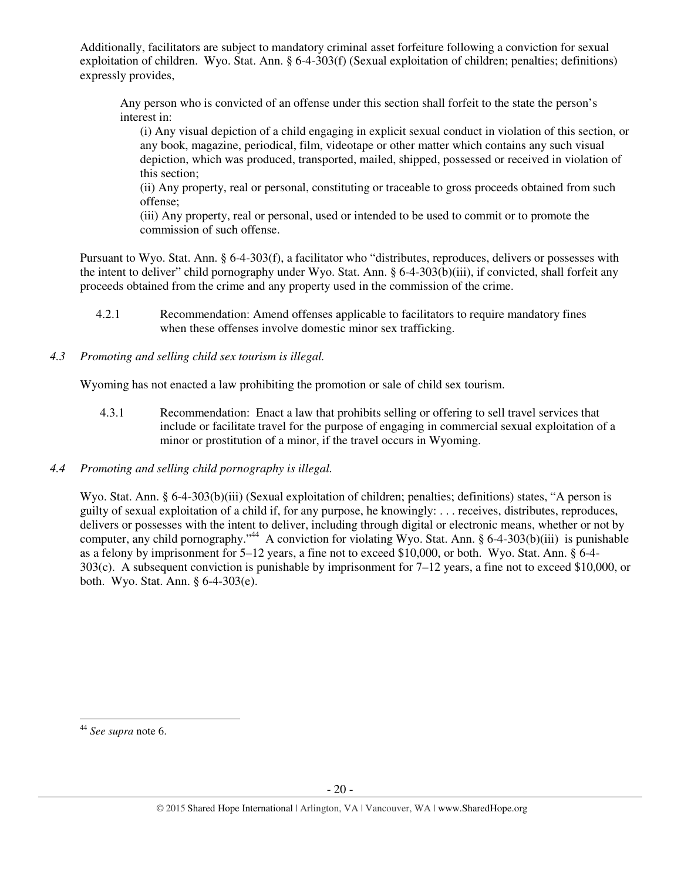Additionally, facilitators are subject to mandatory criminal asset forfeiture following a conviction for sexual exploitation of children. Wyo. Stat. Ann. § 6-4-303(f) (Sexual exploitation of children; penalties; definitions) expressly provides,

> Any person who is convicted of an offense under this section shall forfeit to the state the person's interest in:
>
> (i) Any visual depiction of a child engaging in explicit sexual conduct in violation of this section, or any book, magazine, periodical, film, videotape or other matter which contains any such visual depiction, which was produced, transported, mailed, shipped, possessed or received in violation of this section;
>
> (ii) Any property, real or personal, constituting or traceable to gross proceeds obtained from such offense;
>
> (iii) Any property, real or personal, used or intended to be used to commit or to promote the commission of such offense.

Pursuant to Wyo. Stat. Ann. § 6-4-303(f), a facilitator who "distributes, reproduces, delivers or possesses with the intent to deliver" child pornography under Wyo. Stat. Ann. § 6-4-303(b)(iii), if convicted, shall forfeit any proceeds obtained from the crime and any property used in the commission of the crime.

4.2.1 Recommendation: Amend offenses applicable to facilitators to require mandatory fines when these offenses involve domestic minor sex trafficking.

*4.3 Promoting and selling child sex tourism is illegal.*

Wyoming has not enacted a law prohibiting the promotion or sale of child sex tourism.

4.3.1 Recommendation: Enact a law that prohibits selling or offering to sell travel services that include or facilitate travel for the purpose of engaging in commercial sexual exploitation of a minor or prostitution of a minor, if the travel occurs in Wyoming.

*4.4 Promoting and selling child pornography is illegal.*

Wyo. Stat. Ann. § 6-4-303(b)(iii) (Sexual exploitation of children; penalties; definitions) states, "A person is guilty of sexual exploitation of a child if, for any purpose, he knowingly: . . . receives, distributes, reproduces, delivers or possesses with the intent to deliver, including through digital or electronic means, whether or not by computer, any child pornography."[44] A conviction for violating Wyo. Stat. Ann. § 6-4-303(b)(iii) is punishable as a felony by imprisonment for 5–12 years, a fine not to exceed $10,000, or both. Wyo. Stat. Ann. § 6-4-303(c). A subsequent conviction is punishable by imprisonment for 7–12 years, a fine not to exceed $10,000, or both. Wyo. Stat. Ann. § 6-4-303(e).

[44] *See supra* note 6.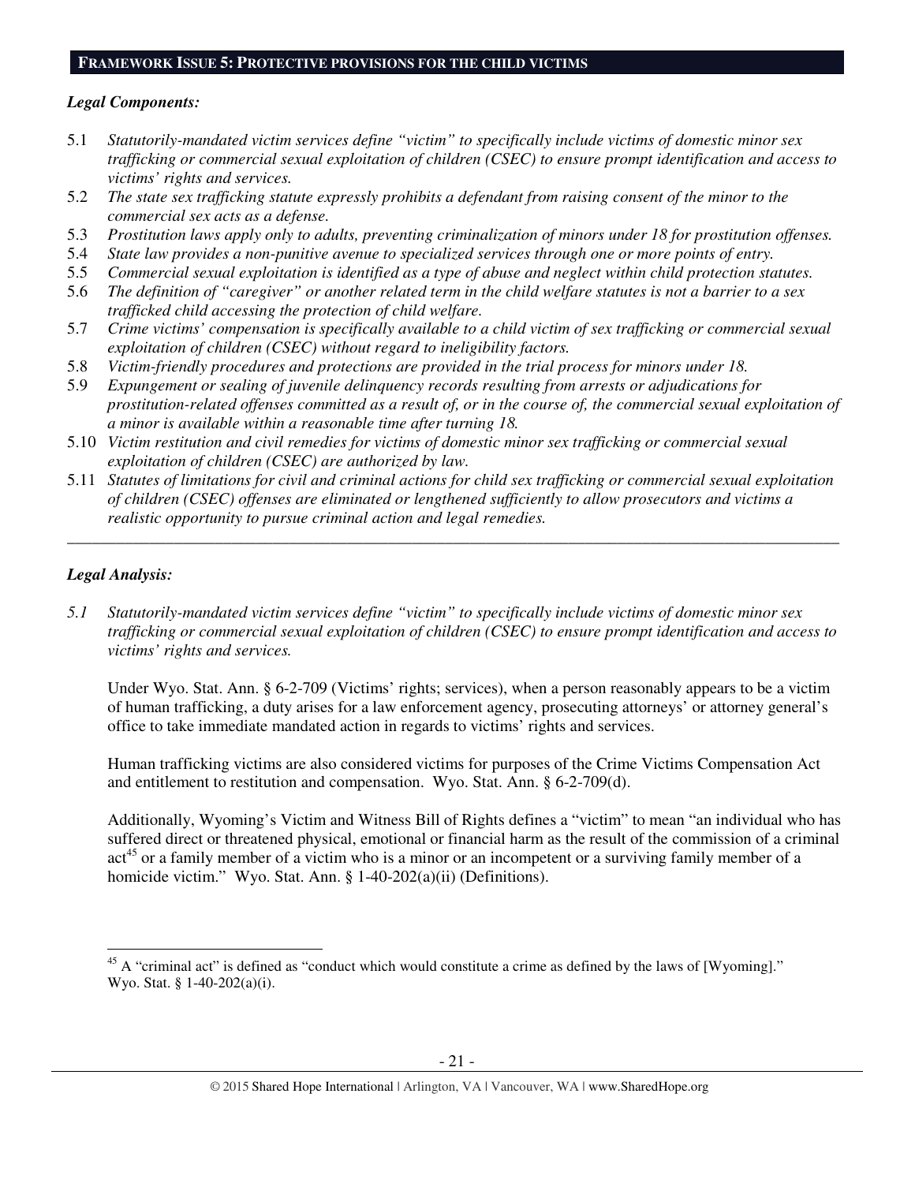## FRAMEWORK ISSUE 5: PROTECTIVE PROVISIONS FOR THE CHILD VICTIMS

***Legal Components:***

5.1 *Statutorily-mandated victim services define "victim" to specifically include victims of domestic minor sex trafficking or commercial sexual exploitation of children (CSEC) to ensure prompt identification and access to victims' rights and services.*

5.2 *The state sex trafficking statute expressly prohibits a defendant from raising consent of the minor to the commercial sex acts as a defense.*

5.3 *Prostitution laws apply only to adults, preventing criminalization of minors under 18 for prostitution offenses.*

5.4 *State law provides a non-punitive avenue to specialized services through one or more points of entry.*

5.5 *Commercial sexual exploitation is identified as a type of abuse and neglect within child protection statutes.*

5.6 *The definition of "caregiver" or another related term in the child welfare statutes is not a barrier to a sex trafficked child accessing the protection of child welfare.*

5.7 *Crime victims' compensation is specifically available to a child victim of sex trafficking or commercial sexual exploitation of children (CSEC) without regard to ineligibility factors.*

5.8 *Victim-friendly procedures and protections are provided in the trial process for minors under 18.*

5.9 *Expungement or sealing of juvenile delinquency records resulting from arrests or adjudications for prostitution-related offenses committed as a result of, or in the course of, the commercial sexual exploitation of a minor is available within a reasonable time after turning 18.*

5.10 *Victim restitution and civil remedies for victims of domestic minor sex trafficking or commercial sexual exploitation of children (CSEC) are authorized by law.*

5.11 *Statutes of limitations for civil and criminal actions for child sex trafficking or commercial sexual exploitation of children (CSEC) offenses are eliminated or lengthened sufficiently to allow prosecutors and victims a realistic opportunity to pursue criminal action and legal remedies.*

---

***Legal Analysis:***

5.1 *Statutorily-mandated victim services define "victim" to specifically include victims of domestic minor sex trafficking or commercial sexual exploitation of children (CSEC) to ensure prompt identification and access to victims' rights and services.*

Under Wyo. Stat. Ann. § 6-2-709 (Victims' rights; services), when a person reasonably appears to be a victim of human trafficking, a duty arises for a law enforcement agency, prosecuting attorneys' or attorney general's office to take immediate mandated action in regards to victims' rights and services.

Human trafficking victims are also considered victims for purposes of the Crime Victims Compensation Act and entitlement to restitution and compensation. Wyo. Stat. Ann. § 6-2-709(d).

Additionally, Wyoming's Victim and Witness Bill of Rights defines a "victim" to mean "an individual who has suffered direct or threatened physical, emotional or financial harm as the result of the commission of a criminal act[45] or a family member of a victim who is a minor or an incompetent or a surviving family member of a homicide victim." Wyo. Stat. Ann. § 1-40-202(a)(ii) (Definitions).

---

[45] A "criminal act" is defined as "conduct which would constitute a crime as defined by the laws of [Wyoming]." Wyo. Stat. § 1-40-202(a)(i).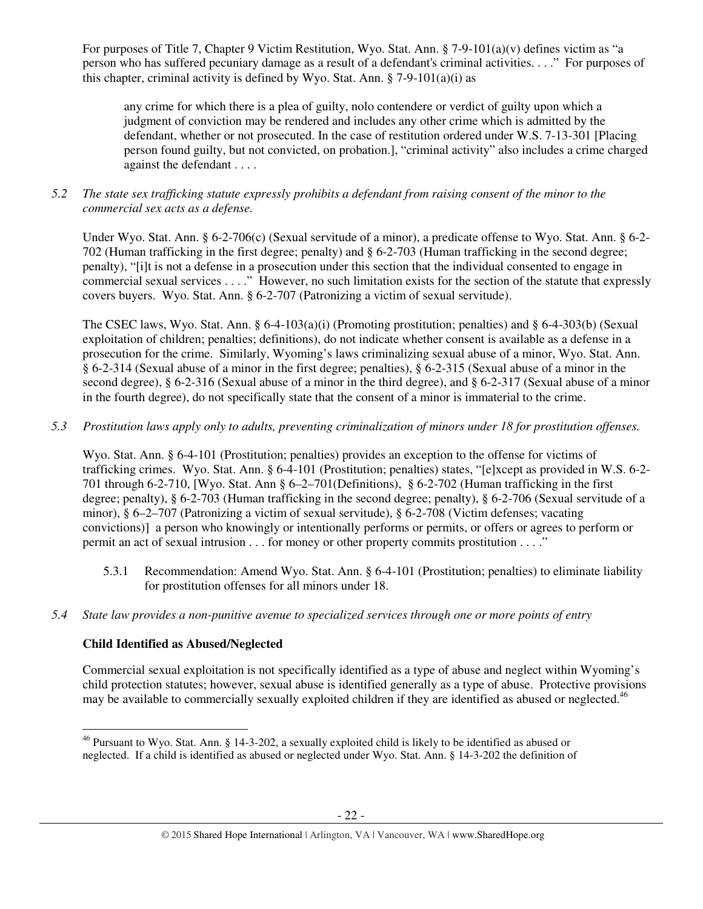For purposes of Title 7, Chapter 9 Victim Restitution, Wyo. Stat. Ann. § 7-9-101(a)(v) defines victim as "a person who has suffered pecuniary damage as a result of a defendant's criminal activities. . . ." For purposes of this chapter, criminal activity is defined by Wyo. Stat. Ann. § 7-9-101(a)(i) as

> any crime for which there is a plea of guilty, nolo contendere or verdict of guilty upon which a judgment of conviction may be rendered and includes any other crime which is admitted by the defendant, whether or not prosecuted. In the case of restitution ordered under W.S. 7-13-301 [Placing person found guilty, but not convicted, on probation.], "criminal activity" also includes a crime charged against the defendant . . . .

*5.2 The state sex trafficking statute expressly prohibits a defendant from raising consent of the minor to the commercial sex acts as a defense.*

Under Wyo. Stat. Ann. § 6-2-706(c) (Sexual servitude of a minor), a predicate offense to Wyo. Stat. Ann. § 6-2-702 (Human trafficking in the first degree; penalty) and § 6-2-703 (Human trafficking in the second degree; penalty), "[i]t is not a defense in a prosecution under this section that the individual consented to engage in commercial sexual services . . . ." However, no such limitation exists for the section of the statute that expressly covers buyers. Wyo. Stat. Ann. § 6-2-707 (Patronizing a victim of sexual servitude).

The CSEC laws, Wyo. Stat. Ann. § 6-4-103(a)(i) (Promoting prostitution; penalties) and § 6-4-303(b) (Sexual exploitation of children; penalties; definitions), do not indicate whether consent is available as a defense in a prosecution for the crime. Similarly, Wyoming's laws criminalizing sexual abuse of a minor, Wyo. Stat. Ann. § 6-2-314 (Sexual abuse of a minor in the first degree; penalties), § 6-2-315 (Sexual abuse of a minor in the second degree), § 6-2-316 (Sexual abuse of a minor in the third degree), and § 6-2-317 (Sexual abuse of a minor in the fourth degree), do not specifically state that the consent of a minor is immaterial to the crime.

*5.3 Prostitution laws apply only to adults, preventing criminalization of minors under 18 for prostitution offenses.*

Wyo. Stat. Ann. § 6-4-101 (Prostitution; penalties) provides an exception to the offense for victims of trafficking crimes. Wyo. Stat. Ann. § 6-4-101 (Prostitution; penalties) states, "[e]xcept as provided in W.S. 6-2-701 through 6-2-710, [Wyo. Stat. Ann § 6–2–701(Definitions), § 6-2-702 (Human trafficking in the first degree; penalty), § 6-2-703 (Human trafficking in the second degree; penalty), § 6-2-706 (Sexual servitude of a minor), § 6–2–707 (Patronizing a victim of sexual servitude), § 6-2-708 (Victim defenses; vacating convictions)] a person who knowingly or intentionally performs or permits, or offers or agrees to perform or permit an act of sexual intrusion . . . for money or other property commits prostitution . . . ."

5.3.1 Recommendation: Amend Wyo. Stat. Ann. § 6-4-101 (Prostitution; penalties) to eliminate liability for prostitution offenses for all minors under 18.

*5.4 State law provides a non-punitive avenue to specialized services through one or more points of entry*

**Child Identified as Abused/Neglected**

Commercial sexual exploitation is not specifically identified as a type of abuse and neglect within Wyoming's child protection statutes; however, sexual abuse is identified generally as a type of abuse. Protective provisions may be available to commercially sexually exploited children if they are identified as abused or neglected.[46]

[46] Pursuant to Wyo. Stat. Ann. § 14-3-202, a sexually exploited child is likely to be identified as abused or neglected. If a child is identified as abused or neglected under Wyo. Stat. Ann. § 14-3-202 the definition of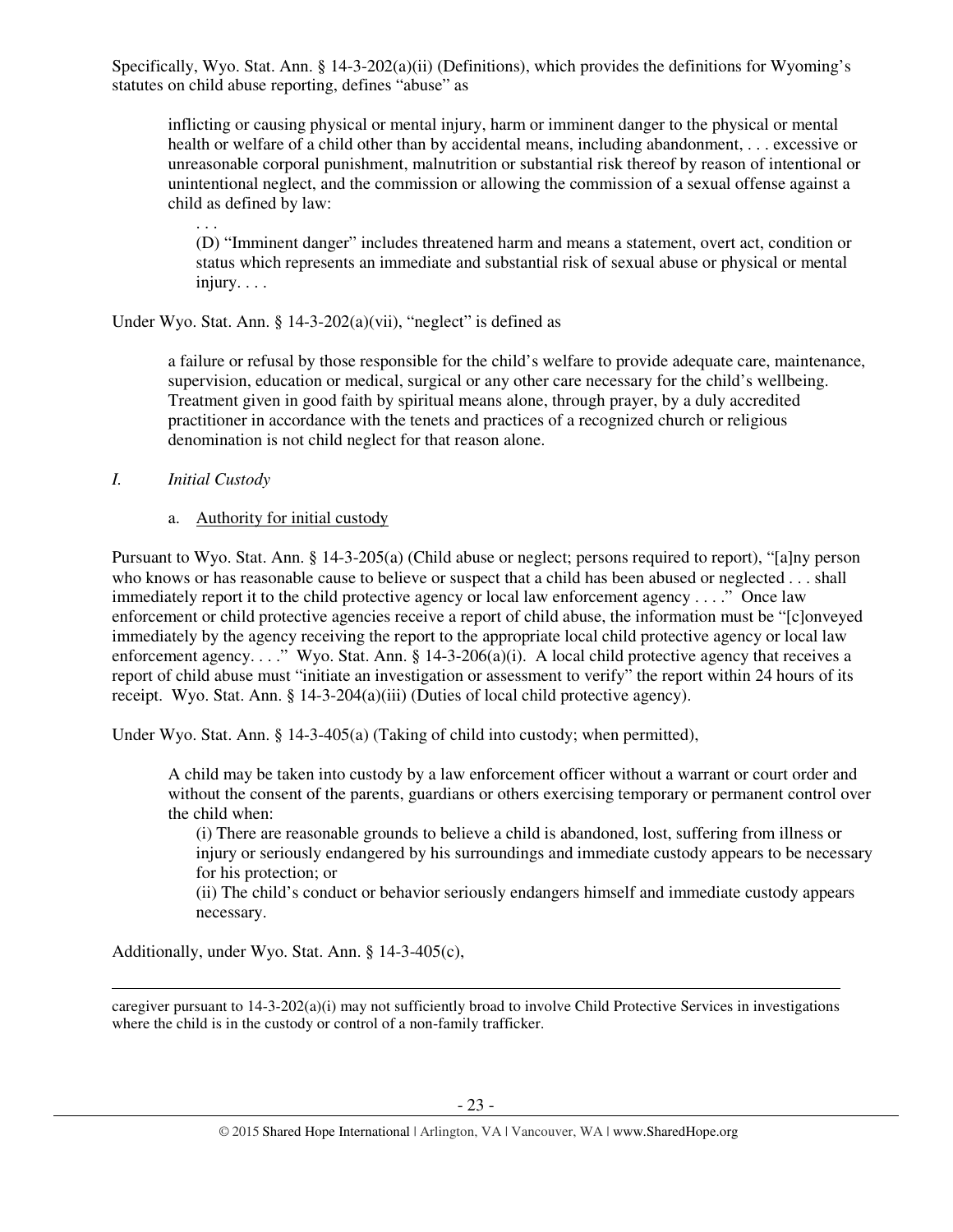Specifically, Wyo. Stat. Ann. § 14-3-202(a)(ii) (Definitions), which provides the definitions for Wyoming's statutes on child abuse reporting, defines "abuse" as

> inflicting or causing physical or mental injury, harm or imminent danger to the physical or mental health or welfare of a child other than by accidental means, including abandonment, . . . excessive or unreasonable corporal punishment, malnutrition or substantial risk thereof by reason of intentional or unintentional neglect, and the commission or allowing the commission of a sexual offense against a child as defined by law:
>
> . . .
>
> (D) "Imminent danger" includes threatened harm and means a statement, overt act, condition or status which represents an immediate and substantial risk of sexual abuse or physical or mental injury. . . .

Under Wyo. Stat. Ann. § 14-3-202(a)(vii), "neglect" is defined as

> a failure or refusal by those responsible for the child's welfare to provide adequate care, maintenance, supervision, education or medical, surgical or any other care necessary for the child's wellbeing. Treatment given in good faith by spiritual means alone, through prayer, by a duly accredited practitioner in accordance with the tenets and practices of a recognized church or religious denomination is not child neglect for that reason alone.

*I. Initial Custody*

a. Authority for initial custody

Pursuant to Wyo. Stat. Ann. § 14-3-205(a) (Child abuse or neglect; persons required to report), "[a]ny person who knows or has reasonable cause to believe or suspect that a child has been abused or neglected . . . shall immediately report it to the child protective agency or local law enforcement agency . . . ." Once law enforcement or child protective agencies receive a report of child abuse, the information must be "[c]onveyed immediately by the agency receiving the report to the appropriate local child protective agency or local law enforcement agency. . . ." Wyo. Stat. Ann. § 14-3-206(a)(i). A local child protective agency that receives a report of child abuse must "initiate an investigation or assessment to verify" the report within 24 hours of its receipt. Wyo. Stat. Ann. § 14-3-204(a)(iii) (Duties of local child protective agency).

Under Wyo. Stat. Ann. § 14-3-405(a) (Taking of child into custody; when permitted),

> A child may be taken into custody by a law enforcement officer without a warrant or court order and without the consent of the parents, guardians or others exercising temporary or permanent control over the child when:
>
> (i) There are reasonable grounds to believe a child is abandoned, lost, suffering from illness or injury or seriously endangered by his surroundings and immediate custody appears to be necessary for his protection; or
>
> (ii) The child's conduct or behavior seriously endangers himself and immediate custody appears necessary.

Additionally, under Wyo. Stat. Ann. § 14-3-405(c),

---

caregiver pursuant to 14-3-202(a)(i) may not sufficiently broad to involve Child Protective Services in investigations where the child is in the custody or control of a non-family trafficker.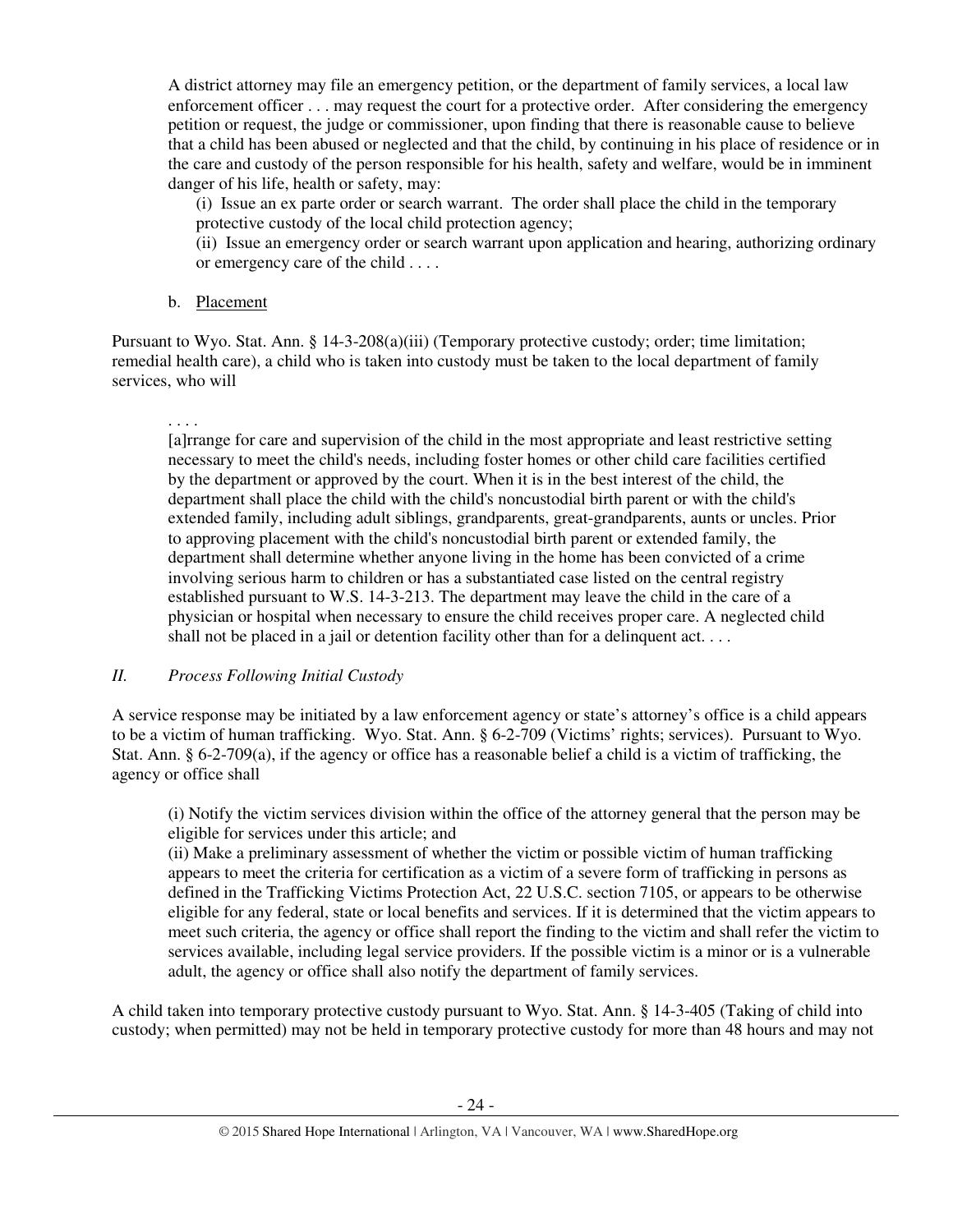> A district attorney may file an emergency petition, or the department of family services, a local law enforcement officer . . . may request the court for a protective order. After considering the emergency petition or request, the judge or commissioner, upon finding that there is reasonable cause to believe that a child has been abused or neglected and that the child, by continuing in his place of residence or in the care and custody of the person responsible for his health, safety and welfare, would be in imminent danger of his life, health or safety, may:
>
> (i) Issue an ex parte order or search warrant. The order shall place the child in the temporary protective custody of the local child protection agency;
>
> (ii) Issue an emergency order or search warrant upon application and hearing, authorizing ordinary or emergency care of the child . . . .

b. Placement

Pursuant to Wyo. Stat. Ann. § 14-3-208(a)(iii) (Temporary protective custody; order; time limitation; remedial health care), a child who is taken into custody must be taken to the local department of family services, who will

> . . . .
>
> [a]rrange for care and supervision of the child in the most appropriate and least restrictive setting necessary to meet the child's needs, including foster homes or other child care facilities certified by the department or approved by the court. When it is in the best interest of the child, the department shall place the child with the child's noncustodial birth parent or with the child's extended family, including adult siblings, grandparents, great-grandparents, aunts or uncles. Prior to approving placement with the child's noncustodial birth parent or extended family, the department shall determine whether anyone living in the home has been convicted of a crime involving serious harm to children or has a substantiated case listed on the central registry established pursuant to W.S. 14-3-213. The department may leave the child in the care of a physician or hospital when necessary to ensure the child receives proper care. A neglected child shall not be placed in a jail or detention facility other than for a delinquent act. . . .

## *II. Process Following Initial Custody*

A service response may be initiated by a law enforcement agency or state's attorney's office is a child appears to be a victim of human trafficking. Wyo. Stat. Ann. § 6-2-709 (Victims' rights; services). Pursuant to Wyo. Stat. Ann. § 6-2-709(a), if the agency or office has a reasonable belief a child is a victim of trafficking, the agency or office shall

> (i) Notify the victim services division within the office of the attorney general that the person may be eligible for services under this article; and
>
> (ii) Make a preliminary assessment of whether the victim or possible victim of human trafficking appears to meet the criteria for certification as a victim of a severe form of trafficking in persons as defined in the Trafficking Victims Protection Act, 22 U.S.C. section 7105, or appears to be otherwise eligible for any federal, state or local benefits and services. If it is determined that the victim appears to meet such criteria, the agency or office shall report the finding to the victim and shall refer the victim to services available, including legal service providers. If the possible victim is a minor or is a vulnerable adult, the agency or office shall also notify the department of family services.

A child taken into temporary protective custody pursuant to Wyo. Stat. Ann. § 14-3-405 (Taking of child into custody; when permitted) may not be held in temporary protective custody for more than 48 hours and may not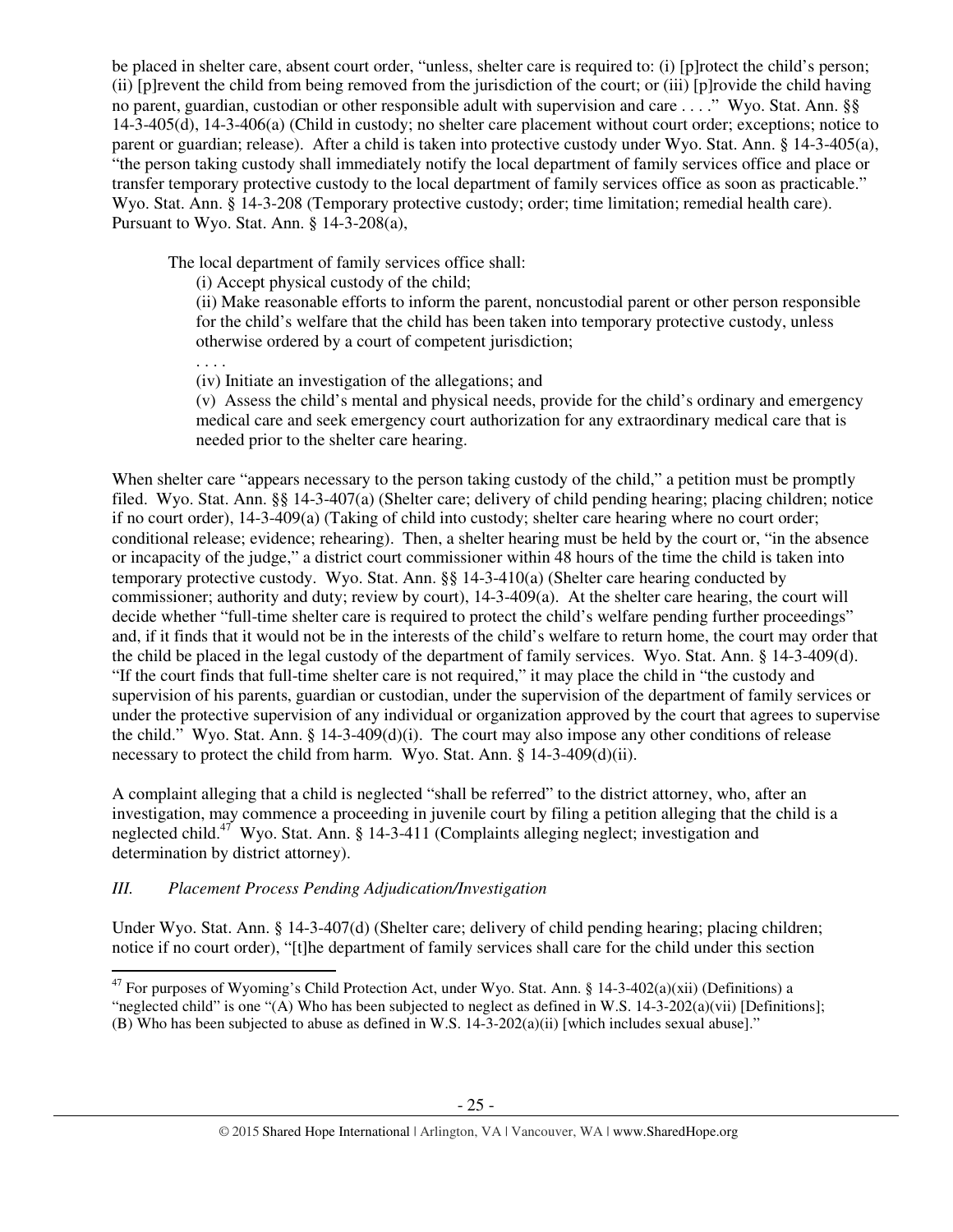be placed in shelter care, absent court order, "unless, shelter care is required to: (i) [p]rotect the child's person; (ii) [p]revent the child from being removed from the jurisdiction of the court; or (iii) [p]rovide the child having no parent, guardian, custodian or other responsible adult with supervision and care . . . ." Wyo. Stat. Ann. §§ 14-3-405(d), 14-3-406(a) (Child in custody; no shelter care placement without court order; exceptions; notice to parent or guardian; release). After a child is taken into protective custody under Wyo. Stat. Ann. § 14-3-405(a), "the person taking custody shall immediately notify the local department of family services office and place or transfer temporary protective custody to the local department of family services office as soon as practicable." Wyo. Stat. Ann. § 14-3-208 (Temporary protective custody; order; time limitation; remedial health care). Pursuant to Wyo. Stat. Ann. § 14-3-208(a),

> The local department of family services office shall:
>
> (i) Accept physical custody of the child;
>
> (ii) Make reasonable efforts to inform the parent, noncustodial parent or other person responsible for the child's welfare that the child has been taken into temporary protective custody, unless otherwise ordered by a court of competent jurisdiction;
>
> . . . .
>
> (iv) Initiate an investigation of the allegations; and
>
> (v) Assess the child's mental and physical needs, provide for the child's ordinary and emergency medical care and seek emergency court authorization for any extraordinary medical care that is needed prior to the shelter care hearing.

When shelter care "appears necessary to the person taking custody of the child," a petition must be promptly filed. Wyo. Stat. Ann. §§ 14-3-407(a) (Shelter care; delivery of child pending hearing; placing children; notice if no court order), 14-3-409(a) (Taking of child into custody; shelter care hearing where no court order; conditional release; evidence; rehearing). Then, a shelter hearing must be held by the court or, "in the absence or incapacity of the judge," a district court commissioner within 48 hours of the time the child is taken into temporary protective custody. Wyo. Stat. Ann. §§ 14-3-410(a) (Shelter care hearing conducted by commissioner; authority and duty; review by court), 14-3-409(a). At the shelter care hearing, the court will decide whether "full-time shelter care is required to protect the child's welfare pending further proceedings" and, if it finds that it would not be in the interests of the child's welfare to return home, the court may order that the child be placed in the legal custody of the department of family services. Wyo. Stat. Ann. § 14-3-409(d). "If the court finds that full-time shelter care is not required," it may place the child in "the custody and supervision of his parents, guardian or custodian, under the supervision of the department of family services or under the protective supervision of any individual or organization approved by the court that agrees to supervise the child." Wyo. Stat. Ann. § 14-3-409(d)(i). The court may also impose any other conditions of release necessary to protect the child from harm. Wyo. Stat. Ann. § 14-3-409(d)(ii).

A complaint alleging that a child is neglected "shall be referred" to the district attorney, who, after an investigation, may commence a proceeding in juvenile court by filing a petition alleging that the child is a neglected child.[47] Wyo. Stat. Ann. § 14-3-411 (Complaints alleging neglect; investigation and determination by district attorney).

### *III. Placement Process Pending Adjudication/Investigation*

Under Wyo. Stat. Ann. § 14-3-407(d) (Shelter care; delivery of child pending hearing; placing children; notice if no court order), "[t]he department of family services shall care for the child under this section

---

[47] For purposes of Wyoming's Child Protection Act, under Wyo. Stat. Ann. § 14-3-402(a)(xii) (Definitions) a "neglected child" is one "(A) Who has been subjected to neglect as defined in W.S. 14-3-202(a)(vii) [Definitions]; (B) Who has been subjected to abuse as defined in W.S. 14-3-202(a)(ii) [which includes sexual abuse]."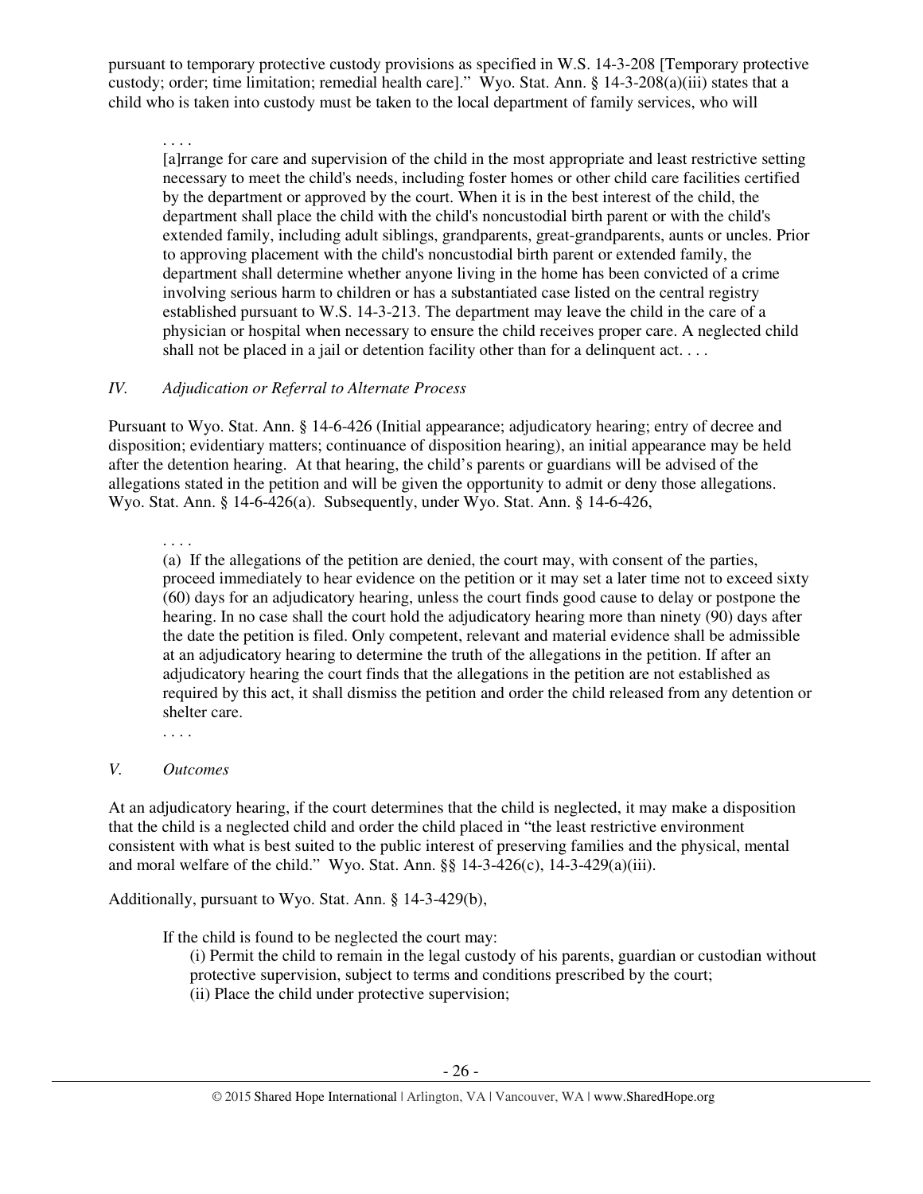pursuant to temporary protective custody provisions as specified in W.S. 14-3-208 [Temporary protective custody; order; time limitation; remedial health care]." Wyo. Stat. Ann. § 14-3-208(a)(iii) states that a child who is taken into custody must be taken to the local department of family services, who will

> . . . .
>
> [a]rrange for care and supervision of the child in the most appropriate and least restrictive setting necessary to meet the child's needs, including foster homes or other child care facilities certified by the department or approved by the court. When it is in the best interest of the child, the department shall place the child with the child's noncustodial birth parent or with the child's extended family, including adult siblings, grandparents, great-grandparents, aunts or uncles. Prior to approving placement with the child's noncustodial birth parent or extended family, the department shall determine whether anyone living in the home has been convicted of a crime involving serious harm to children or has a substantiated case listed on the central registry established pursuant to W.S. 14-3-213. The department may leave the child in the care of a physician or hospital when necessary to ensure the child receives proper care. A neglected child shall not be placed in a jail or detention facility other than for a delinquent act. . . .

### *IV. Adjudication or Referral to Alternate Process*

Pursuant to Wyo. Stat. Ann. § 14-6-426 (Initial appearance; adjudicatory hearing; entry of decree and disposition; evidentiary matters; continuance of disposition hearing), an initial appearance may be held after the detention hearing. At that hearing, the child's parents or guardians will be advised of the allegations stated in the petition and will be given the opportunity to admit or deny those allegations. Wyo. Stat. Ann. § 14-6-426(a). Subsequently, under Wyo. Stat. Ann. § 14-6-426,

> . . . .
>
> (a) If the allegations of the petition are denied, the court may, with consent of the parties, proceed immediately to hear evidence on the petition or it may set a later time not to exceed sixty (60) days for an adjudicatory hearing, unless the court finds good cause to delay or postpone the hearing. In no case shall the court hold the adjudicatory hearing more than ninety (90) days after the date the petition is filed. Only competent, relevant and material evidence shall be admissible at an adjudicatory hearing to determine the truth of the allegations in the petition. If after an adjudicatory hearing the court finds that the allegations in the petition are not established as required by this act, it shall dismiss the petition and order the child released from any detention or shelter care.
>
> . . . .

### *V. Outcomes*

At an adjudicatory hearing, if the court determines that the child is neglected, it may make a disposition that the child is a neglected child and order the child placed in "the least restrictive environment consistent with what is best suited to the public interest of preserving families and the physical, mental and moral welfare of the child." Wyo. Stat. Ann. §§ 14-3-426(c), 14-3-429(a)(iii).

Additionally, pursuant to Wyo. Stat. Ann. § 14-3-429(b),

> If the child is found to be neglected the court may:
>
> (i) Permit the child to remain in the legal custody of his parents, guardian or custodian without protective supervision, subject to terms and conditions prescribed by the court;
>
> (ii) Place the child under protective supervision;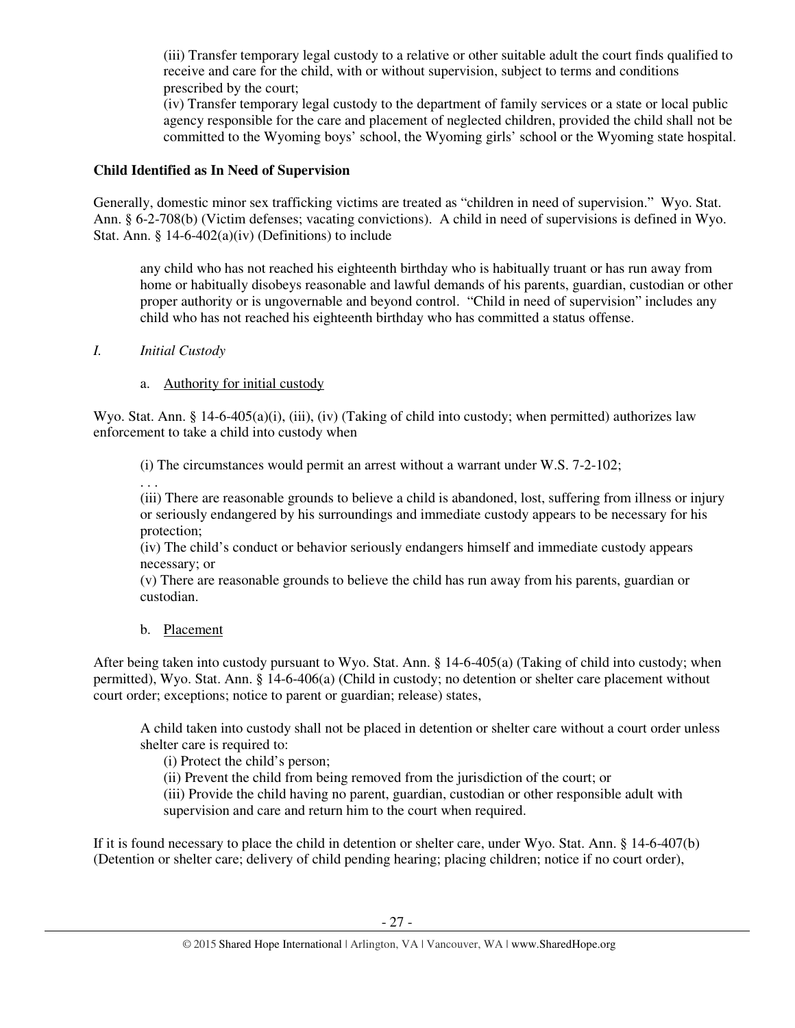(iii) Transfer temporary legal custody to a relative or other suitable adult the court finds qualified to receive and care for the child, with or without supervision, subject to terms and conditions prescribed by the court;

(iv) Transfer temporary legal custody to the department of family services or a state or local public agency responsible for the care and placement of neglected children, provided the child shall not be committed to the Wyoming boys' school, the Wyoming girls' school or the Wyoming state hospital.

**Child Identified as In Need of Supervision**

Generally, domestic minor sex trafficking victims are treated as "children in need of supervision." Wyo. Stat. Ann. § 6-2-708(b) (Victim defenses; vacating convictions). A child in need of supervisions is defined in Wyo. Stat. Ann. § 14-6-402(a)(iv) (Definitions) to include

> any child who has not reached his eighteenth birthday who is habitually truant or has run away from home or habitually disobeys reasonable and lawful demands of his parents, guardian, custodian or other proper authority or is ungovernable and beyond control. "Child in need of supervision" includes any child who has not reached his eighteenth birthday who has committed a status offense.

*I. Initial Custody*

a. Authority for initial custody

Wyo. Stat. Ann. § 14-6-405(a)(i), (iii), (iv) (Taking of child into custody; when permitted) authorizes law enforcement to take a child into custody when

> (i) The circumstances would permit an arrest without a warrant under W.S. 7-2-102;
>
> . . .
>
> (iii) There are reasonable grounds to believe a child is abandoned, lost, suffering from illness or injury or seriously endangered by his surroundings and immediate custody appears to be necessary for his protection;
>
> (iv) The child's conduct or behavior seriously endangers himself and immediate custody appears necessary; or
>
> (v) There are reasonable grounds to believe the child has run away from his parents, guardian or custodian.

b. Placement

After being taken into custody pursuant to Wyo. Stat. Ann. § 14-6-405(a) (Taking of child into custody; when permitted), Wyo. Stat. Ann. § 14-6-406(a) (Child in custody; no detention or shelter care placement without court order; exceptions; notice to parent or guardian; release) states,

> A child taken into custody shall not be placed in detention or shelter care without a court order unless shelter care is required to:
>
> (i) Protect the child's person;
>
> (ii) Prevent the child from being removed from the jurisdiction of the court; or
>
> (iii) Provide the child having no parent, guardian, custodian or other responsible adult with supervision and care and return him to the court when required.

If it is found necessary to place the child in detention or shelter care, under Wyo. Stat. Ann. § 14-6-407(b) (Detention or shelter care; delivery of child pending hearing; placing children; notice if no court order),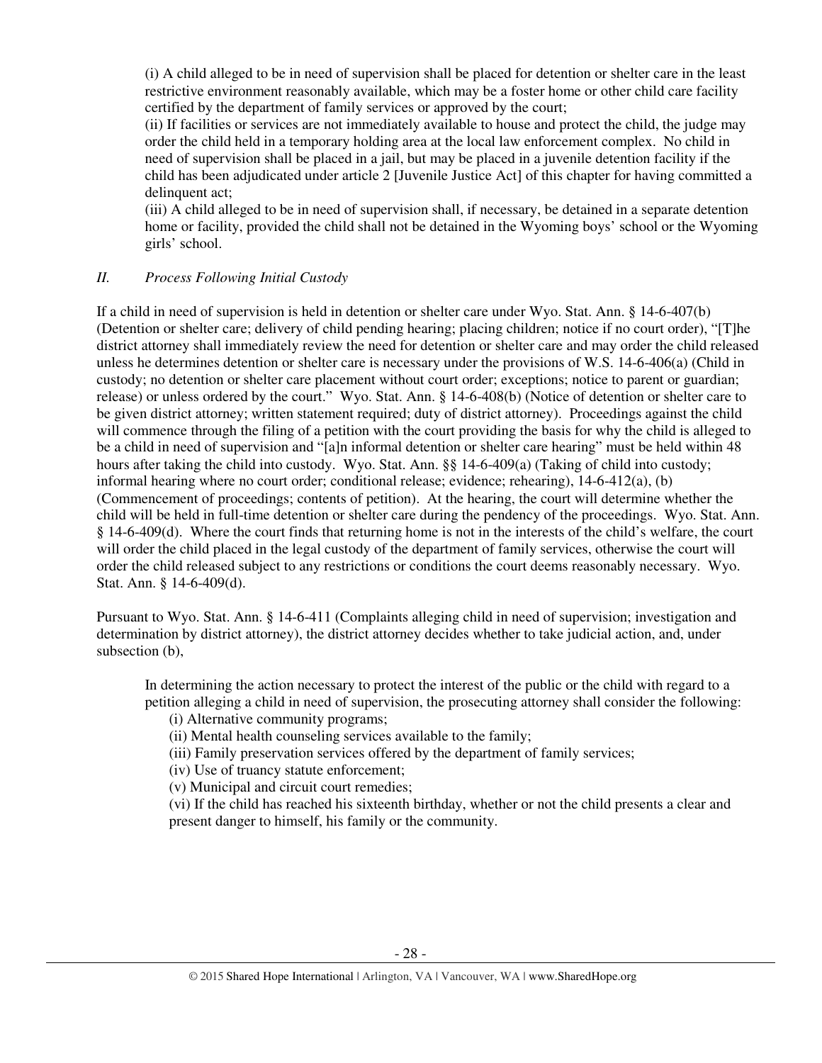(i) A child alleged to be in need of supervision shall be placed for detention or shelter care in the least restrictive environment reasonably available, which may be a foster home or other child care facility certified by the department of family services or approved by the court;

(ii) If facilities or services are not immediately available to house and protect the child, the judge may order the child held in a temporary holding area at the local law enforcement complex. No child in need of supervision shall be placed in a jail, but may be placed in a juvenile detention facility if the child has been adjudicated under article 2 [Juvenile Justice Act] of this chapter for having committed a delinquent act;

(iii) A child alleged to be in need of supervision shall, if necessary, be detained in a separate detention home or facility, provided the child shall not be detained in the Wyoming boys' school or the Wyoming girls' school.

## *II. Process Following Initial Custody*

If a child in need of supervision is held in detention or shelter care under Wyo. Stat. Ann. § 14-6-407(b) (Detention or shelter care; delivery of child pending hearing; placing children; notice if no court order), "[T]he district attorney shall immediately review the need for detention or shelter care and may order the child released unless he determines detention or shelter care is necessary under the provisions of W.S. 14-6-406(a) (Child in custody; no detention or shelter care placement without court order; exceptions; notice to parent or guardian; release) or unless ordered by the court." Wyo. Stat. Ann. § 14-6-408(b) (Notice of detention or shelter care to be given district attorney; written statement required; duty of district attorney). Proceedings against the child will commence through the filing of a petition with the court providing the basis for why the child is alleged to be a child in need of supervision and "[a]n informal detention or shelter care hearing" must be held within 48 hours after taking the child into custody. Wyo. Stat. Ann. §§ 14-6-409(a) (Taking of child into custody; informal hearing where no court order; conditional release; evidence; rehearing), 14-6-412(a), (b) (Commencement of proceedings; contents of petition). At the hearing, the court will determine whether the child will be held in full-time detention or shelter care during the pendency of the proceedings. Wyo. Stat. Ann. § 14-6-409(d). Where the court finds that returning home is not in the interests of the child's welfare, the court will order the child placed in the legal custody of the department of family services, otherwise the court will order the child released subject to any restrictions or conditions the court deems reasonably necessary. Wyo. Stat. Ann. § 14-6-409(d).

Pursuant to Wyo. Stat. Ann. § 14-6-411 (Complaints alleging child in need of supervision; investigation and determination by district attorney), the district attorney decides whether to take judicial action, and, under subsection (b),

> In determining the action necessary to protect the interest of the public or the child with regard to a petition alleging a child in need of supervision, the prosecuting attorney shall consider the following:
>
> (i) Alternative community programs;
>
> (ii) Mental health counseling services available to the family;
>
> (iii) Family preservation services offered by the department of family services;
>
> (iv) Use of truancy statute enforcement;
>
> (v) Municipal and circuit court remedies;
>
> (vi) If the child has reached his sixteenth birthday, whether or not the child presents a clear and present danger to himself, his family or the community.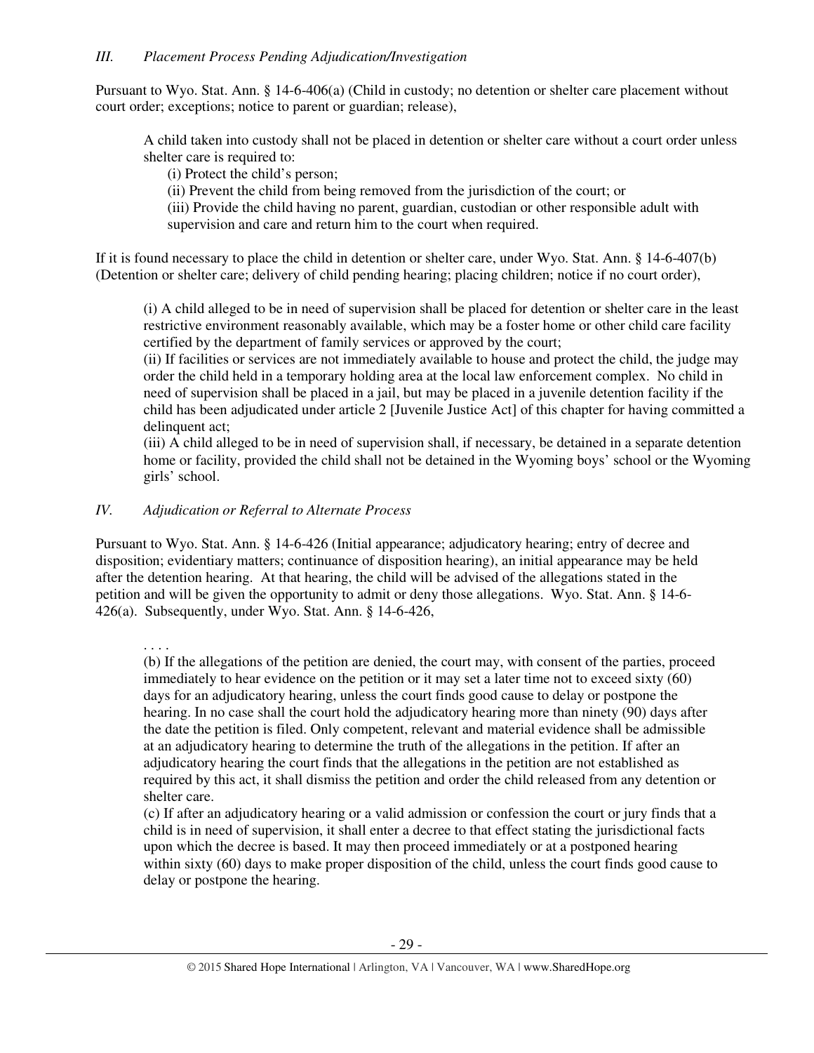### *III. Placement Process Pending Adjudication/Investigation*

Pursuant to Wyo. Stat. Ann. § 14-6-406(a) (Child in custody; no detention or shelter care placement without court order; exceptions; notice to parent or guardian; release),

> A child taken into custody shall not be placed in detention or shelter care without a court order unless shelter care is required to:
>
> (i) Protect the child's person;
>
> (ii) Prevent the child from being removed from the jurisdiction of the court; or
>
> (iii) Provide the child having no parent, guardian, custodian or other responsible adult with supervision and care and return him to the court when required.

If it is found necessary to place the child in detention or shelter care, under Wyo. Stat. Ann. § 14-6-407(b) (Detention or shelter care; delivery of child pending hearing; placing children; notice if no court order),

> (i) A child alleged to be in need of supervision shall be placed for detention or shelter care in the least restrictive environment reasonably available, which may be a foster home or other child care facility certified by the department of family services or approved by the court;
>
> (ii) If facilities or services are not immediately available to house and protect the child, the judge may order the child held in a temporary holding area at the local law enforcement complex. No child in need of supervision shall be placed in a jail, but may be placed in a juvenile detention facility if the child has been adjudicated under article 2 [Juvenile Justice Act] of this chapter for having committed a delinquent act;
>
> (iii) A child alleged to be in need of supervision shall, if necessary, be detained in a separate detention home or facility, provided the child shall not be detained in the Wyoming boys' school or the Wyoming girls' school.

### *IV. Adjudication or Referral to Alternate Process*

Pursuant to Wyo. Stat. Ann. § 14-6-426 (Initial appearance; adjudicatory hearing; entry of decree and disposition; evidentiary matters; continuance of disposition hearing), an initial appearance may be held after the detention hearing. At that hearing, the child will be advised of the allegations stated in the petition and will be given the opportunity to admit or deny those allegations. Wyo. Stat. Ann. § 14-6-426(a). Subsequently, under Wyo. Stat. Ann. § 14-6-426,

> . . . .
>
> (b) If the allegations of the petition are denied, the court may, with consent of the parties, proceed immediately to hear evidence on the petition or it may set a later time not to exceed sixty (60) days for an adjudicatory hearing, unless the court finds good cause to delay or postpone the hearing. In no case shall the court hold the adjudicatory hearing more than ninety (90) days after the date the petition is filed. Only competent, relevant and material evidence shall be admissible at an adjudicatory hearing to determine the truth of the allegations in the petition. If after an adjudicatory hearing the court finds that the allegations in the petition are not established as required by this act, it shall dismiss the petition and order the child released from any detention or shelter care.
>
> (c) If after an adjudicatory hearing or a valid admission or confession the court or jury finds that a child is in need of supervision, it shall enter a decree to that effect stating the jurisdictional facts upon which the decree is based. It may then proceed immediately or at a postponed hearing within sixty (60) days to make proper disposition of the child, unless the court finds good cause to delay or postpone the hearing.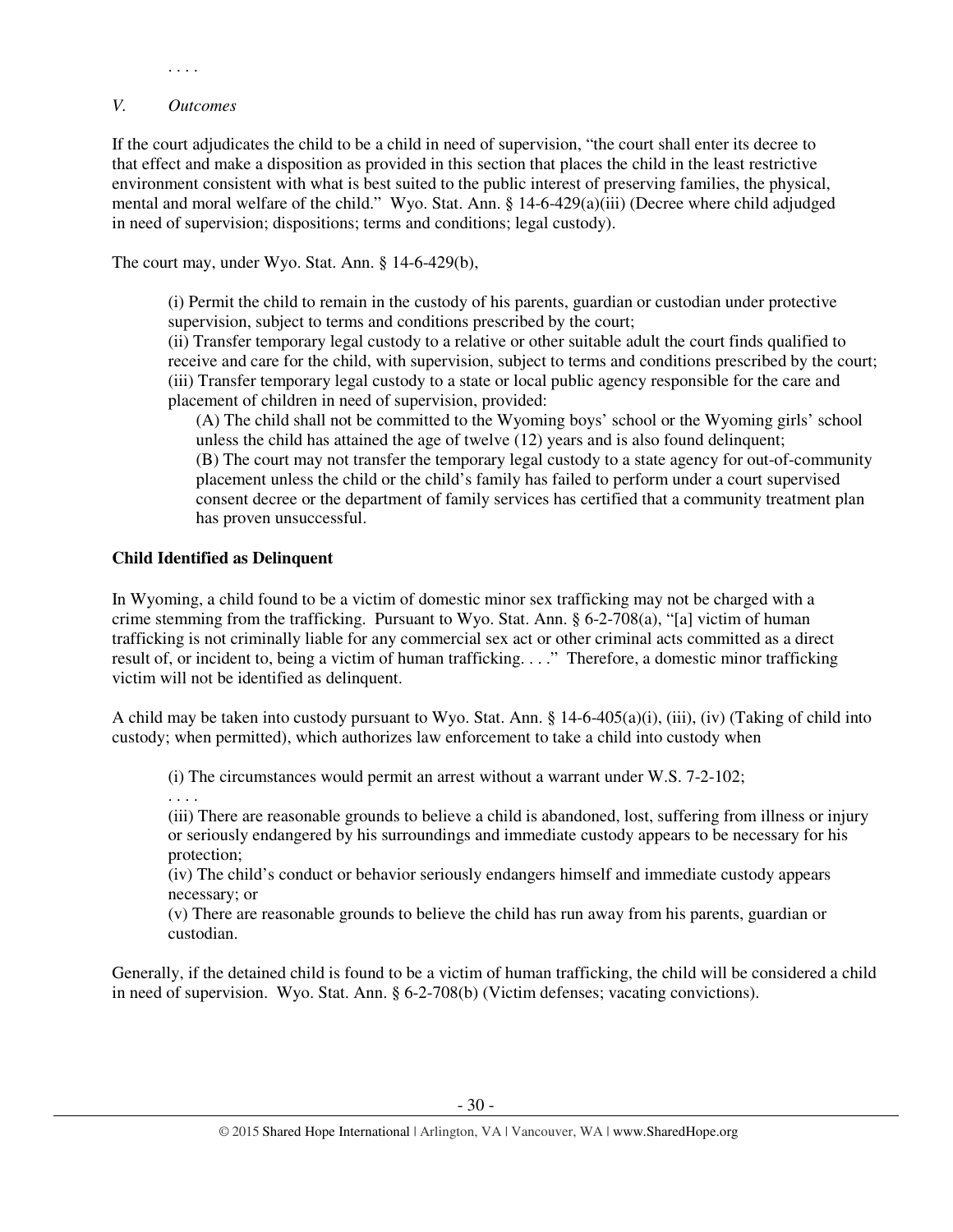. . . .

*V. Outcomes*

If the court adjudicates the child to be a child in need of supervision, "the court shall enter its decree to that effect and make a disposition as provided in this section that places the child in the least restrictive environment consistent with what is best suited to the public interest of preserving families, the physical, mental and moral welfare of the child." Wyo. Stat. Ann. § 14-6-429(a)(iii) (Decree where child adjudged in need of supervision; dispositions; terms and conditions; legal custody).

The court may, under Wyo. Stat. Ann. § 14-6-429(b),

> (i) Permit the child to remain in the custody of his parents, guardian or custodian under protective supervision, subject to terms and conditions prescribed by the court;
> (ii) Transfer temporary legal custody to a relative or other suitable adult the court finds qualified to receive and care for the child, with supervision, subject to terms and conditions prescribed by the court;
> (iii) Transfer temporary legal custody to a state or local public agency responsible for the care and placement of children in need of supervision, provided:
>> (A) The child shall not be committed to the Wyoming boys' school or the Wyoming girls' school unless the child has attained the age of twelve (12) years and is also found delinquent;
>> (B) The court may not transfer the temporary legal custody to a state agency for out-of-community placement unless the child or the child's family has failed to perform under a court supervised consent decree or the department of family services has certified that a community treatment plan has proven unsuccessful.

**Child Identified as Delinquent**

In Wyoming, a child found to be a victim of domestic minor sex trafficking may not be charged with a crime stemming from the trafficking. Pursuant to Wyo. Stat. Ann. § 6-2-708(a), "[a] victim of human trafficking is not criminally liable for any commercial sex act or other criminal acts committed as a direct result of, or incident to, being a victim of human trafficking. . . ." Therefore, a domestic minor trafficking victim will not be identified as delinquent.

A child may be taken into custody pursuant to Wyo. Stat. Ann. § 14-6-405(a)(i), (iii), (iv) (Taking of child into custody; when permitted), which authorizes law enforcement to take a child into custody when

> (i) The circumstances would permit an arrest without a warrant under W.S. 7-2-102;
> . . . .
> (iii) There are reasonable grounds to believe a child is abandoned, lost, suffering from illness or injury or seriously endangered by his surroundings and immediate custody appears to be necessary for his protection;
> (iv) The child's conduct or behavior seriously endangers himself and immediate custody appears necessary; or
> (v) There are reasonable grounds to believe the child has run away from his parents, guardian or custodian.

Generally, if the detained child is found to be a victim of human trafficking, the child will be considered a child in need of supervision. Wyo. Stat. Ann. § 6-2-708(b) (Victim defenses; vacating convictions).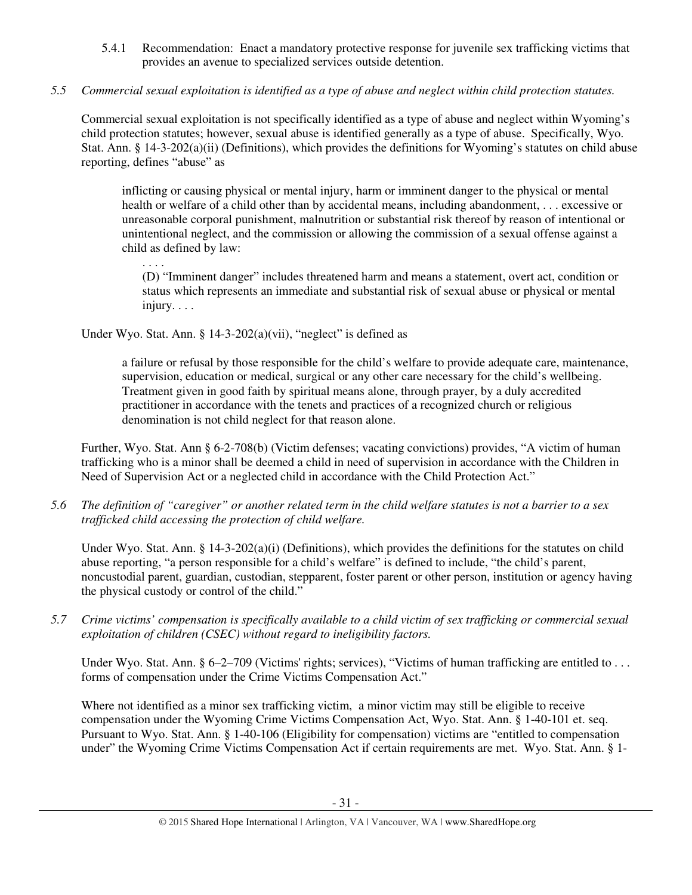5.4.1 Recommendation: Enact a mandatory protective response for juvenile sex trafficking victims that provides an avenue to specialized services outside detention.

*5.5 Commercial sexual exploitation is identified as a type of abuse and neglect within child protection statutes.*

Commercial sexual exploitation is not specifically identified as a type of abuse and neglect within Wyoming's child protection statutes; however, sexual abuse is identified generally as a type of abuse. Specifically, Wyo. Stat. Ann. § 14-3-202(a)(ii) (Definitions), which provides the definitions for Wyoming's statutes on child abuse reporting, defines "abuse" as

> inflicting or causing physical or mental injury, harm or imminent danger to the physical or mental health or welfare of a child other than by accidental means, including abandonment, . . . excessive or unreasonable corporal punishment, malnutrition or substantial risk thereof by reason of intentional or unintentional neglect, and the commission or allowing the commission of a sexual offense against a child as defined by law:
>
> . . . .
>
> (D) "Imminent danger" includes threatened harm and means a statement, overt act, condition or status which represents an immediate and substantial risk of sexual abuse or physical or mental injury. . . .

Under Wyo. Stat. Ann. § 14-3-202(a)(vii), "neglect" is defined as

> a failure or refusal by those responsible for the child's welfare to provide adequate care, maintenance, supervision, education or medical, surgical or any other care necessary for the child's wellbeing. Treatment given in good faith by spiritual means alone, through prayer, by a duly accredited practitioner in accordance with the tenets and practices of a recognized church or religious denomination is not child neglect for that reason alone.

Further, Wyo. Stat Ann § 6-2-708(b) (Victim defenses; vacating convictions) provides, "A victim of human trafficking who is a minor shall be deemed a child in need of supervision in accordance with the Children in Need of Supervision Act or a neglected child in accordance with the Child Protection Act."

*5.6 The definition of "caregiver" or another related term in the child welfare statutes is not a barrier to a sex trafficked child accessing the protection of child welfare.*

Under Wyo. Stat. Ann. § 14-3-202(a)(i) (Definitions), which provides the definitions for the statutes on child abuse reporting, "a person responsible for a child's welfare" is defined to include, "the child's parent, noncustodial parent, guardian, custodian, stepparent, foster parent or other person, institution or agency having the physical custody or control of the child."

*5.7 Crime victims' compensation is specifically available to a child victim of sex trafficking or commercial sexual exploitation of children (CSEC) without regard to ineligibility factors.*

Under Wyo. Stat. Ann. § 6–2–709 (Victims' rights; services), "Victims of human trafficking are entitled to . . . forms of compensation under the Crime Victims Compensation Act."

Where not identified as a minor sex trafficking victim, a minor victim may still be eligible to receive compensation under the Wyoming Crime Victims Compensation Act, Wyo. Stat. Ann. § 1-40-101 et. seq. Pursuant to Wyo. Stat. Ann. § 1-40-106 (Eligibility for compensation) victims are "entitled to compensation under" the Wyoming Crime Victims Compensation Act if certain requirements are met. Wyo. Stat. Ann. § 1-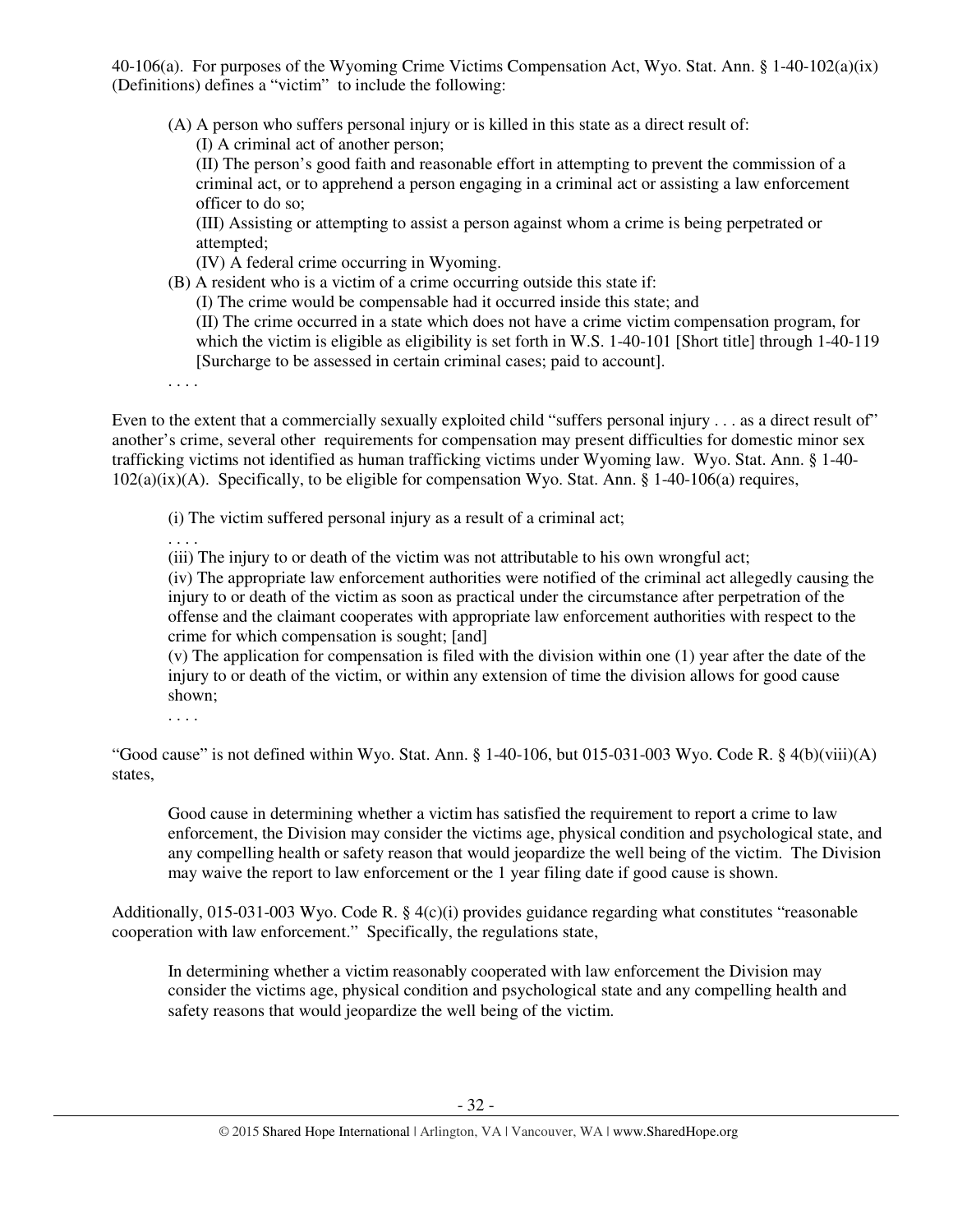40-106(a). For purposes of the Wyoming Crime Victims Compensation Act, Wyo. Stat. Ann. § 1-40-102(a)(ix) (Definitions) defines a "victim" to include the following:

> (A) A person who suffers personal injury or is killed in this state as a direct result of:
> (I) A criminal act of another person;
> (II) The person's good faith and reasonable effort in attempting to prevent the commission of a criminal act, or to apprehend a person engaging in a criminal act or assisting a law enforcement officer to do so;
> (III) Assisting or attempting to assist a person against whom a crime is being perpetrated or attempted;
> (IV) A federal crime occurring in Wyoming.
> (B) A resident who is a victim of a crime occurring outside this state if:
> (I) The crime would be compensable had it occurred inside this state; and
> (II) The crime occurred in a state which does not have a crime victim compensation program, for which the victim is eligible as eligibility is set forth in W.S. 1-40-101 [Short title] through 1-40-119 [Surcharge to be assessed in certain criminal cases; paid to account].
> . . . .

Even to the extent that a commercially sexually exploited child "suffers personal injury . . . as a direct result of" another's crime, several other requirements for compensation may present difficulties for domestic minor sex trafficking victims not identified as human trafficking victims under Wyoming law. Wyo. Stat. Ann. § 1-40-102(a)(ix)(A). Specifically, to be eligible for compensation Wyo. Stat. Ann. § 1-40-106(a) requires,

> (i) The victim suffered personal injury as a result of a criminal act;
> . . . .
> (iii) The injury to or death of the victim was not attributable to his own wrongful act;
> (iv) The appropriate law enforcement authorities were notified of the criminal act allegedly causing the injury to or death of the victim as soon as practical under the circumstance after perpetration of the offense and the claimant cooperates with appropriate law enforcement authorities with respect to the crime for which compensation is sought; [and]
> (v) The application for compensation is filed with the division within one (1) year after the date of the injury to or death of the victim, or within any extension of time the division allows for good cause shown;
> . . . .

"Good cause" is not defined within Wyo. Stat. Ann. § 1-40-106, but 015-031-003 Wyo. Code R. § 4(b)(viii)(A) states,

> Good cause in determining whether a victim has satisfied the requirement to report a crime to law enforcement, the Division may consider the victims age, physical condition and psychological state, and any compelling health or safety reason that would jeopardize the well being of the victim. The Division may waive the report to law enforcement or the 1 year filing date if good cause is shown.

Additionally, 015-031-003 Wyo. Code R. § 4(c)(i) provides guidance regarding what constitutes "reasonable cooperation with law enforcement." Specifically, the regulations state,

> In determining whether a victim reasonably cooperated with law enforcement the Division may consider the victims age, physical condition and psychological state and any compelling health and safety reasons that would jeopardize the well being of the victim.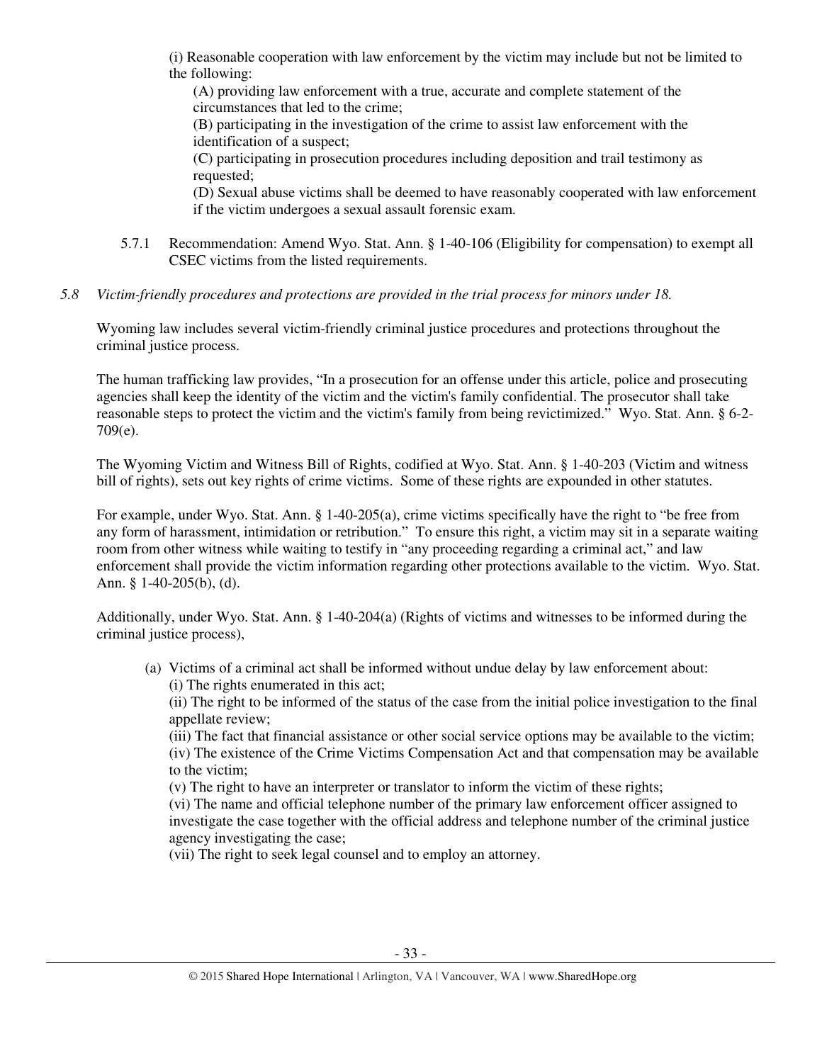(i) Reasonable cooperation with law enforcement by the victim may include but not be limited to the following:

(A) providing law enforcement with a true, accurate and complete statement of the circumstances that led to the crime;

(B) participating in the investigation of the crime to assist law enforcement with the identification of a suspect;

(C) participating in prosecution procedures including deposition and trail testimony as requested;

(D) Sexual abuse victims shall be deemed to have reasonably cooperated with law enforcement if the victim undergoes a sexual assault forensic exam.

5.7.1 Recommendation: Amend Wyo. Stat. Ann. § 1-40-106 (Eligibility for compensation) to exempt all CSEC victims from the listed requirements.

*5.8 Victim-friendly procedures and protections are provided in the trial process for minors under 18.*

Wyoming law includes several victim-friendly criminal justice procedures and protections throughout the criminal justice process.

The human trafficking law provides, "In a prosecution for an offense under this article, police and prosecuting agencies shall keep the identity of the victim and the victim's family confidential. The prosecutor shall take reasonable steps to protect the victim and the victim's family from being revictimized." Wyo. Stat. Ann. § 6-2-709(e).

The Wyoming Victim and Witness Bill of Rights, codified at Wyo. Stat. Ann. § 1-40-203 (Victim and witness bill of rights), sets out key rights of crime victims. Some of these rights are expounded in other statutes.

For example, under Wyo. Stat. Ann. § 1-40-205(a), crime victims specifically have the right to "be free from any form of harassment, intimidation or retribution." To ensure this right, a victim may sit in a separate waiting room from other witness while waiting to testify in "any proceeding regarding a criminal act," and law enforcement shall provide the victim information regarding other protections available to the victim. Wyo. Stat. Ann. § 1-40-205(b), (d).

Additionally, under Wyo. Stat. Ann. § 1-40-204(a) (Rights of victims and witnesses to be informed during the criminal justice process),

(a) Victims of a criminal act shall be informed without undue delay by law enforcement about:

(i) The rights enumerated in this act;

(ii) The right to be informed of the status of the case from the initial police investigation to the final appellate review;

(iii) The fact that financial assistance or other social service options may be available to the victim;

(iv) The existence of the Crime Victims Compensation Act and that compensation may be available to the victim;

(v) The right to have an interpreter or translator to inform the victim of these rights;

(vi) The name and official telephone number of the primary law enforcement officer assigned to investigate the case together with the official address and telephone number of the criminal justice agency investigating the case;

(vii) The right to seek legal counsel and to employ an attorney.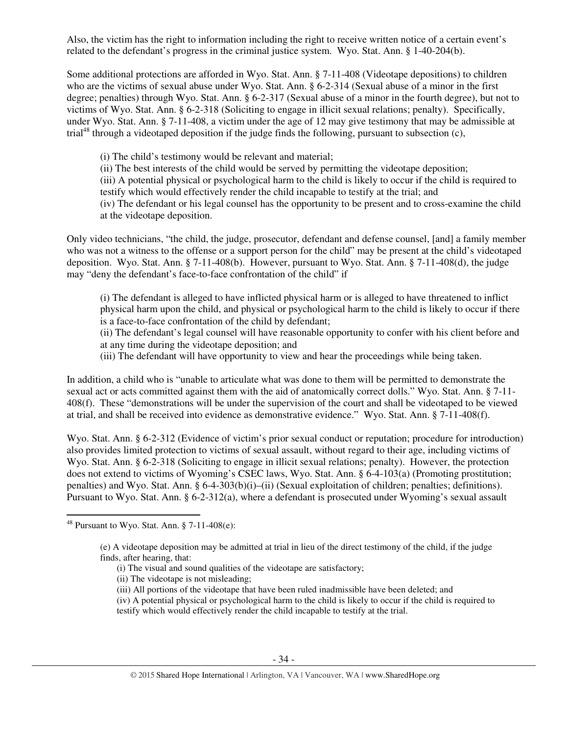Also, the victim has the right to information including the right to receive written notice of a certain event's related to the defendant's progress in the criminal justice system. Wyo. Stat. Ann. § 1-40-204(b).

Some additional protections are afforded in Wyo. Stat. Ann. § 7-11-408 (Videotape depositions) to children who are the victims of sexual abuse under Wyo. Stat. Ann. § 6-2-314 (Sexual abuse of a minor in the first degree; penalties) through Wyo. Stat. Ann. § 6-2-317 (Sexual abuse of a minor in the fourth degree), but not to victims of Wyo. Stat. Ann. § 6-2-318 (Soliciting to engage in illicit sexual relations; penalty). Specifically, under Wyo. Stat. Ann. § 7-11-408, a victim under the age of 12 may give testimony that may be admissible at trial[48] through a videotaped deposition if the judge finds the following, pursuant to subsection (c),

> (i) The child's testimony would be relevant and material;
> (ii) The best interests of the child would be served by permitting the videotape deposition;
> (iii) A potential physical or psychological harm to the child is likely to occur if the child is required to testify which would effectively render the child incapable to testify at the trial; and
> (iv) The defendant or his legal counsel has the opportunity to be present and to cross-examine the child at the videotape deposition.

Only video technicians, "the child, the judge, prosecutor, defendant and defense counsel, [and] a family member who was not a witness to the offense or a support person for the child" may be present at the child's videotaped deposition. Wyo. Stat. Ann. § 7-11-408(b). However, pursuant to Wyo. Stat. Ann. § 7-11-408(d), the judge may "deny the defendant's face-to-face confrontation of the child" if

> (i) The defendant is alleged to have inflicted physical harm or is alleged to have threatened to inflict physical harm upon the child, and physical or psychological harm to the child is likely to occur if there is a face-to-face confrontation of the child by defendant;
> (ii) The defendant's legal counsel will have reasonable opportunity to confer with his client before and at any time during the videotape deposition; and
> (iii) The defendant will have opportunity to view and hear the proceedings while being taken.

In addition, a child who is "unable to articulate what was done to them will be permitted to demonstrate the sexual act or acts committed against them with the aid of anatomically correct dolls." Wyo. Stat. Ann. § 7-11-408(f). These "demonstrations will be under the supervision of the court and shall be videotaped to be viewed at trial, and shall be received into evidence as demonstrative evidence." Wyo. Stat. Ann. § 7-11-408(f).

Wyo. Stat. Ann. § 6-2-312 (Evidence of victim's prior sexual conduct or reputation; procedure for introduction) also provides limited protection to victims of sexual assault, without regard to their age, including victims of Wyo. Stat. Ann. § 6-2-318 (Soliciting to engage in illicit sexual relations; penalty). However, the protection does not extend to victims of Wyoming's CSEC laws, Wyo. Stat. Ann. § 6-4-103(a) (Promoting prostitution; penalties) and Wyo. Stat. Ann. § 6-4-303(b)(i)–(ii) (Sexual exploitation of children; penalties; definitions). Pursuant to Wyo. Stat. Ann. § 6-2-312(a), where a defendant is prosecuted under Wyoming's sexual assault

---

[48] Pursuant to Wyo. Stat. Ann. § 7-11-408(e):

> (e) A videotape deposition may be admitted at trial in lieu of the direct testimony of the child, if the judge finds, after hearing, that:
> (i) The visual and sound qualities of the videotape are satisfactory;
> (ii) The videotape is not misleading;
> (iii) All portions of the videotape that have been ruled inadmissible have been deleted; and
> (iv) A potential physical or psychological harm to the child is likely to occur if the child is required to testify which would effectively render the child incapable to testify at the trial.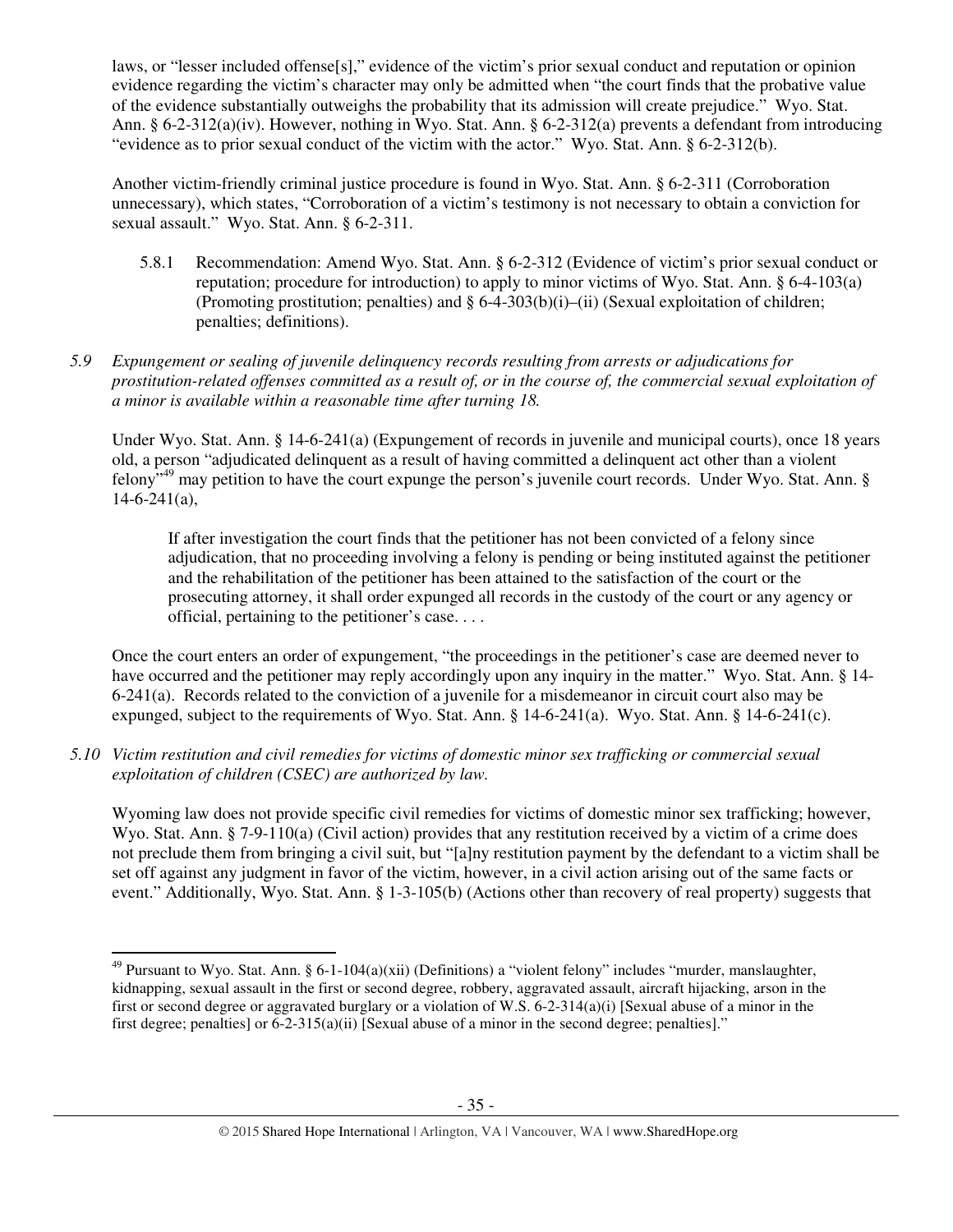laws, or "lesser included offense[s]," evidence of the victim's prior sexual conduct and reputation or opinion evidence regarding the victim's character may only be admitted when "the court finds that the probative value of the evidence substantially outweighs the probability that its admission will create prejudice." Wyo. Stat. Ann. § 6-2-312(a)(iv). However, nothing in Wyo. Stat. Ann. § 6-2-312(a) prevents a defendant from introducing "evidence as to prior sexual conduct of the victim with the actor." Wyo. Stat. Ann. § 6-2-312(b).

Another victim-friendly criminal justice procedure is found in Wyo. Stat. Ann. § 6-2-311 (Corroboration unnecessary), which states, "Corroboration of a victim's testimony is not necessary to obtain a conviction for sexual assault." Wyo. Stat. Ann. § 6-2-311.

5.8.1 Recommendation: Amend Wyo. Stat. Ann. § 6-2-312 (Evidence of victim's prior sexual conduct or reputation; procedure for introduction) to apply to minor victims of Wyo. Stat. Ann. § 6-4-103(a) (Promoting prostitution; penalties) and § 6-4-303(b)(i)–(ii) (Sexual exploitation of children; penalties; definitions).

*5.9 Expungement or sealing of juvenile delinquency records resulting from arrests or adjudications for prostitution-related offenses committed as a result of, or in the course of, the commercial sexual exploitation of a minor is available within a reasonable time after turning 18.*

Under Wyo. Stat. Ann. § 14-6-241(a) (Expungement of records in juvenile and municipal courts), once 18 years old, a person "adjudicated delinquent as a result of having committed a delinquent act other than a violent felony"[49] may petition to have the court expunge the person's juvenile court records. Under Wyo. Stat. Ann. § 14-6-241(a),

> If after investigation the court finds that the petitioner has not been convicted of a felony since adjudication, that no proceeding involving a felony is pending or being instituted against the petitioner and the rehabilitation of the petitioner has been attained to the satisfaction of the court or the prosecuting attorney, it shall order expunged all records in the custody of the court or any agency or official, pertaining to the petitioner's case. . . .

Once the court enters an order of expungement, "the proceedings in the petitioner's case are deemed never to have occurred and the petitioner may reply accordingly upon any inquiry in the matter." Wyo. Stat. Ann. § 14-6-241(a). Records related to the conviction of a juvenile for a misdemeanor in circuit court also may be expunged, subject to the requirements of Wyo. Stat. Ann. § 14-6-241(a). Wyo. Stat. Ann. § 14-6-241(c).

*5.10 Victim restitution and civil remedies for victims of domestic minor sex trafficking or commercial sexual exploitation of children (CSEC) are authorized by law.*

Wyoming law does not provide specific civil remedies for victims of domestic minor sex trafficking; however, Wyo. Stat. Ann. § 7-9-110(a) (Civil action) provides that any restitution received by a victim of a crime does not preclude them from bringing a civil suit, but "[a]ny restitution payment by the defendant to a victim shall be set off against any judgment in favor of the victim, however, in a civil action arising out of the same facts or event." Additionally, Wyo. Stat. Ann. § 1-3-105(b) (Actions other than recovery of real property) suggests that

---

[49] Pursuant to Wyo. Stat. Ann. § 6-1-104(a)(xii) (Definitions) a "violent felony" includes "murder, manslaughter, kidnapping, sexual assault in the first or second degree, robbery, aggravated assault, aircraft hijacking, arson in the first or second degree or aggravated burglary or a violation of W.S. 6-2-314(a)(i) [Sexual abuse of a minor in the first degree; penalties] or 6-2-315(a)(ii) [Sexual abuse of a minor in the second degree; penalties]."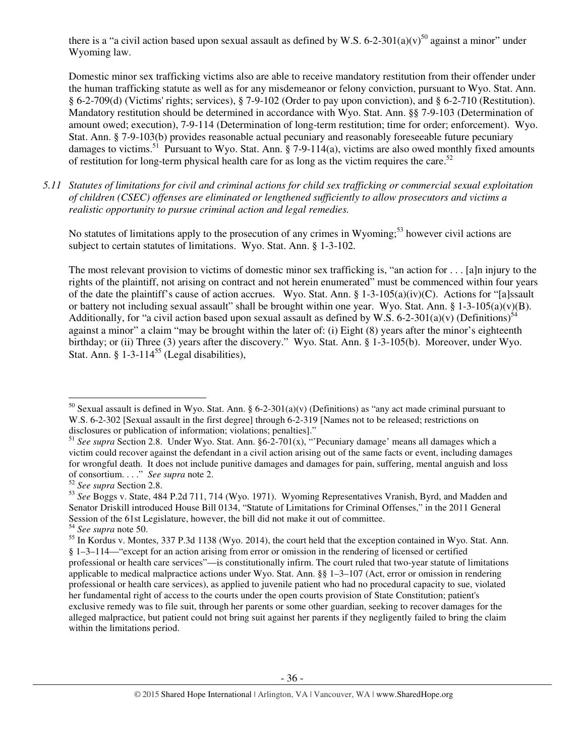there is a "a civil action based upon sexual assault as defined by W.S. 6-2-301(a)(v)[50] against a minor" under Wyoming law.

Domestic minor sex trafficking victims also are able to receive mandatory restitution from their offender under the human trafficking statute as well as for any misdemeanor or felony conviction, pursuant to Wyo. Stat. Ann. § 6-2-709(d) (Victims' rights; services), § 7-9-102 (Order to pay upon conviction), and § 6-2-710 (Restitution). Mandatory restitution should be determined in accordance with Wyo. Stat. Ann. §§ 7-9-103 (Determination of amount owed; execution), 7-9-114 (Determination of long-term restitution; time for order; enforcement). Wyo. Stat. Ann. § 7-9-103(b) provides reasonable actual pecuniary and reasonably foreseeable future pecuniary damages to victims.[51] Pursuant to Wyo. Stat. Ann. § 7-9-114(a), victims are also owed monthly fixed amounts of restitution for long-term physical health care for as long as the victim requires the care.[52]

*5.11 Statutes of limitations for civil and criminal actions for child sex trafficking or commercial sexual exploitation of children (CSEC) offenses are eliminated or lengthened sufficiently to allow prosecutors and victims a realistic opportunity to pursue criminal action and legal remedies.*

No statutes of limitations apply to the prosecution of any crimes in Wyoming;[53] however civil actions are subject to certain statutes of limitations. Wyo. Stat. Ann. § 1-3-102.

The most relevant provision to victims of domestic minor sex trafficking is, "an action for . . . [a]n injury to the rights of the plaintiff, not arising on contract and not herein enumerated" must be commenced within four years of the date the plaintiff's cause of action accrues. Wyo. Stat. Ann. § 1-3-105(a)(iv)(C). Actions for "[a]ssault or battery not including sexual assault" shall be brought within one year. Wyo. Stat. Ann. § 1-3-105(a)(v)(B). Additionally, for "a civil action based upon sexual assault as defined by W.S. 6-2-301(a)(v) (Definitions)[54] against a minor" a claim "may be brought within the later of: (i) Eight (8) years after the minor's eighteenth birthday; or (ii) Three (3) years after the discovery." Wyo. Stat. Ann. § 1-3-105(b). Moreover, under Wyo. Stat. Ann. § 1-3-114[55] (Legal disabilities),

---

[50] Sexual assault is defined in Wyo. Stat. Ann. § 6-2-301(a)(v) (Definitions) as "any act made criminal pursuant to W.S. 6-2-302 [Sexual assault in the first degree] through 6-2-319 [Names not to be released; restrictions on disclosures or publication of information; violations; penalties]."

[51] *See supra* Section 2.8. Under Wyo. Stat. Ann. §6-2-701(x), "'Pecuniary damage' means all damages which a victim could recover against the defendant in a civil action arising out of the same facts or event, including damages for wrongful death. It does not include punitive damages and damages for pain, suffering, mental anguish and loss of consortium. . . ." *See supra* note 2.

[52] *See supra* Section 2.8.

[53] *See* Boggs v. State, 484 P.2d 711, 714 (Wyo. 1971). Wyoming Representatives Vranish, Byrd, and Madden and Senator Driskill introduced House Bill 0134, "Statute of Limitations for Criminal Offenses," in the 2011 General Session of the 61st Legislature, however, the bill did not make it out of committee.

[54] *See supra* note 50.

[55] In Kordus v. Montes, 337 P.3d 1138 (Wyo. 2014), the court held that the exception contained in Wyo. Stat. Ann. § 1–3–114—"except for an action arising from error or omission in the rendering of licensed or certified professional or health care services"—is constitutionally infirm. The court ruled that two-year statute of limitations applicable to medical malpractice actions under Wyo. Stat. Ann. §§ 1–3–107 (Act, error or omission in rendering professional or health care services), as applied to juvenile patient who had no procedural capacity to sue, violated her fundamental right of access to the courts under the open courts provision of State Constitution; patient's exclusive remedy was to file suit, through her parents or some other guardian, seeking to recover damages for the alleged malpractice, but patient could not bring suit against her parents if they negligently failed to bring the claim within the limitations period.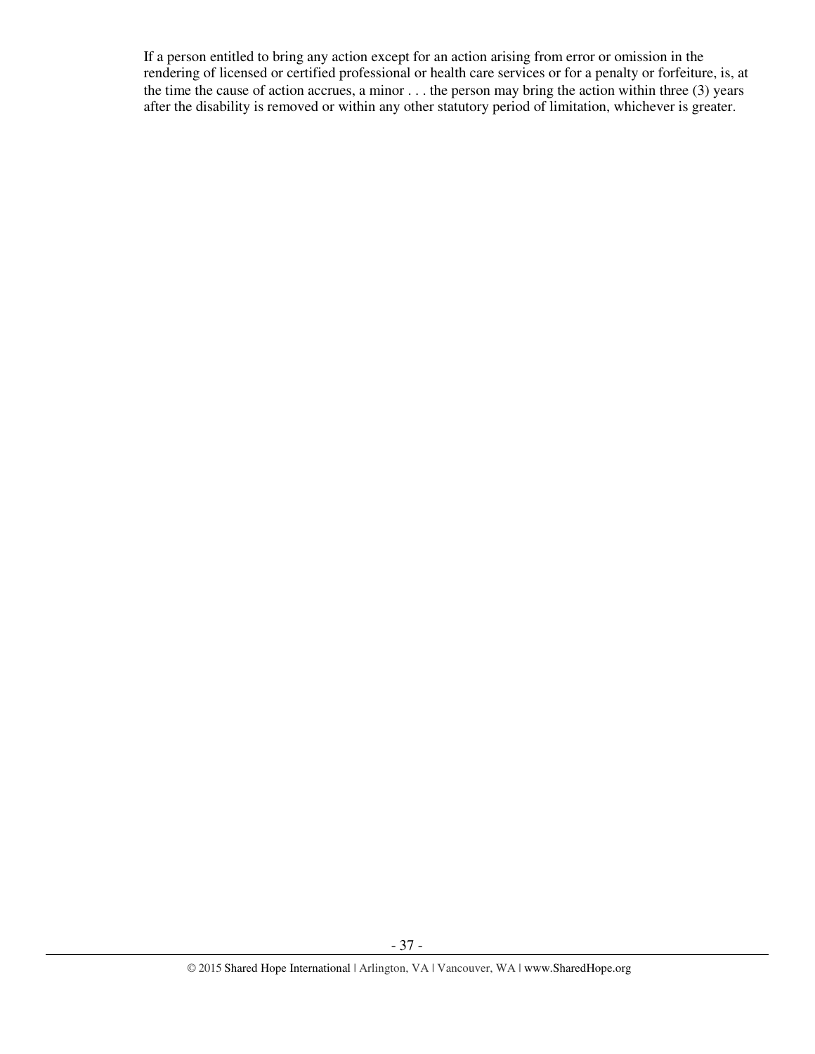If a person entitled to bring any action except for an action arising from error or omission in the rendering of licensed or certified professional or health care services or for a penalty or forfeiture, is, at the time the cause of action accrues, a minor . . . the person may bring the action within three (3) years after the disability is removed or within any other statutory period of limitation, whichever is greater.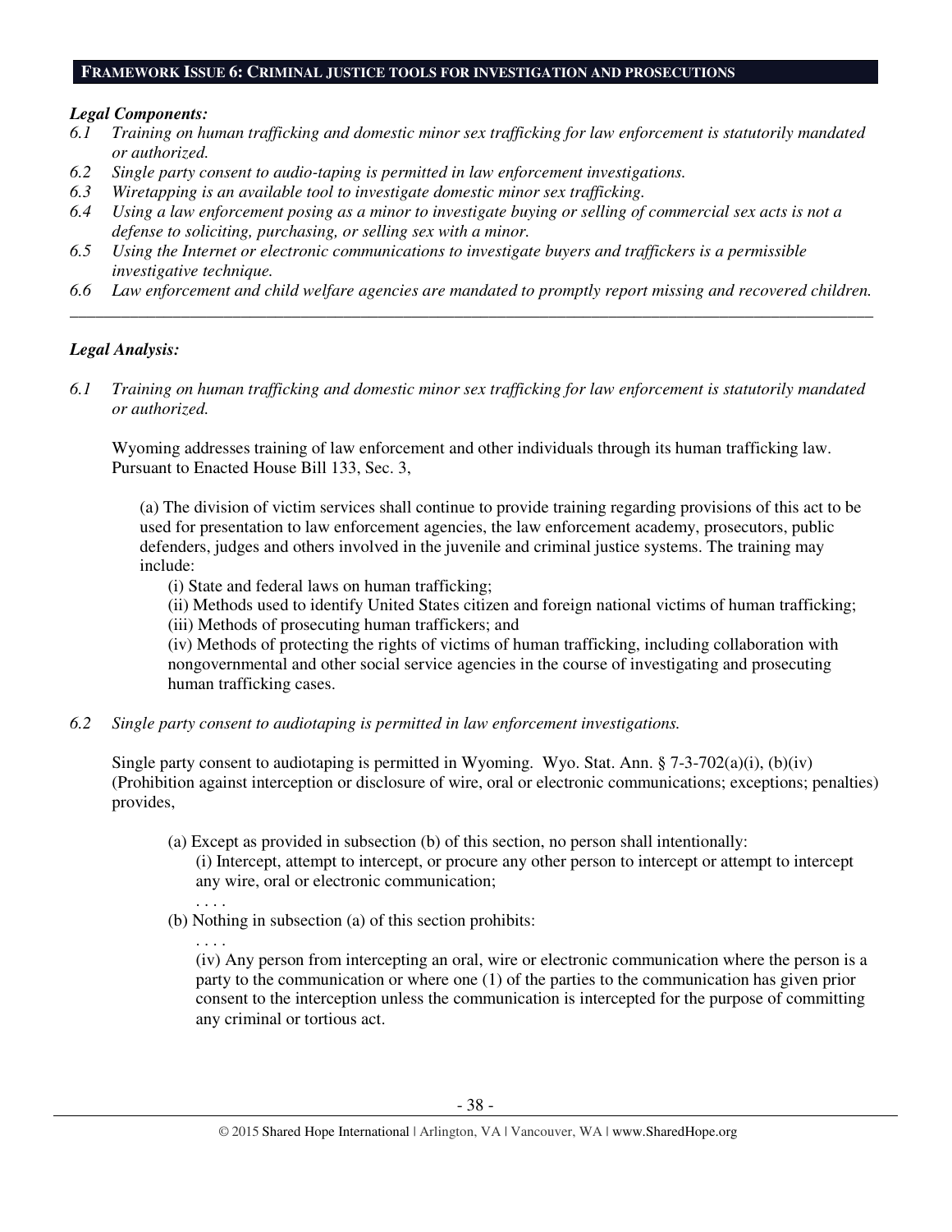## FRAMEWORK ISSUE 6: CRIMINAL JUSTICE TOOLS FOR INVESTIGATION AND PROSECUTIONS

***Legal Components:***

*6.1 Training on human trafficking and domestic minor sex trafficking for law enforcement is statutorily mandated or authorized.*

*6.2 Single party consent to audio-taping is permitted in law enforcement investigations.*

*6.3 Wiretapping is an available tool to investigate domestic minor sex trafficking.*

*6.4 Using a law enforcement posing as a minor to investigate buying or selling of commercial sex acts is not a defense to soliciting, purchasing, or selling sex with a minor.*

*6.5 Using the Internet or electronic communications to investigate buyers and traffickers is a permissible investigative technique.*

*6.6 Law enforcement and child welfare agencies are mandated to promptly report missing and recovered children.*

---

***Legal Analysis:***

*6.1 Training on human trafficking and domestic minor sex trafficking for law enforcement is statutorily mandated or authorized.*

Wyoming addresses training of law enforcement and other individuals through its human trafficking law. Pursuant to Enacted House Bill 133, Sec. 3,

> (a) The division of victim services shall continue to provide training regarding provisions of this act to be used for presentation to law enforcement agencies, the law enforcement academy, prosecutors, public defenders, judges and others involved in the juvenile and criminal justice systems. The training may include:
>
> (i) State and federal laws on human trafficking;
>
> (ii) Methods used to identify United States citizen and foreign national victims of human trafficking;
>
> (iii) Methods of prosecuting human traffickers; and
>
> (iv) Methods of protecting the rights of victims of human trafficking, including collaboration with nongovernmental and other social service agencies in the course of investigating and prosecuting human trafficking cases.

*6.2 Single party consent to audiotaping is permitted in law enforcement investigations.*

Single party consent to audiotaping is permitted in Wyoming. Wyo. Stat. Ann. § 7-3-702(a)(i), (b)(iv) (Prohibition against interception or disclosure of wire, oral or electronic communications; exceptions; penalties) provides,

> (a) Except as provided in subsection (b) of this section, no person shall intentionally:
>
> (i) Intercept, attempt to intercept, or procure any other person to intercept or attempt to intercept any wire, oral or electronic communication;
>
> . . . .
>
> (b) Nothing in subsection (a) of this section prohibits:
>
> . . . .
>
> (iv) Any person from intercepting an oral, wire or electronic communication where the person is a party to the communication or where one (1) of the parties to the communication has given prior consent to the interception unless the communication is intercepted for the purpose of committing any criminal or tortious act.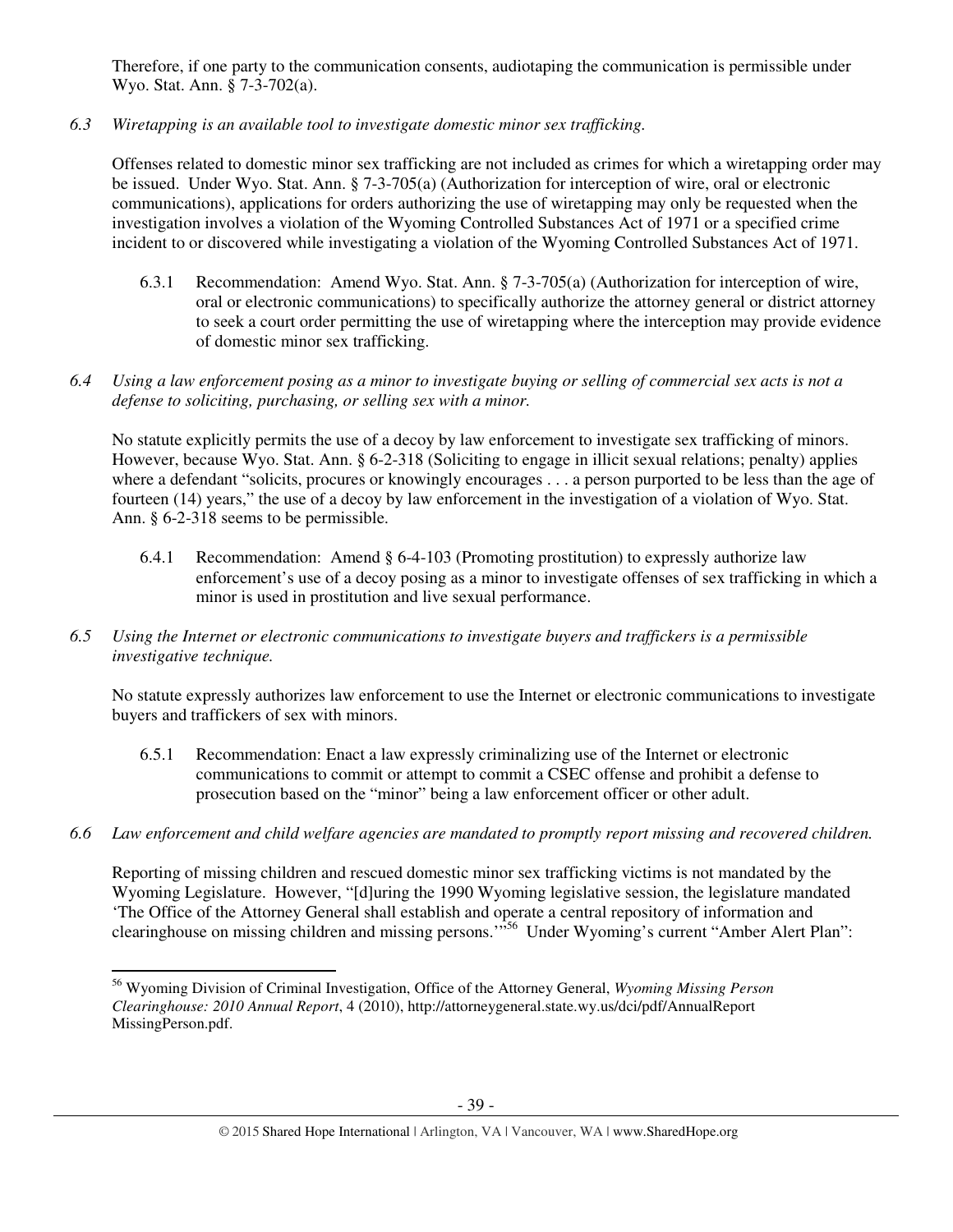Therefore, if one party to the communication consents, audiotaping the communication is permissible under Wyo. Stat. Ann. § 7-3-702(a).

*6.3 Wiretapping is an available tool to investigate domestic minor sex trafficking.*

Offenses related to domestic minor sex trafficking are not included as crimes for which a wiretapping order may be issued. Under Wyo. Stat. Ann. § 7-3-705(a) (Authorization for interception of wire, oral or electronic communications), applications for orders authorizing the use of wiretapping may only be requested when the investigation involves a violation of the Wyoming Controlled Substances Act of 1971 or a specified crime incident to or discovered while investigating a violation of the Wyoming Controlled Substances Act of 1971.

6.3.1 Recommendation: Amend Wyo. Stat. Ann. § 7-3-705(a) (Authorization for interception of wire, oral or electronic communications) to specifically authorize the attorney general or district attorney to seek a court order permitting the use of wiretapping where the interception may provide evidence of domestic minor sex trafficking.

*6.4 Using a law enforcement posing as a minor to investigate buying or selling of commercial sex acts is not a defense to soliciting, purchasing, or selling sex with a minor.*

No statute explicitly permits the use of a decoy by law enforcement to investigate sex trafficking of minors. However, because Wyo. Stat. Ann. § 6-2-318 (Soliciting to engage in illicit sexual relations; penalty) applies where a defendant "solicits, procures or knowingly encourages . . . a person purported to be less than the age of fourteen (14) years," the use of a decoy by law enforcement in the investigation of a violation of Wyo. Stat. Ann. § 6-2-318 seems to be permissible.

6.4.1 Recommendation: Amend § 6-4-103 (Promoting prostitution) to expressly authorize law enforcement's use of a decoy posing as a minor to investigate offenses of sex trafficking in which a minor is used in prostitution and live sexual performance.

*6.5 Using the Internet or electronic communications to investigate buyers and traffickers is a permissible investigative technique.*

No statute expressly authorizes law enforcement to use the Internet or electronic communications to investigate buyers and traffickers of sex with minors.

6.5.1 Recommendation: Enact a law expressly criminalizing use of the Internet or electronic communications to commit or attempt to commit a CSEC offense and prohibit a defense to prosecution based on the "minor" being a law enforcement officer or other adult.

*6.6 Law enforcement and child welfare agencies are mandated to promptly report missing and recovered children.*

Reporting of missing children and rescued domestic minor sex trafficking victims is not mandated by the Wyoming Legislature. However, "[d]uring the 1990 Wyoming legislative session, the legislature mandated 'The Office of the Attorney General shall establish and operate a central repository of information and clearinghouse on missing children and missing persons.'"[56] Under Wyoming's current "Amber Alert Plan":

[56] Wyoming Division of Criminal Investigation, Office of the Attorney General, *Wyoming Missing Person Clearinghouse: 2010 Annual Report*, 4 (2010), http://attorneygeneral.state.wy.us/dci/pdf/AnnualReport MissingPerson.pdf.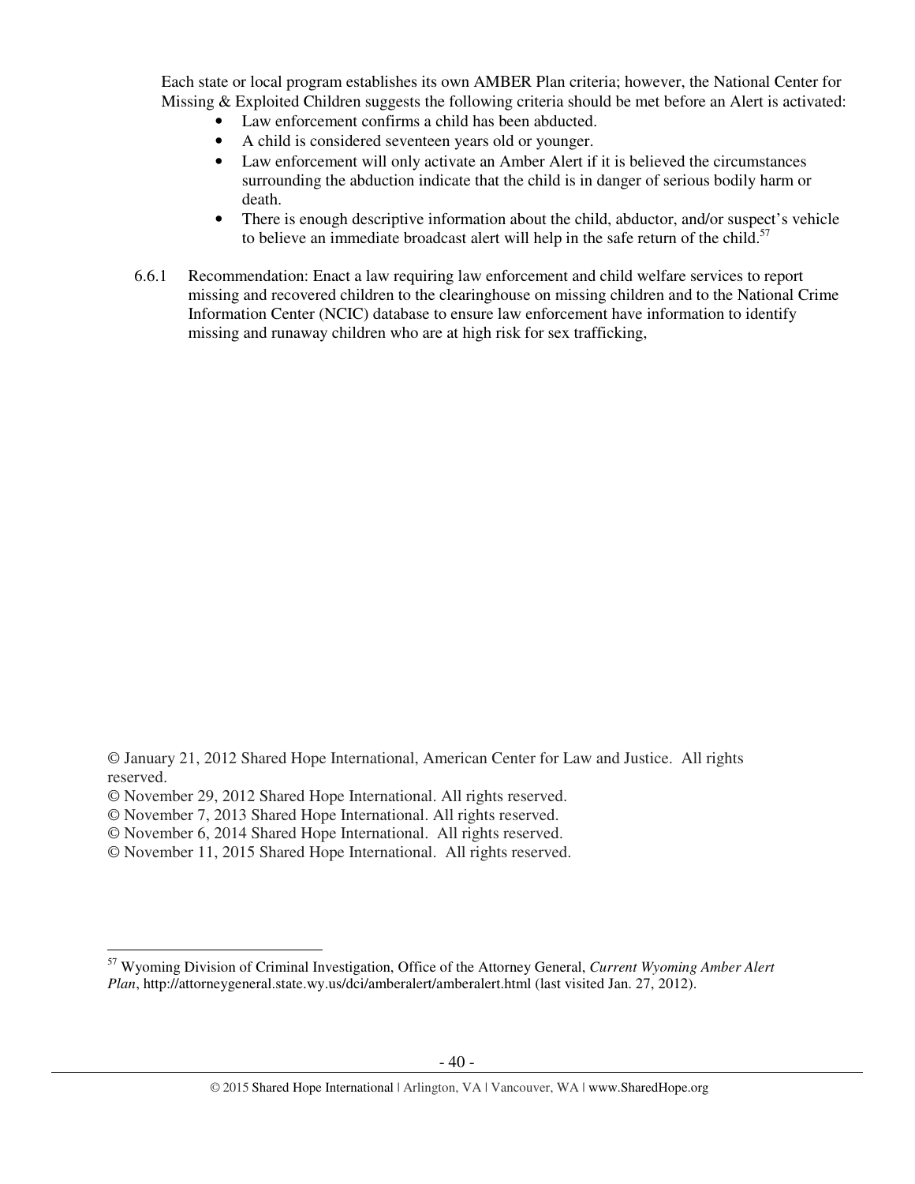Each state or local program establishes its own AMBER Plan criteria; however, the National Center for Missing & Exploited Children suggests the following criteria should be met before an Alert is activated:

- Law enforcement confirms a child has been abducted.
- A child is considered seventeen years old or younger.
- Law enforcement will only activate an Amber Alert if it is believed the circumstances surrounding the abduction indicate that the child is in danger of serious bodily harm or death.
- There is enough descriptive information about the child, abductor, and/or suspect's vehicle to believe an immediate broadcast alert will help in the safe return of the child.[57]

6.6.1 Recommendation: Enact a law requiring law enforcement and child welfare services to report missing and recovered children to the clearinghouse on missing children and to the National Crime Information Center (NCIC) database to ensure law enforcement have information to identify missing and runaway children who are at high risk for sex trafficking,

© January 21, 2012 Shared Hope International, American Center for Law and Justice. All rights reserved.
© November 29, 2012 Shared Hope International. All rights reserved.
© November 7, 2013 Shared Hope International. All rights reserved.
© November 6, 2014 Shared Hope International. All rights reserved.
© November 11, 2015 Shared Hope International. All rights reserved.

[57] Wyoming Division of Criminal Investigation, Office of the Attorney General, *Current Wyoming Amber Alert Plan*, http://attorneygeneral.state.wy.us/dci/amberalert/amberalert.html (last visited Jan. 27, 2012).